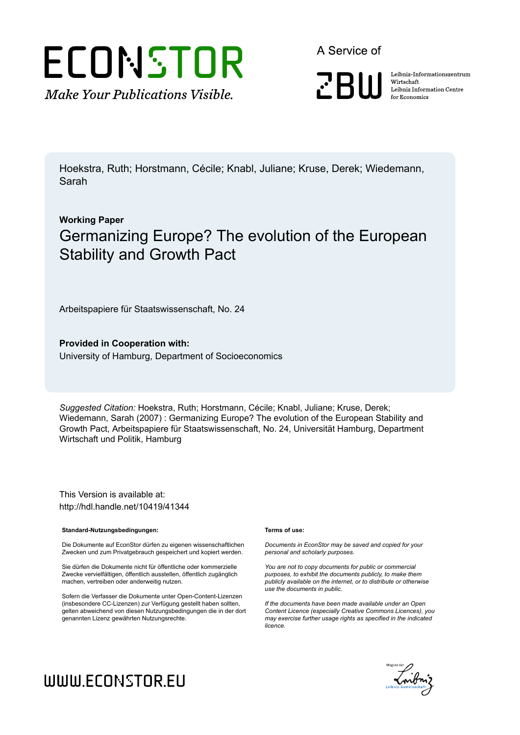ECONSTOR

*Make Your Publications Visible.*

A Service of

ZBW

Leibniz-Informationszentrum Wirtschaft
Leibniz Information Centre for Economics

Hoekstra, Ruth; Horstmann, Cécile; Knabl, Juliane; Kruse, Derek; Wiedemann, Sarah

**Working Paper**

# Germanizing Europe? The evolution of the European Stability and Growth Pact

Arbeitspapiere für Staatswissenschaft, No. 24

**Provided in Cooperation with:**
University of Hamburg, Department of Socioeconomics

*Suggested Citation:* Hoekstra, Ruth; Horstmann, Cécile; Knabl, Juliane; Kruse, Derek; Wiedemann, Sarah (2007) : Germanizing Europe? The evolution of the European Stability and Growth Pact, Arbeitspapiere für Staatswissenschaft, No. 24, Universität Hamburg, Department Wirtschaft und Politik, Hamburg

This Version is available at:
http://hdl.handle.net/10419/41344

**Standard-Nutzungsbedingungen:**

Die Dokumente auf EconStor dürfen zu eigenen wissenschaftlichen Zwecken und zum Privatgebrauch gespeichert und kopiert werden.

Sie dürfen die Dokumente nicht für öffentliche oder kommerzielle Zwecke vervielfältigen, öffentlich ausstellen, öffentlich zugänglich machen, vertreiben oder anderweitig nutzen.

Sofern die Verfasser die Dokumente unter Open-Content-Lizenzen (insbesondere CC-Lizenzen) zur Verfügung gestellt haben sollten, gelten abweichend von diesen Nutzungsbedingungen die in der dort genannten Lizenz gewährten Nutzungsrechte.

**Terms of use:**

*Documents in EconStor may be saved and copied for your personal and scholarly purposes.*

*You are not to copy documents for public or commercial purposes, to exhibit the documents publicly, to make them publicly available on the internet, or to distribute or otherwise use the documents in public.*

*If the documents have been made available under an Open Content Licence (especially Creative Commons Licences), you may exercise further usage rights as specified in the indicated licence.*

WWW.ECONSTOR.EU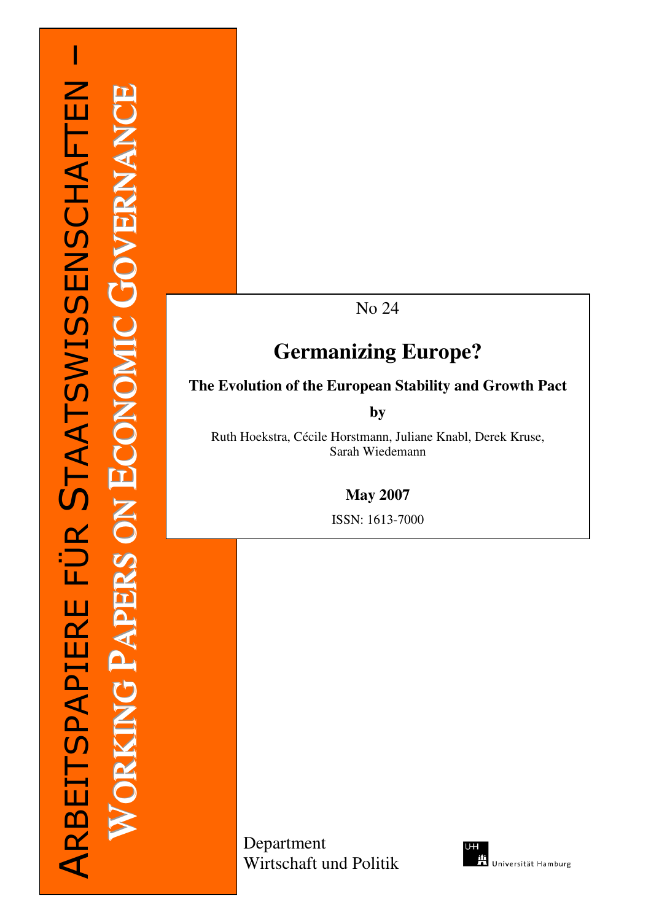ARBEITSPAPIERE FÜR STAATSWISSENSCHAFTEN –

WORKING PAPERS ON ECONOMIC GOVERNANCE

No 24

# Germanizing Europe?

**The Evolution of the European Stability and Growth Pact**

**by**

Ruth Hoekstra, Cécile Horstmann, Juliane Knabl, Derek Kruse, Sarah Wiedemann

**May 2007**

ISSN: 1613-7000

Department
Wirtschaft und Politik

Universität Hamburg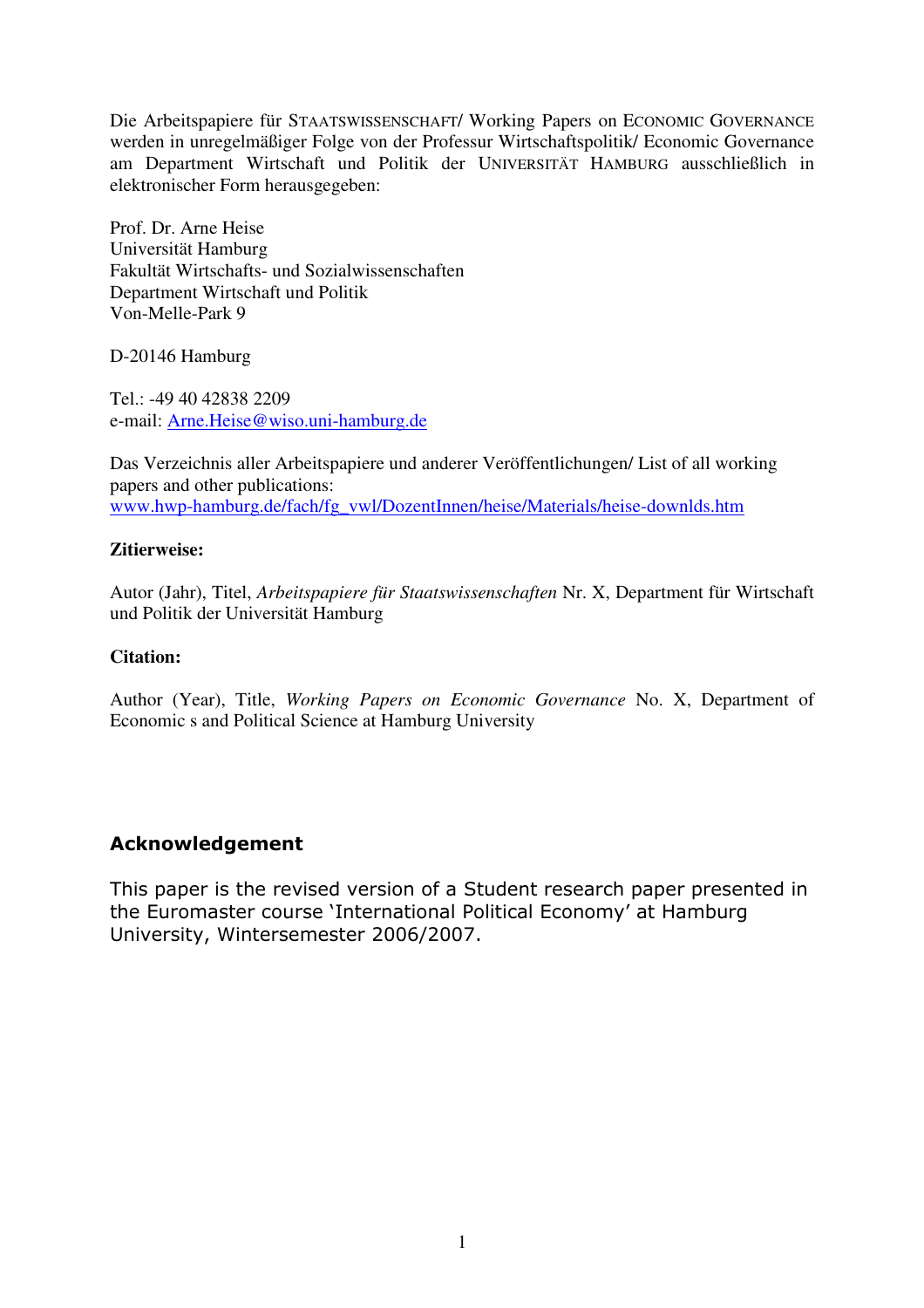Die Arbeitspapiere für STAATSWISSENSCHAFT/ Working Papers on ECONOMIC GOVERNANCE werden in unregelmäßiger Folge von der Professur Wirtschaftspolitik/ Economic Governance am Department Wirtschaft und Politik der UNIVERSITÄT HAMBURG ausschließlich in elektronischer Form herausgegeben:

Prof. Dr. Arne Heise
Universität Hamburg
Fakultät Wirtschafts- und Sozialwissenschaften
Department Wirtschaft und Politik
Von-Melle-Park 9

D-20146 Hamburg

Tel.: -49 40 42838 2209
e-mail: Arne.Heise@wiso.uni-hamburg.de

Das Verzeichnis aller Arbeitspapiere und anderer Veröffentlichungen/ List of all working papers and other publications:
www.hwp-hamburg.de/fach/fg_vwl/DozentInnen/heise/Materials/heise-downlds.htm

**Zitierweise:**

Autor (Jahr), Titel, *Arbeitspapiere für Staatswissenschaften* Nr. X, Department für Wirtschaft und Politik der Universität Hamburg

**Citation:**

Author (Year), Title, *Working Papers on Economic Governance* No. X, Department of Economic s and Political Science at Hamburg University

## Acknowledgement

This paper is the revised version of a Student research paper presented in the Euromaster course 'International Political Economy' at Hamburg University, Wintersemester 2006/2007.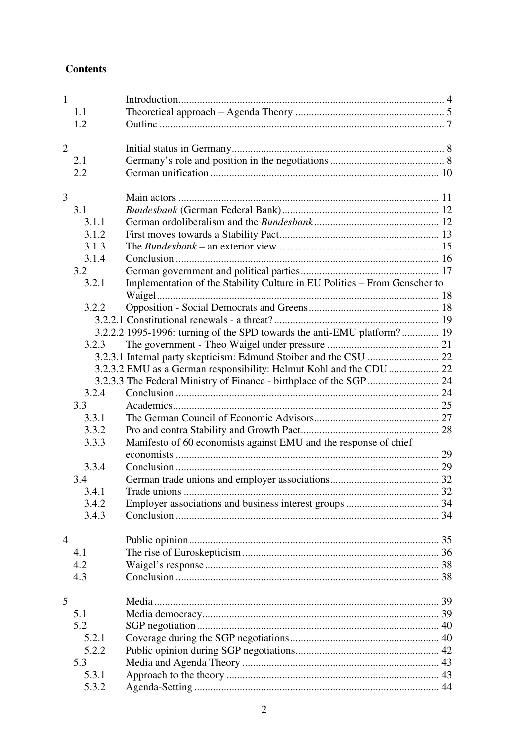**Contents**

| | | |
|---|---|---|
| 1 | Introduction | 4 |
| 1.1 | Theoretical approach – Agenda Theory | 5 |
| 1.2 | Outline | 7 |
| 2 | Initial status in Germany | 8 |
| 2.1 | Germany's role and position in the negotiations | 8 |
| 2.2 | German unification | 10 |
| 3 | Main actors | 11 |
| 3.1 | *Bundesbank* (German Federal Bank) | 12 |
| 3.1.1 | German ordoliberalism and the *Bundesbank* | 12 |
| 3.1.2 | First moves towards a Stability Pact | 13 |
| 3.1.3 | The *Bundesbank* – an exterior view | 15 |
| 3.1.4 | Conclusion | 16 |
| 3.2 | German government and political parties | 17 |
| 3.2.1 | Implementation of the Stability Culture in EU Politics – From Genscher to Waigel | 18 |
| 3.2.2 | Opposition - Social Democrats and Greens | 18 |
| | 3.2.2.1 Constitutional renewals - a threat? | 19 |
| | 3.2.2.2 1995-1996: turning of the SPD towards the anti-EMU platform? | 19 |
| 3.2.3 | The government - Theo Waigel under pressure | 21 |
| | 3.2.3.1 Internal party skepticism: Edmund Stoiber and the CSU | 22 |
| | 3.2.3.2 EMU as a German responsibility: Helmut Kohl and the CDU | 22 |
| | 3.2.3.3 The Federal Ministry of Finance - birthplace of the SGP | 24 |
| 3.2.4 | Conclusion | 24 |
| 3.3 | Academics | 25 |
| 3.3.1 | The German Council of Economic Advisors | 27 |
| 3.3.2 | Pro and contra Stability and Growth Pact | 28 |
| 3.3.3 | Manifesto of 60 economists against EMU and the response of chief economists | 29 |
| 3.3.4 | Conclusion | 29 |
| 3.4 | German trade unions and employer associations | 32 |
| 3.4.1 | Trade unions | 32 |
| 3.4.2 | Employer associations and business interest groups | 34 |
| 3.4.3 | Conclusion | 34 |
| 4 | Public opinion | 35 |
| 4.1 | The rise of Euroskepticism | 36 |
| 4.2 | Waigel's response | 38 |
| 4.3 | Conclusion | 38 |
| 5 | Media | 39 |
| 5.1 | Media democracy | 39 |
| 5.2 | SGP negotiation | 40 |
| 5.2.1 | Coverage during the SGP negotiations | 40 |
| 5.2.2 | Public opinion during SGP negotiations | 42 |
| 5.3 | Media and Agenda Theory | 43 |
| 5.3.1 | Approach to the theory | 43 |
| 5.3.2 | Agenda-Setting | 44 |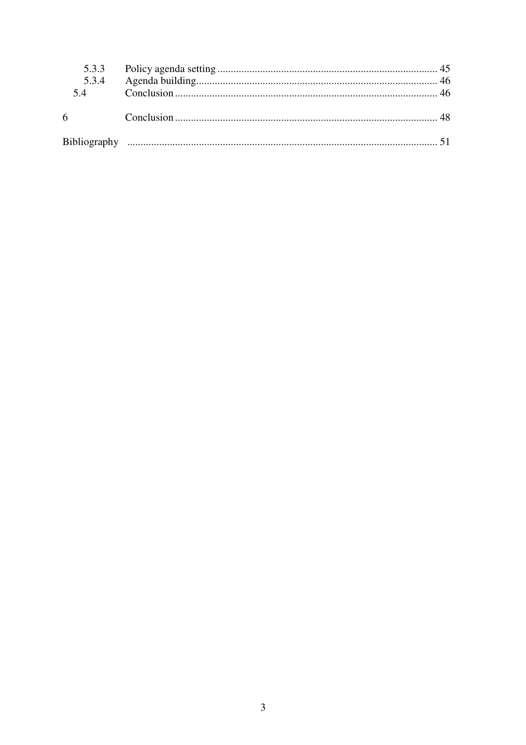5.3.3 Policy agenda setting .................................................................................. 45
5.3.4 Agenda building.......................................................................................... 46
5.4 Conclusion .................................................................................................. 46

6 Conclusion .................................................................................................. 48

Bibliography .................................................................................................................. 51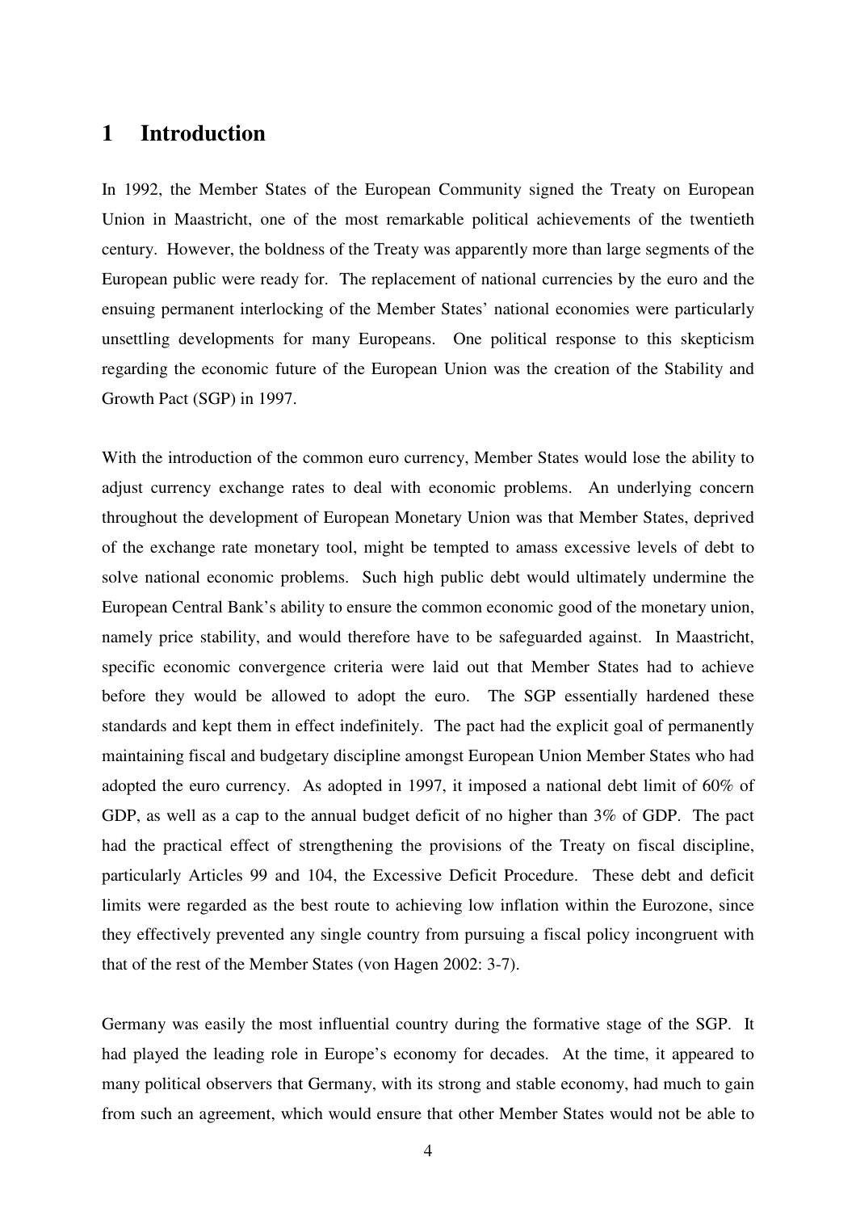# 1 Introduction

In 1992, the Member States of the European Community signed the Treaty on European Union in Maastricht, one of the most remarkable political achievements of the twentieth century. However, the boldness of the Treaty was apparently more than large segments of the European public were ready for. The replacement of national currencies by the euro and the ensuing permanent interlocking of the Member States' national economies were particularly unsettling developments for many Europeans. One political response to this skepticism regarding the economic future of the European Union was the creation of the Stability and Growth Pact (SGP) in 1997.

With the introduction of the common euro currency, Member States would lose the ability to adjust currency exchange rates to deal with economic problems. An underlying concern throughout the development of European Monetary Union was that Member States, deprived of the exchange rate monetary tool, might be tempted to amass excessive levels of debt to solve national economic problems. Such high public debt would ultimately undermine the European Central Bank's ability to ensure the common economic good of the monetary union, namely price stability, and would therefore have to be safeguarded against. In Maastricht, specific economic convergence criteria were laid out that Member States had to achieve before they would be allowed to adopt the euro. The SGP essentially hardened these standards and kept them in effect indefinitely. The pact had the explicit goal of permanently maintaining fiscal and budgetary discipline amongst European Union Member States who had adopted the euro currency. As adopted in 1997, it imposed a national debt limit of 60% of GDP, as well as a cap to the annual budget deficit of no higher than 3% of GDP. The pact had the practical effect of strengthening the provisions of the Treaty on fiscal discipline, particularly Articles 99 and 104, the Excessive Deficit Procedure. These debt and deficit limits were regarded as the best route to achieving low inflation within the Eurozone, since they effectively prevented any single country from pursuing a fiscal policy incongruent with that of the rest of the Member States (von Hagen 2002: 3-7).

Germany was easily the most influential country during the formative stage of the SGP. It had played the leading role in Europe's economy for decades. At the time, it appeared to many political observers that Germany, with its strong and stable economy, had much to gain from such an agreement, which would ensure that other Member States would not be able to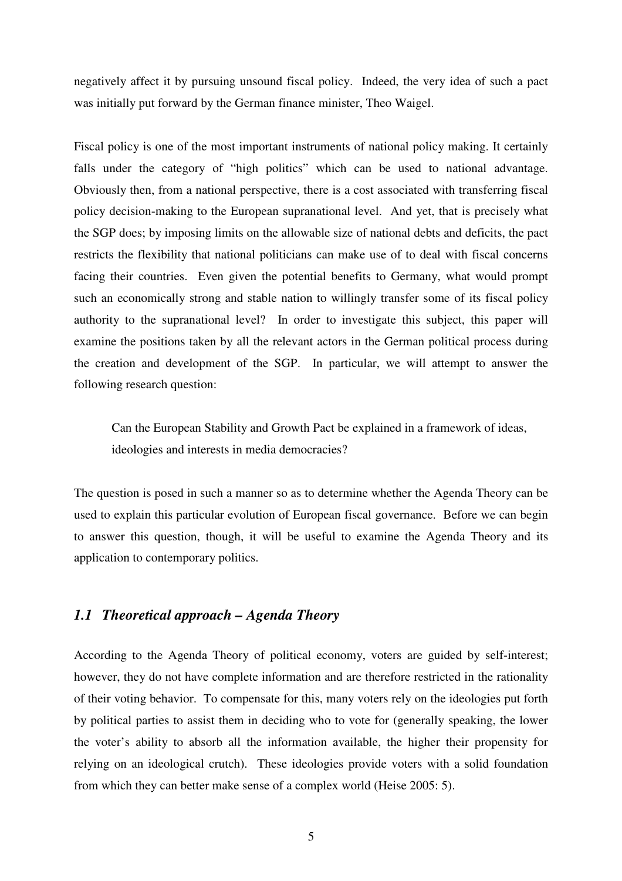negatively affect it by pursuing unsound fiscal policy. Indeed, the very idea of such a pact was initially put forward by the German finance minister, Theo Waigel.

Fiscal policy is one of the most important instruments of national policy making. It certainly falls under the category of "high politics" which can be used to national advantage. Obviously then, from a national perspective, there is a cost associated with transferring fiscal policy decision-making to the European supranational level. And yet, that is precisely what the SGP does; by imposing limits on the allowable size of national debts and deficits, the pact restricts the flexibility that national politicians can make use of to deal with fiscal concerns facing their countries. Even given the potential benefits to Germany, what would prompt such an economically strong and stable nation to willingly transfer some of its fiscal policy authority to the supranational level? In order to investigate this subject, this paper will examine the positions taken by all the relevant actors in the German political process during the creation and development of the SGP. In particular, we will attempt to answer the following research question:

> Can the European Stability and Growth Pact be explained in a framework of ideas, ideologies and interests in media democracies?

The question is posed in such a manner so as to determine whether the Agenda Theory can be used to explain this particular evolution of European fiscal governance. Before we can begin to answer this question, though, it will be useful to examine the Agenda Theory and its application to contemporary politics.

### *1.1 Theoretical approach – Agenda Theory*

According to the Agenda Theory of political economy, voters are guided by self-interest; however, they do not have complete information and are therefore restricted in the rationality of their voting behavior. To compensate for this, many voters rely on the ideologies put forth by political parties to assist them in deciding who to vote for (generally speaking, the lower the voter's ability to absorb all the information available, the higher their propensity for relying on an ideological crutch). These ideologies provide voters with a solid foundation from which they can better make sense of a complex world (Heise 2005: 5).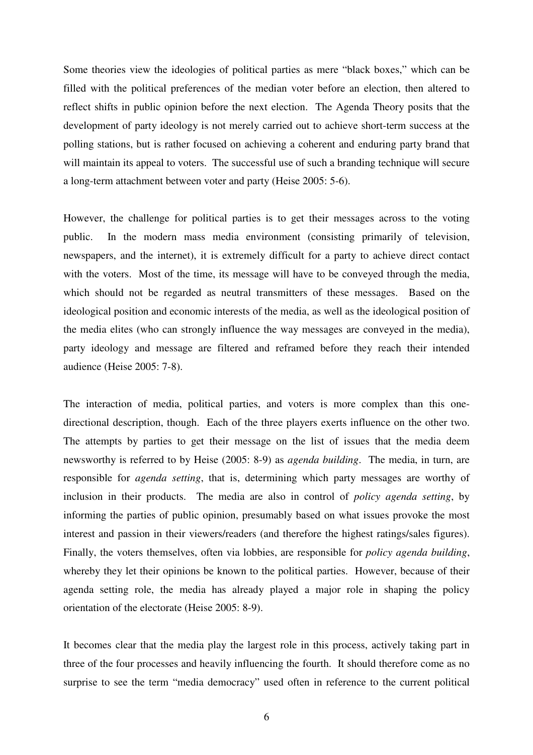Some theories view the ideologies of political parties as mere "black boxes," which can be filled with the political preferences of the median voter before an election, then altered to reflect shifts in public opinion before the next election. The Agenda Theory posits that the development of party ideology is not merely carried out to achieve short-term success at the polling stations, but is rather focused on achieving a coherent and enduring party brand that will maintain its appeal to voters. The successful use of such a branding technique will secure a long-term attachment between voter and party (Heise 2005: 5-6).

However, the challenge for political parties is to get their messages across to the voting public. In the modern mass media environment (consisting primarily of television, newspapers, and the internet), it is extremely difficult for a party to achieve direct contact with the voters. Most of the time, its message will have to be conveyed through the media, which should not be regarded as neutral transmitters of these messages. Based on the ideological position and economic interests of the media, as well as the ideological position of the media elites (who can strongly influence the way messages are conveyed in the media), party ideology and message are filtered and reframed before they reach their intended audience (Heise 2005: 7-8).

The interaction of media, political parties, and voters is more complex than this one-directional description, though. Each of the three players exerts influence on the other two. The attempts by parties to get their message on the list of issues that the media deem newsworthy is referred to by Heise (2005: 8-9) as *agenda building*. The media, in turn, are responsible for *agenda setting*, that is, determining which party messages are worthy of inclusion in their products. The media are also in control of *policy agenda setting*, by informing the parties of public opinion, presumably based on what issues provoke the most interest and passion in their viewers/readers (and therefore the highest ratings/sales figures). Finally, the voters themselves, often via lobbies, are responsible for *policy agenda building*, whereby they let their opinions be known to the political parties. However, because of their agenda setting role, the media has already played a major role in shaping the policy orientation of the electorate (Heise 2005: 8-9).

It becomes clear that the media play the largest role in this process, actively taking part in three of the four processes and heavily influencing the fourth. It should therefore come as no surprise to see the term "media democracy" used often in reference to the current political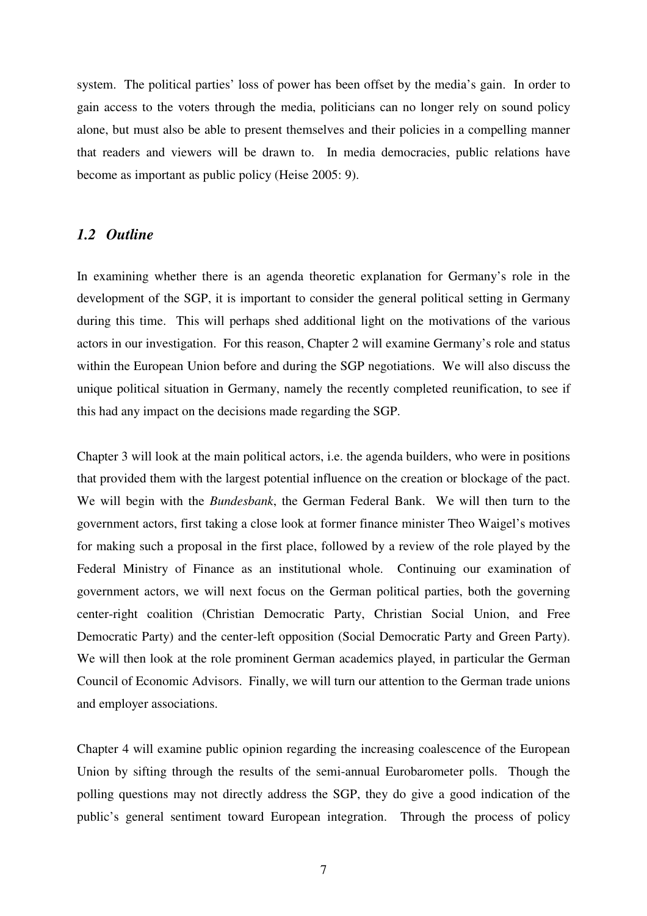system. The political parties' loss of power has been offset by the media's gain. In order to gain access to the voters through the media, politicians can no longer rely on sound policy alone, but must also be able to present themselves and their policies in a compelling manner that readers and viewers will be drawn to. In media democracies, public relations have become as important as public policy (Heise 2005: 9).

### *1.2 Outline*

In examining whether there is an agenda theoretic explanation for Germany's role in the development of the SGP, it is important to consider the general political setting in Germany during this time. This will perhaps shed additional light on the motivations of the various actors in our investigation. For this reason, Chapter 2 will examine Germany's role and status within the European Union before and during the SGP negotiations. We will also discuss the unique political situation in Germany, namely the recently completed reunification, to see if this had any impact on the decisions made regarding the SGP.

Chapter 3 will look at the main political actors, i.e. the agenda builders, who were in positions that provided them with the largest potential influence on the creation or blockage of the pact. We will begin with the *Bundesbank*, the German Federal Bank. We will then turn to the government actors, first taking a close look at former finance minister Theo Waigel's motives for making such a proposal in the first place, followed by a review of the role played by the Federal Ministry of Finance as an institutional whole. Continuing our examination of government actors, we will next focus on the German political parties, both the governing center-right coalition (Christian Democratic Party, Christian Social Union, and Free Democratic Party) and the center-left opposition (Social Democratic Party and Green Party). We will then look at the role prominent German academics played, in particular the German Council of Economic Advisors. Finally, we will turn our attention to the German trade unions and employer associations.

Chapter 4 will examine public opinion regarding the increasing coalescence of the European Union by sifting through the results of the semi-annual Eurobarometer polls. Though the polling questions may not directly address the SGP, they do give a good indication of the public's general sentiment toward European integration. Through the process of policy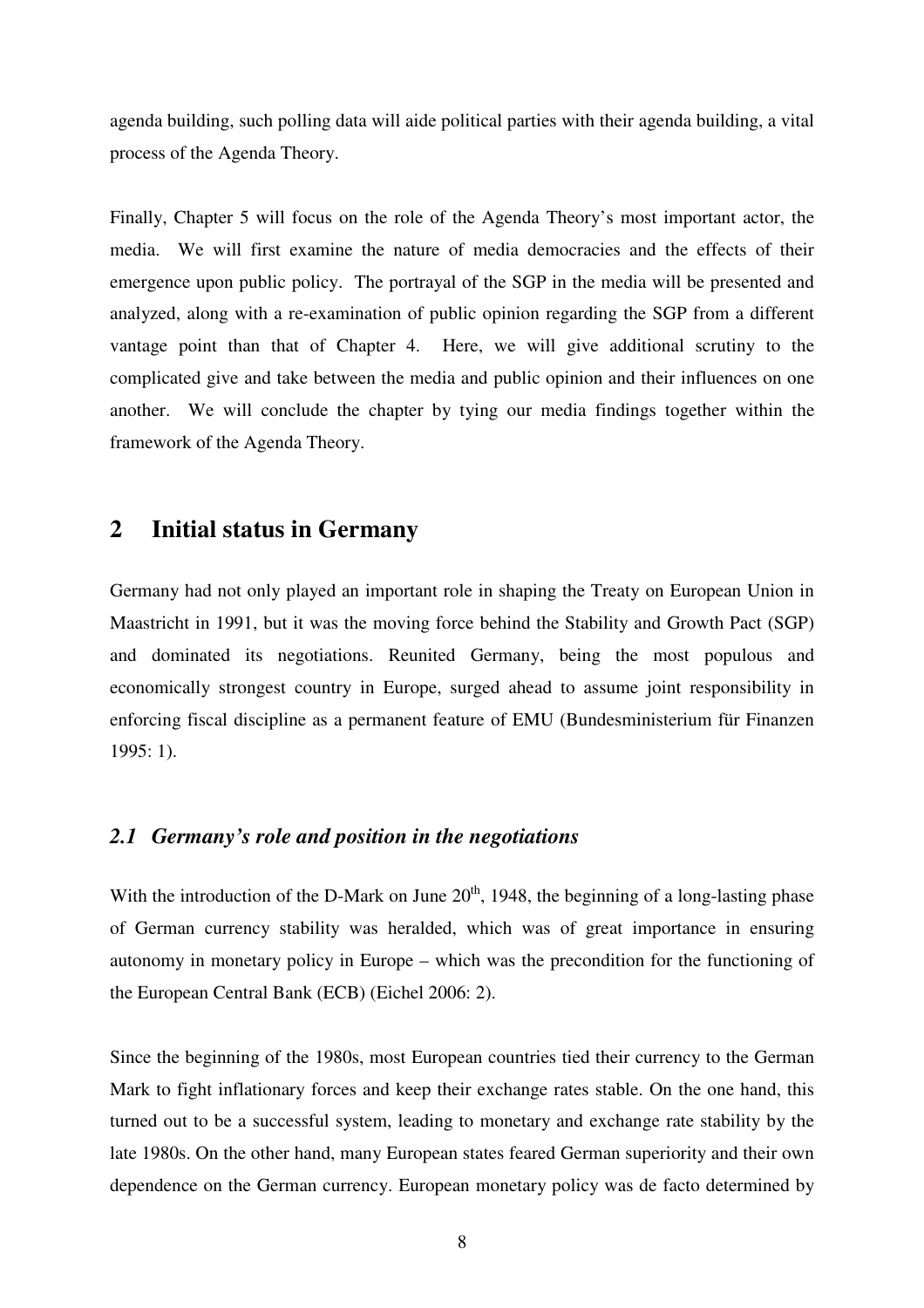agenda building, such polling data will aide political parties with their agenda building, a vital process of the Agenda Theory.

Finally, Chapter 5 will focus on the role of the Agenda Theory's most important actor, the media. We will first examine the nature of media democracies and the effects of their emergence upon public policy. The portrayal of the SGP in the media will be presented and analyzed, along with a re-examination of public opinion regarding the SGP from a different vantage point than that of Chapter 4. Here, we will give additional scrutiny to the complicated give and take between the media and public opinion and their influences on one another. We will conclude the chapter by tying our media findings together within the framework of the Agenda Theory.

# 2 Initial status in Germany

Germany had not only played an important role in shaping the Treaty on European Union in Maastricht in 1991, but it was the moving force behind the Stability and Growth Pact (SGP) and dominated its negotiations. Reunited Germany, being the most populous and economically strongest country in Europe, surged ahead to assume joint responsibility in enforcing fiscal discipline as a permanent feature of EMU (Bundesministerium für Finanzen 1995: 1).

## *2.1 Germany's role and position in the negotiations*

With the introduction of the D-Mark on June 20th, 1948, the beginning of a long-lasting phase of German currency stability was heralded, which was of great importance in ensuring autonomy in monetary policy in Europe – which was the precondition for the functioning of the European Central Bank (ECB) (Eichel 2006: 2).

Since the beginning of the 1980s, most European countries tied their currency to the German Mark to fight inflationary forces and keep their exchange rates stable. On the one hand, this turned out to be a successful system, leading to monetary and exchange rate stability by the late 1980s. On the other hand, many European states feared German superiority and their own dependence on the German currency. European monetary policy was de facto determined by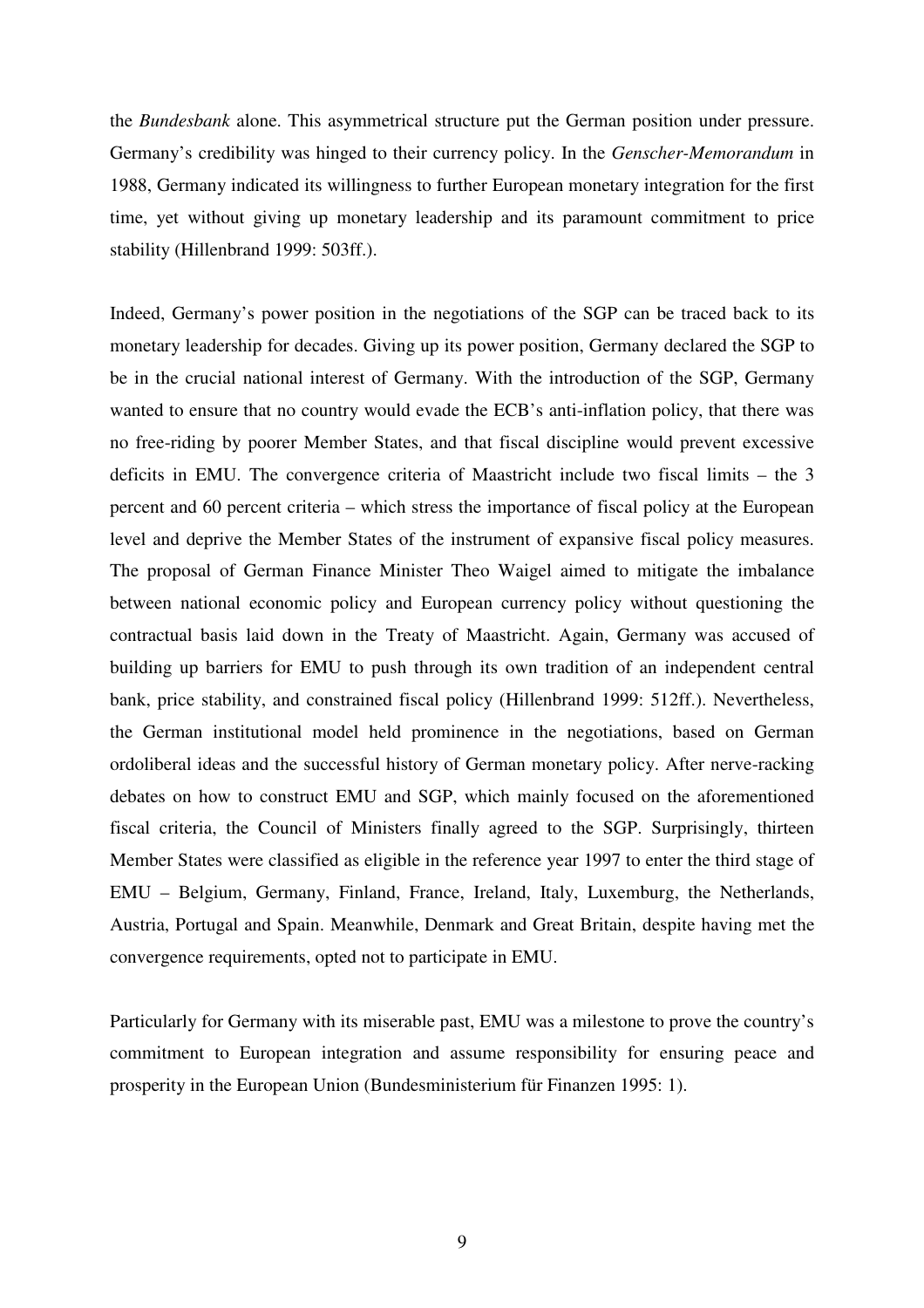the *Bundesbank* alone. This asymmetrical structure put the German position under pressure. Germany's credibility was hinged to their currency policy. In the *Genscher-Memorandum* in 1988, Germany indicated its willingness to further European monetary integration for the first time, yet without giving up monetary leadership and its paramount commitment to price stability (Hillenbrand 1999: 503ff.).

Indeed, Germany's power position in the negotiations of the SGP can be traced back to its monetary leadership for decades. Giving up its power position, Germany declared the SGP to be in the crucial national interest of Germany. With the introduction of the SGP, Germany wanted to ensure that no country would evade the ECB's anti-inflation policy, that there was no free-riding by poorer Member States, and that fiscal discipline would prevent excessive deficits in EMU. The convergence criteria of Maastricht include two fiscal limits – the 3 percent and 60 percent criteria – which stress the importance of fiscal policy at the European level and deprive the Member States of the instrument of expansive fiscal policy measures. The proposal of German Finance Minister Theo Waigel aimed to mitigate the imbalance between national economic policy and European currency policy without questioning the contractual basis laid down in the Treaty of Maastricht. Again, Germany was accused of building up barriers for EMU to push through its own tradition of an independent central bank, price stability, and constrained fiscal policy (Hillenbrand 1999: 512ff.). Nevertheless, the German institutional model held prominence in the negotiations, based on German ordoliberal ideas and the successful history of German monetary policy. After nerve-racking debates on how to construct EMU and SGP, which mainly focused on the aforementioned fiscal criteria, the Council of Ministers finally agreed to the SGP. Surprisingly, thirteen Member States were classified as eligible in the reference year 1997 to enter the third stage of EMU – Belgium, Germany, Finland, France, Ireland, Italy, Luxemburg, the Netherlands, Austria, Portugal and Spain. Meanwhile, Denmark and Great Britain, despite having met the convergence requirements, opted not to participate in EMU.

Particularly for Germany with its miserable past, EMU was a milestone to prove the country's commitment to European integration and assume responsibility for ensuring peace and prosperity in the European Union (Bundesministerium für Finanzen 1995: 1).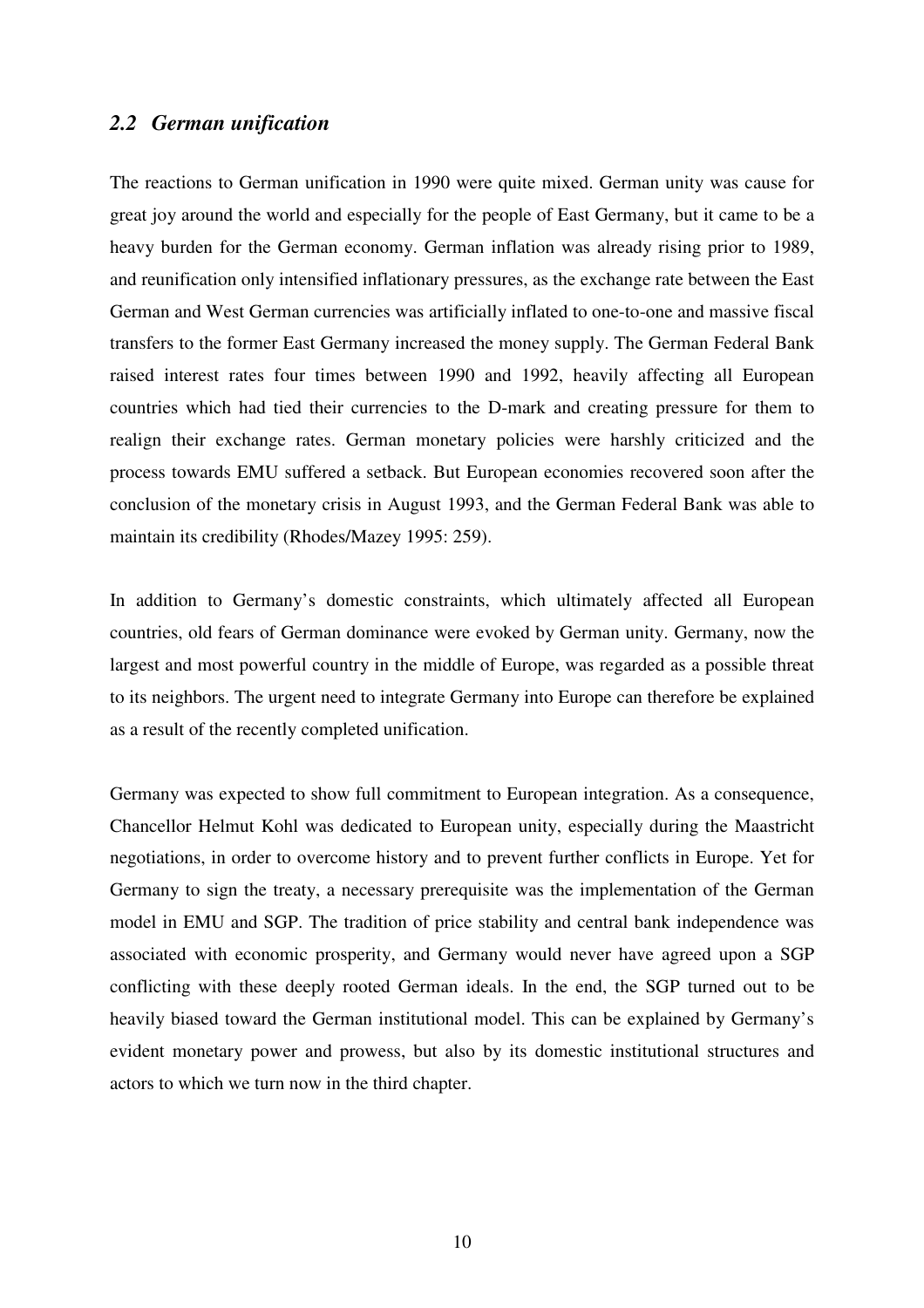## *2.2 German unification*

The reactions to German unification in 1990 were quite mixed. German unity was cause for great joy around the world and especially for the people of East Germany, but it came to be a heavy burden for the German economy. German inflation was already rising prior to 1989, and reunification only intensified inflationary pressures, as the exchange rate between the East German and West German currencies was artificially inflated to one-to-one and massive fiscal transfers to the former East Germany increased the money supply. The German Federal Bank raised interest rates four times between 1990 and 1992, heavily affecting all European countries which had tied their currencies to the D-mark and creating pressure for them to realign their exchange rates. German monetary policies were harshly criticized and the process towards EMU suffered a setback. But European economies recovered soon after the conclusion of the monetary crisis in August 1993, and the German Federal Bank was able to maintain its credibility (Rhodes/Mazey 1995: 259).

In addition to Germany's domestic constraints, which ultimately affected all European countries, old fears of German dominance were evoked by German unity. Germany, now the largest and most powerful country in the middle of Europe, was regarded as a possible threat to its neighbors. The urgent need to integrate Germany into Europe can therefore be explained as a result of the recently completed unification.

Germany was expected to show full commitment to European integration. As a consequence, Chancellor Helmut Kohl was dedicated to European unity, especially during the Maastricht negotiations, in order to overcome history and to prevent further conflicts in Europe. Yet for Germany to sign the treaty, a necessary prerequisite was the implementation of the German model in EMU and SGP. The tradition of price stability and central bank independence was associated with economic prosperity, and Germany would never have agreed upon a SGP conflicting with these deeply rooted German ideals. In the end, the SGP turned out to be heavily biased toward the German institutional model. This can be explained by Germany's evident monetary power and prowess, but also by its domestic institutional structures and actors to which we turn now in the third chapter.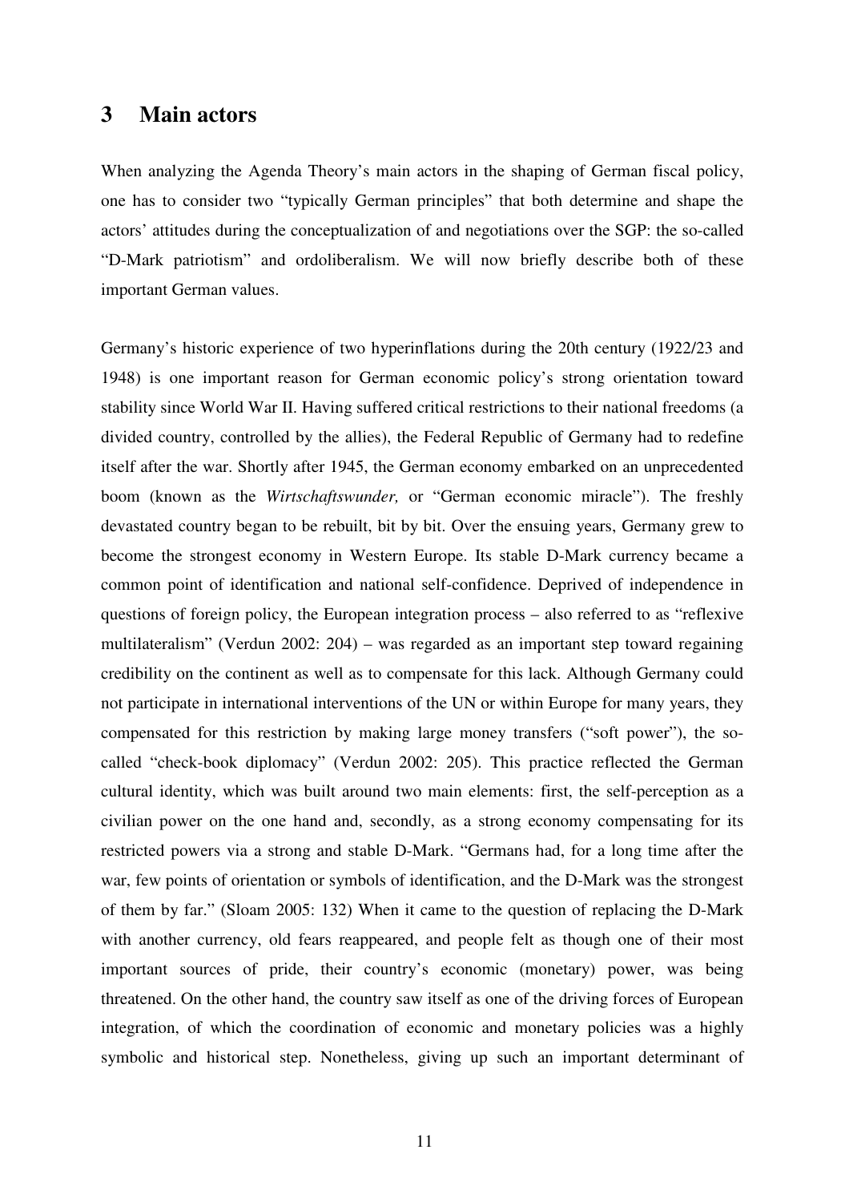# 3 Main actors

When analyzing the Agenda Theory's main actors in the shaping of German fiscal policy, one has to consider two "typically German principles" that both determine and shape the actors' attitudes during the conceptualization of and negotiations over the SGP: the so-called "D-Mark patriotism" and ordoliberalism. We will now briefly describe both of these important German values.

Germany's historic experience of two hyperinflations during the 20th century (1922/23 and 1948) is one important reason for German economic policy's strong orientation toward stability since World War II. Having suffered critical restrictions to their national freedoms (a divided country, controlled by the allies), the Federal Republic of Germany had to redefine itself after the war. Shortly after 1945, the German economy embarked on an unprecedented boom (known as the *Wirtschaftswunder,* or "German economic miracle"). The freshly devastated country began to be rebuilt, bit by bit. Over the ensuing years, Germany grew to become the strongest economy in Western Europe. Its stable D-Mark currency became a common point of identification and national self-confidence. Deprived of independence in questions of foreign policy, the European integration process – also referred to as "reflexive multilateralism" (Verdun 2002: 204) – was regarded as an important step toward regaining credibility on the continent as well as to compensate for this lack. Although Germany could not participate in international interventions of the UN or within Europe for many years, they compensated for this restriction by making large money transfers ("soft power"), the so-called "check-book diplomacy" (Verdun 2002: 205). This practice reflected the German cultural identity, which was built around two main elements: first, the self-perception as a civilian power on the one hand and, secondly, as a strong economy compensating for its restricted powers via a strong and stable D-Mark. "Germans had, for a long time after the war, few points of orientation or symbols of identification, and the D-Mark was the strongest of them by far." (Sloam 2005: 132) When it came to the question of replacing the D-Mark with another currency, old fears reappeared, and people felt as though one of their most important sources of pride, their country's economic (monetary) power, was being threatened. On the other hand, the country saw itself as one of the driving forces of European integration, of which the coordination of economic and monetary policies was a highly symbolic and historical step. Nonetheless, giving up such an important determinant of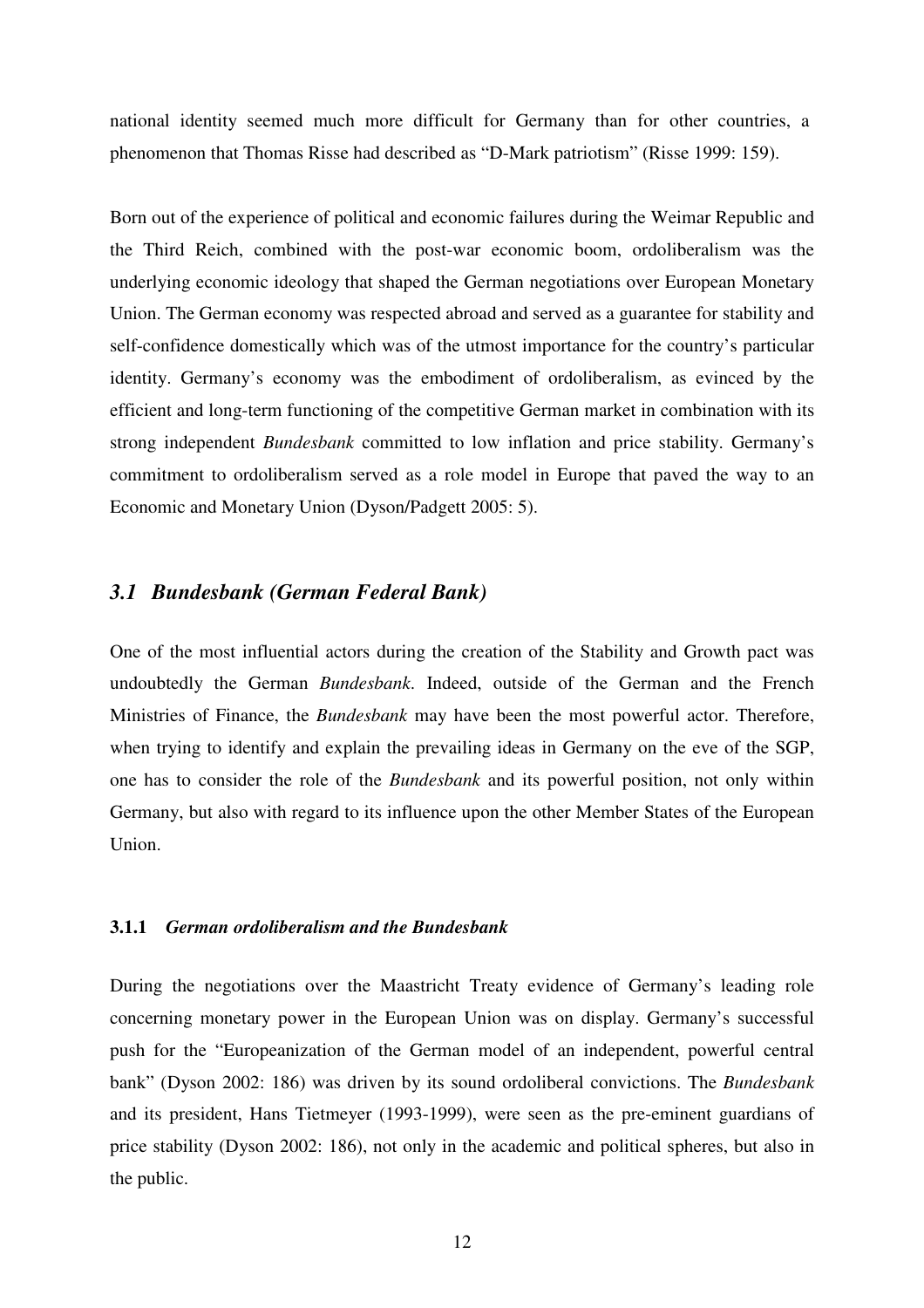national identity seemed much more difficult for Germany than for other countries, a phenomenon that Thomas Risse had described as "D-Mark patriotism" (Risse 1999: 159).

Born out of the experience of political and economic failures during the Weimar Republic and the Third Reich, combined with the post-war economic boom, ordoliberalism was the underlying economic ideology that shaped the German negotiations over European Monetary Union. The German economy was respected abroad and served as a guarantee for stability and self-confidence domestically which was of the utmost importance for the country's particular identity. Germany's economy was the embodiment of ordoliberalism, as evinced by the efficient and long-term functioning of the competitive German market in combination with its strong independent *Bundesbank* committed to low inflation and price stability. Germany's commitment to ordoliberalism served as a role model in Europe that paved the way to an Economic and Monetary Union (Dyson/Padgett 2005: 5).

## *3.1 Bundesbank (German Federal Bank)*

One of the most influential actors during the creation of the Stability and Growth pact was undoubtedly the German *Bundesbank*. Indeed, outside of the German and the French Ministries of Finance, the *Bundesbank* may have been the most powerful actor. Therefore, when trying to identify and explain the prevailing ideas in Germany on the eve of the SGP, one has to consider the role of the *Bundesbank* and its powerful position, not only within Germany, but also with regard to its influence upon the other Member States of the European Union.

### 3.1.1 *German ordoliberalism and the Bundesbank*

During the negotiations over the Maastricht Treaty evidence of Germany's leading role concerning monetary power in the European Union was on display. Germany's successful push for the "Europeanization of the German model of an independent, powerful central bank" (Dyson 2002: 186) was driven by its sound ordoliberal convictions. The *Bundesbank* and its president, Hans Tietmeyer (1993-1999), were seen as the pre-eminent guardians of price stability (Dyson 2002: 186), not only in the academic and political spheres, but also in the public.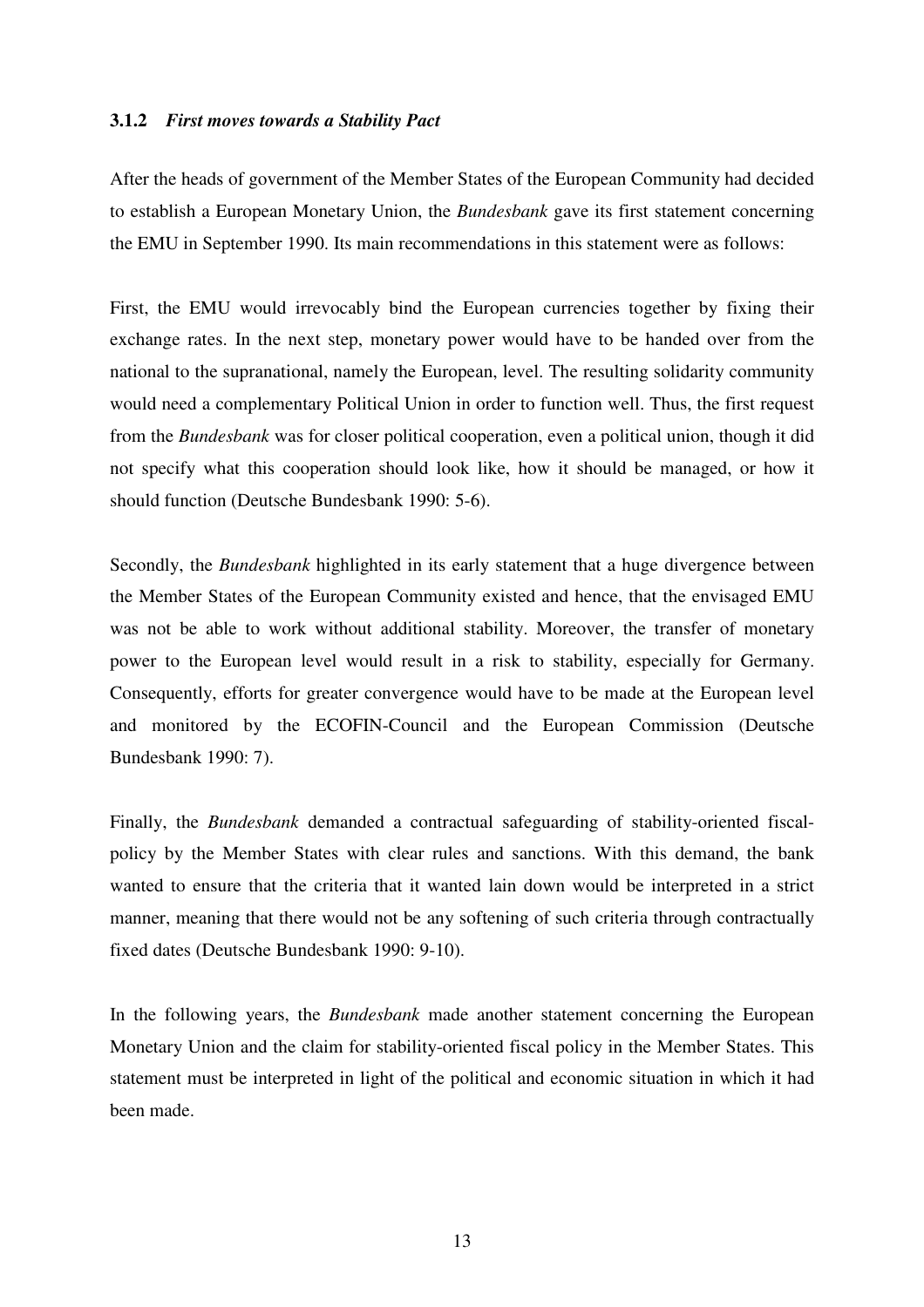### 3.1.2 *First moves towards a Stability Pact*

After the heads of government of the Member States of the European Community had decided to establish a European Monetary Union, the *Bundesbank* gave its first statement concerning the EMU in September 1990. Its main recommendations in this statement were as follows:

First, the EMU would irrevocably bind the European currencies together by fixing their exchange rates. In the next step, monetary power would have to be handed over from the national to the supranational, namely the European, level. The resulting solidarity community would need a complementary Political Union in order to function well. Thus, the first request from the *Bundesbank* was for closer political cooperation, even a political union, though it did not specify what this cooperation should look like, how it should be managed, or how it should function (Deutsche Bundesbank 1990: 5-6).

Secondly, the *Bundesbank* highlighted in its early statement that a huge divergence between the Member States of the European Community existed and hence, that the envisaged EMU was not be able to work without additional stability. Moreover, the transfer of monetary power to the European level would result in a risk to stability, especially for Germany. Consequently, efforts for greater convergence would have to be made at the European level and monitored by the ECOFIN-Council and the European Commission (Deutsche Bundesbank 1990: 7).

Finally, the *Bundesbank* demanded a contractual safeguarding of stability-oriented fiscal-policy by the Member States with clear rules and sanctions. With this demand, the bank wanted to ensure that the criteria that it wanted lain down would be interpreted in a strict manner, meaning that there would not be any softening of such criteria through contractually fixed dates (Deutsche Bundesbank 1990: 9-10).

In the following years, the *Bundesbank* made another statement concerning the European Monetary Union and the claim for stability-oriented fiscal policy in the Member States. This statement must be interpreted in light of the political and economic situation in which it had been made.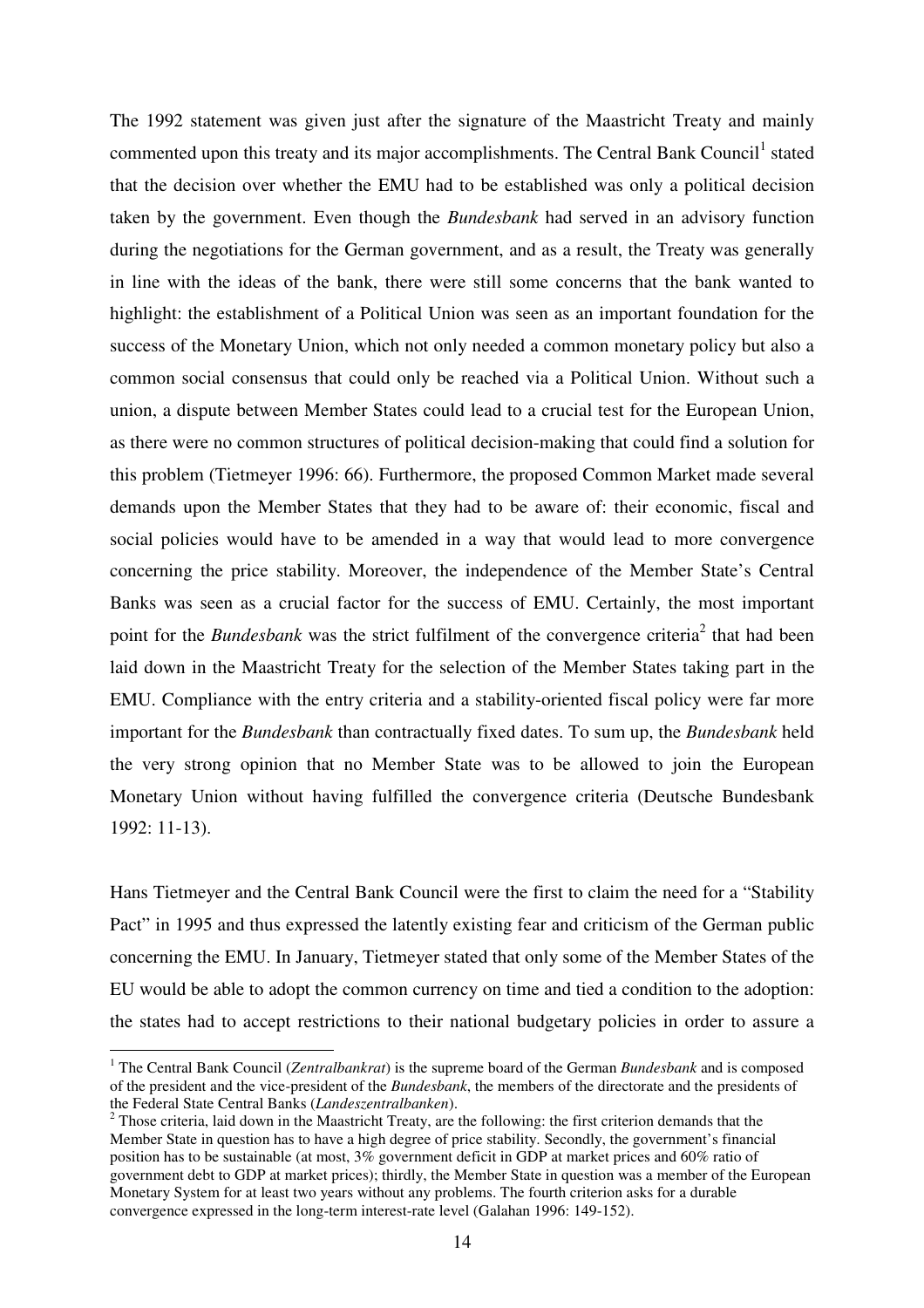The 1992 statement was given just after the signature of the Maastricht Treaty and mainly commented upon this treaty and its major accomplishments. The Central Bank Council[1] stated that the decision over whether the EMU had to be established was only a political decision taken by the government. Even though the *Bundesbank* had served in an advisory function during the negotiations for the German government, and as a result, the Treaty was generally in line with the ideas of the bank, there were still some concerns that the bank wanted to highlight: the establishment of a Political Union was seen as an important foundation for the success of the Monetary Union, which not only needed a common monetary policy but also a common social consensus that could only be reached via a Political Union. Without such a union, a dispute between Member States could lead to a crucial test for the European Union, as there were no common structures of political decision-making that could find a solution for this problem (Tietmeyer 1996: 66). Furthermore, the proposed Common Market made several demands upon the Member States that they had to be aware of: their economic, fiscal and social policies would have to be amended in a way that would lead to more convergence concerning the price stability. Moreover, the independence of the Member State's Central Banks was seen as a crucial factor for the success of EMU. Certainly, the most important point for the *Bundesbank* was the strict fulfilment of the convergence criteria[2] that had been laid down in the Maastricht Treaty for the selection of the Member States taking part in the EMU. Compliance with the entry criteria and a stability-oriented fiscal policy were far more important for the *Bundesbank* than contractually fixed dates. To sum up, the *Bundesbank* held the very strong opinion that no Member State was to be allowed to join the European Monetary Union without having fulfilled the convergence criteria (Deutsche Bundesbank 1992: 11-13).

Hans Tietmeyer and the Central Bank Council were the first to claim the need for a "Stability Pact" in 1995 and thus expressed the latently existing fear and criticism of the German public concerning the EMU. In January, Tietmeyer stated that only some of the Member States of the EU would be able to adopt the common currency on time and tied a condition to the adoption: the states had to accept restrictions to their national budgetary policies in order to assure a

---

[1] The Central Bank Council (*Zentralbankrat*) is the supreme board of the German *Bundesbank* and is composed of the president and the vice-president of the *Bundesbank*, the members of the directorate and the presidents of the Federal State Central Banks (*Landeszentralbanken*).

[2] Those criteria, laid down in the Maastricht Treaty, are the following: the first criterion demands that the Member State in question has to have a high degree of price stability. Secondly, the government's financial position has to be sustainable (at most, 3% government deficit in GDP at market prices and 60% ratio of government debt to GDP at market prices); thirdly, the Member State in question was a member of the European Monetary System for at least two years without any problems. The fourth criterion asks for a durable convergence expressed in the long-term interest-rate level (Galahan 1996: 149-152).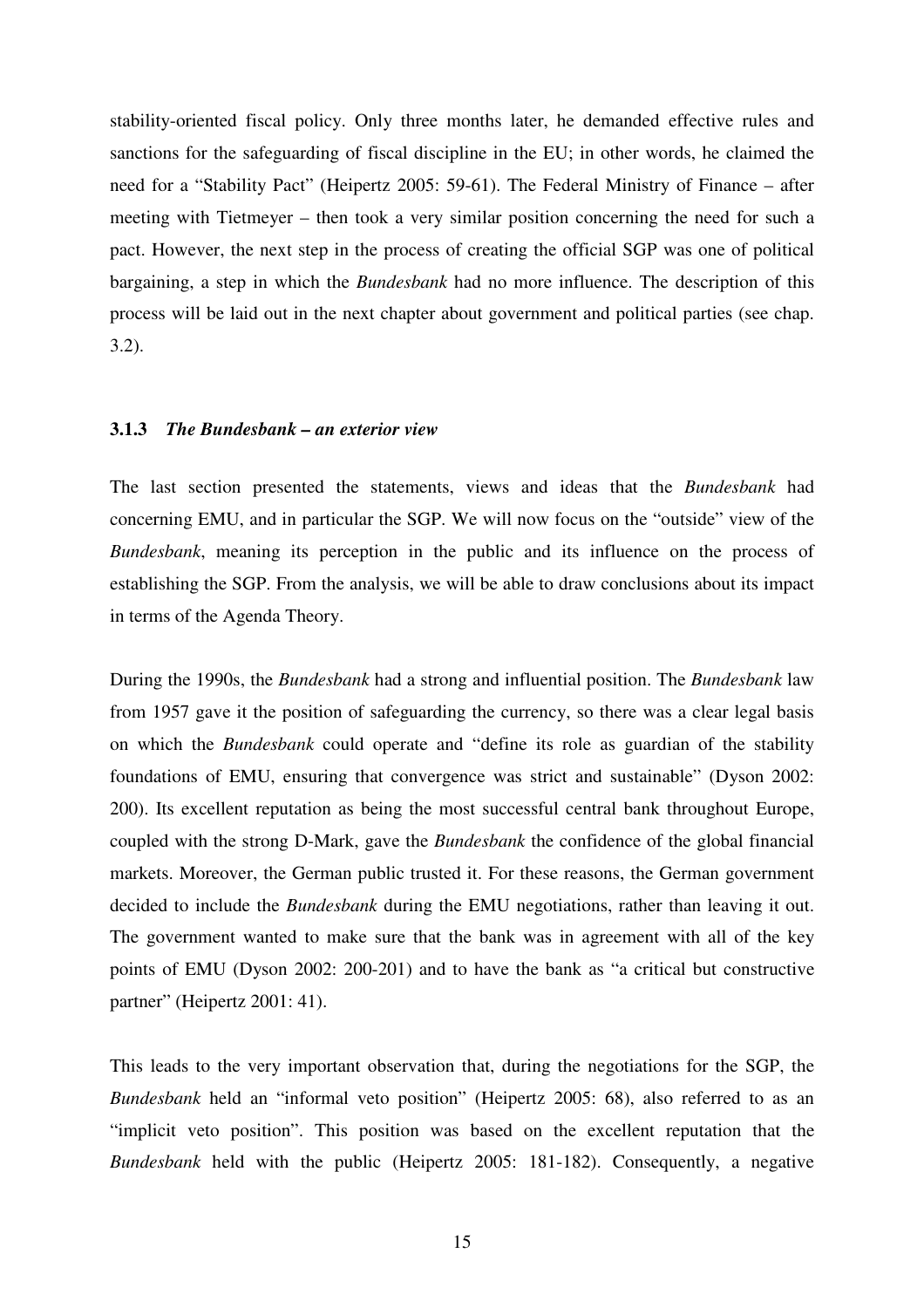stability-oriented fiscal policy. Only three months later, he demanded effective rules and sanctions for the safeguarding of fiscal discipline in the EU; in other words, he claimed the need for a "Stability Pact" (Heipertz 2005: 59-61). The Federal Ministry of Finance – after meeting with Tietmeyer – then took a very similar position concerning the need for such a pact. However, the next step in the process of creating the official SGP was one of political bargaining, a step in which the *Bundesbank* had no more influence. The description of this process will be laid out in the next chapter about government and political parties (see chap. 3.2).

### 3.1.3 *The Bundesbank – an exterior view*

The last section presented the statements, views and ideas that the *Bundesbank* had concerning EMU, and in particular the SGP. We will now focus on the "outside" view of the *Bundesbank*, meaning its perception in the public and its influence on the process of establishing the SGP. From the analysis, we will be able to draw conclusions about its impact in terms of the Agenda Theory.

During the 1990s, the *Bundesbank* had a strong and influential position. The *Bundesbank* law from 1957 gave it the position of safeguarding the currency, so there was a clear legal basis on which the *Bundesbank* could operate and "define its role as guardian of the stability foundations of EMU, ensuring that convergence was strict and sustainable" (Dyson 2002: 200). Its excellent reputation as being the most successful central bank throughout Europe, coupled with the strong D-Mark, gave the *Bundesbank* the confidence of the global financial markets. Moreover, the German public trusted it. For these reasons, the German government decided to include the *Bundesbank* during the EMU negotiations, rather than leaving it out. The government wanted to make sure that the bank was in agreement with all of the key points of EMU (Dyson 2002: 200-201) and to have the bank as "a critical but constructive partner" (Heipertz 2001: 41).

This leads to the very important observation that, during the negotiations for the SGP, the *Bundesbank* held an "informal veto position" (Heipertz 2005: 68), also referred to as an "implicit veto position". This position was based on the excellent reputation that the *Bundesbank* held with the public (Heipertz 2005: 181-182). Consequently, a negative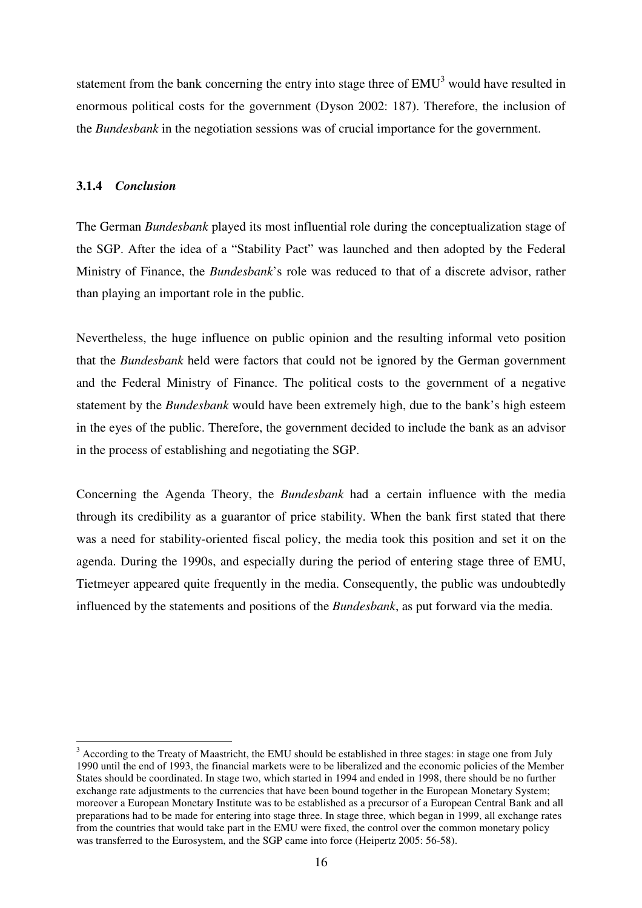statement from the bank concerning the entry into stage three of EMU[3] would have resulted in enormous political costs for the government (Dyson 2002: 187). Therefore, the inclusion of the *Bundesbank* in the negotiation sessions was of crucial importance for the government.

### 3.1.4 *Conclusion*

The German *Bundesbank* played its most influential role during the conceptualization stage of the SGP. After the idea of a "Stability Pact" was launched and then adopted by the Federal Ministry of Finance, the *Bundesbank*'s role was reduced to that of a discrete advisor, rather than playing an important role in the public.

Nevertheless, the huge influence on public opinion and the resulting informal veto position that the *Bundesbank* held were factors that could not be ignored by the German government and the Federal Ministry of Finance. The political costs to the government of a negative statement by the *Bundesbank* would have been extremely high, due to the bank's high esteem in the eyes of the public. Therefore, the government decided to include the bank as an advisor in the process of establishing and negotiating the SGP.

Concerning the Agenda Theory, the *Bundesbank* had a certain influence with the media through its credibility as a guarantor of price stability. When the bank first stated that there was a need for stability-oriented fiscal policy, the media took this position and set it on the agenda. During the 1990s, and especially during the period of entering stage three of EMU, Tietmeyer appeared quite frequently in the media. Consequently, the public was undoubtedly influenced by the statements and positions of the *Bundesbank*, as put forward via the media.

---

[3] According to the Treaty of Maastricht, the EMU should be established in three stages: in stage one from July 1990 until the end of 1993, the financial markets were to be liberalized and the economic policies of the Member States should be coordinated. In stage two, which started in 1994 and ended in 1998, there should be no further exchange rate adjustments to the currencies that have been bound together in the European Monetary System; moreover a European Monetary Institute was to be established as a precursor of a European Central Bank and all preparations had to be made for entering into stage three. In stage three, which began in 1999, all exchange rates from the countries that would take part in the EMU were fixed, the control over the common monetary policy was transferred to the Eurosystem, and the SGP came into force (Heipertz 2005: 56-58).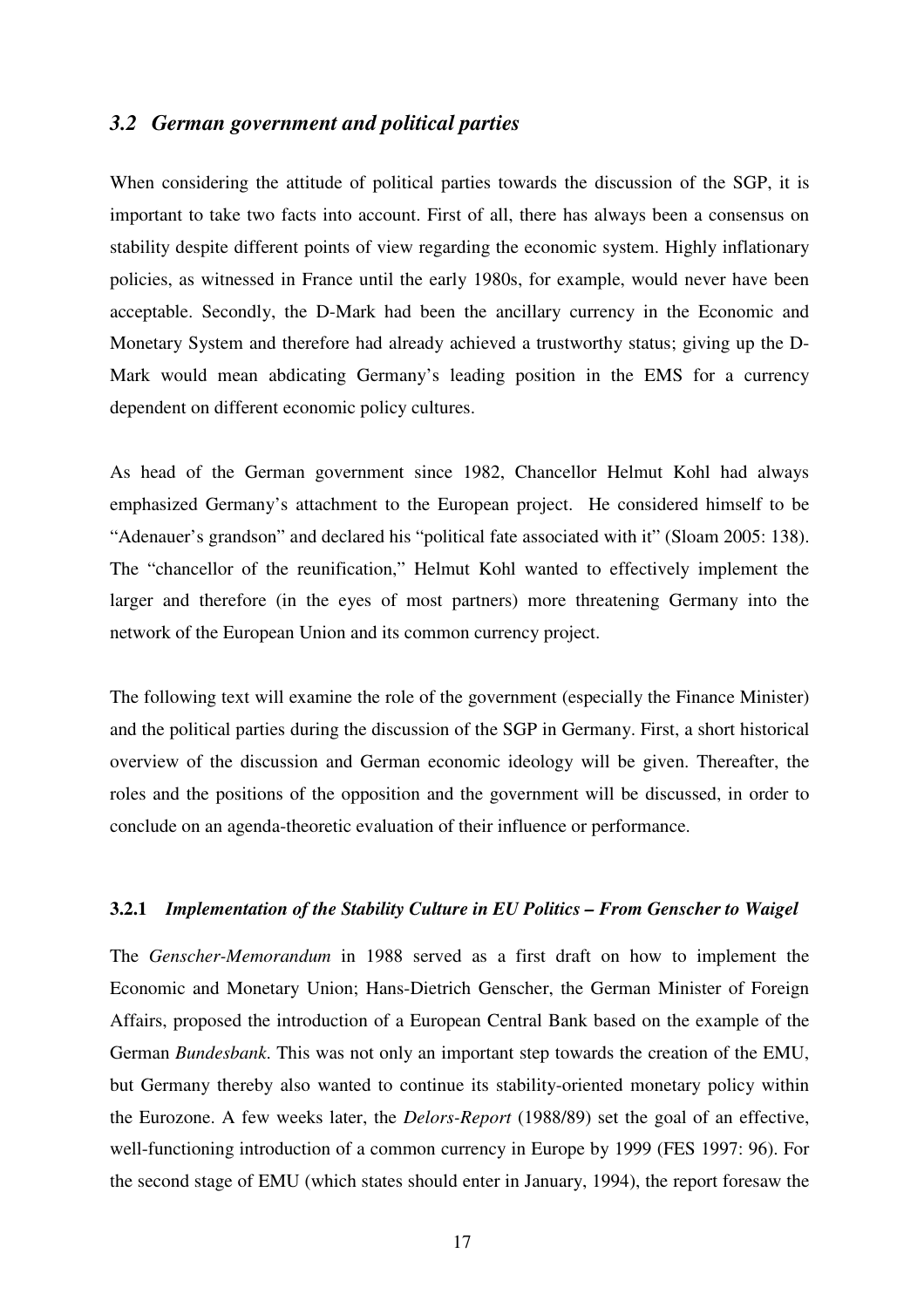## *3.2 German government and political parties*

When considering the attitude of political parties towards the discussion of the SGP, it is important to take two facts into account. First of all, there has always been a consensus on stability despite different points of view regarding the economic system. Highly inflationary policies, as witnessed in France until the early 1980s, for example, would never have been acceptable. Secondly, the D-Mark had been the ancillary currency in the Economic and Monetary System and therefore had already achieved a trustworthy status; giving up the D-Mark would mean abdicating Germany's leading position in the EMS for a currency dependent on different economic policy cultures.

As head of the German government since 1982, Chancellor Helmut Kohl had always emphasized Germany's attachment to the European project. He considered himself to be "Adenauer's grandson" and declared his "political fate associated with it" (Sloam 2005: 138). The "chancellor of the reunification," Helmut Kohl wanted to effectively implement the larger and therefore (in the eyes of most partners) more threatening Germany into the network of the European Union and its common currency project.

The following text will examine the role of the government (especially the Finance Minister) and the political parties during the discussion of the SGP in Germany. First, a short historical overview of the discussion and German economic ideology will be given. Thereafter, the roles and the positions of the opposition and the government will be discussed, in order to conclude on an agenda-theoretic evaluation of their influence or performance.

### **3.2.1** *Implementation of the Stability Culture in EU Politics – From Genscher to Waigel*

The *Genscher-Memorandum* in 1988 served as a first draft on how to implement the Economic and Monetary Union; Hans-Dietrich Genscher, the German Minister of Foreign Affairs, proposed the introduction of a European Central Bank based on the example of the German *Bundesbank*. This was not only an important step towards the creation of the EMU, but Germany thereby also wanted to continue its stability-oriented monetary policy within the Eurozone. A few weeks later, the *Delors-Report* (1988/89) set the goal of an effective, well-functioning introduction of a common currency in Europe by 1999 (FES 1997: 96). For the second stage of EMU (which states should enter in January, 1994), the report foresaw the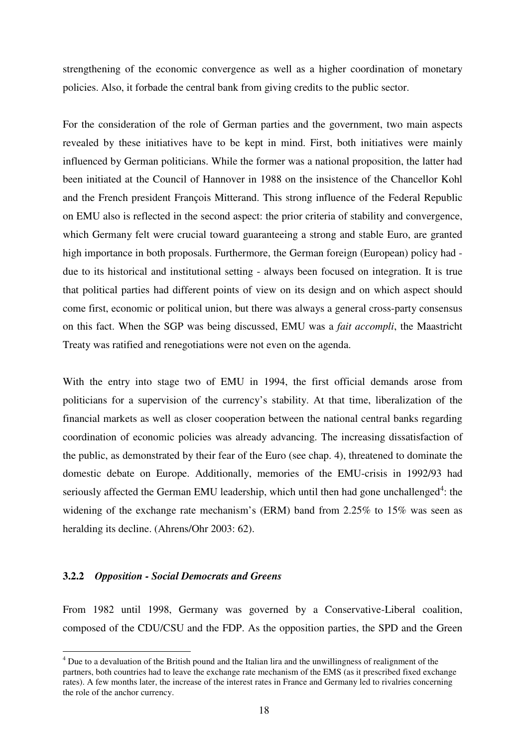strengthening of the economic convergence as well as a higher coordination of monetary policies. Also, it forbade the central bank from giving credits to the public sector.

For the consideration of the role of German parties and the government, two main aspects revealed by these initiatives have to be kept in mind. First, both initiatives were mainly influenced by German politicians. While the former was a national proposition, the latter had been initiated at the Council of Hannover in 1988 on the insistence of the Chancellor Kohl and the French president François Mitterand. This strong influence of the Federal Republic on EMU also is reflected in the second aspect: the prior criteria of stability and convergence, which Germany felt were crucial toward guaranteeing a strong and stable Euro, are granted high importance in both proposals. Furthermore, the German foreign (European) policy had - due to its historical and institutional setting - always been focused on integration. It is true that political parties had different points of view on its design and on which aspect should come first, economic or political union, but there was always a general cross-party consensus on this fact. When the SGP was being discussed, EMU was a *fait accompli*, the Maastricht Treaty was ratified and renegotiations were not even on the agenda.

With the entry into stage two of EMU in 1994, the first official demands arose from politicians for a supervision of the currency's stability. At that time, liberalization of the financial markets as well as closer cooperation between the national central banks regarding coordination of economic policies was already advancing. The increasing dissatisfaction of the public, as demonstrated by their fear of the Euro (see chap. 4), threatened to dominate the domestic debate on Europe. Additionally, memories of the EMU-crisis in 1992/93 had seriously affected the German EMU leadership, which until then had gone unchallenged[4]: the widening of the exchange rate mechanism's (ERM) band from 2.25% to 15% was seen as heralding its decline. (Ahrens/Ohr 2003: 62).

### 3.2.2 *Opposition - Social Democrats and Greens*

From 1982 until 1998, Germany was governed by a Conservative-Liberal coalition, composed of the CDU/CSU and the FDP. As the opposition parties, the SPD and the Green

---

[4] Due to a devaluation of the British pound and the Italian lira and the unwillingness of realignment of the partners, both countries had to leave the exchange rate mechanism of the EMS (as it prescribed fixed exchange rates). A few months later, the increase of the interest rates in France and Germany led to rivalries concerning the role of the anchor currency.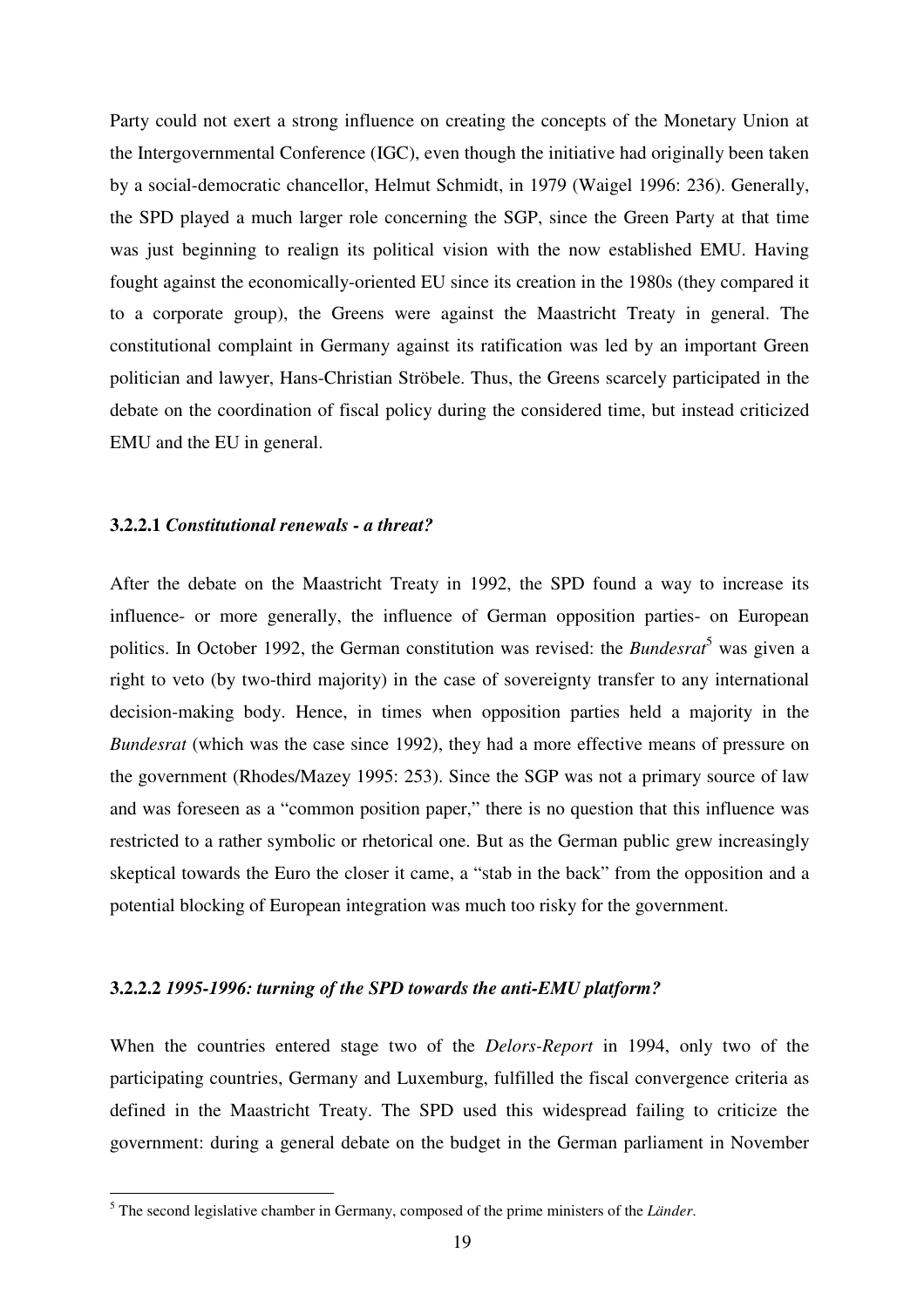Party could not exert a strong influence on creating the concepts of the Monetary Union at the Intergovernmental Conference (IGC), even though the initiative had originally been taken by a social-democratic chancellor, Helmut Schmidt, in 1979 (Waigel 1996: 236). Generally, the SPD played a much larger role concerning the SGP, since the Green Party at that time was just beginning to realign its political vision with the now established EMU. Having fought against the economically-oriented EU since its creation in the 1980s (they compared it to a corporate group), the Greens were against the Maastricht Treaty in general. The constitutional complaint in Germany against its ratification was led by an important Green politician and lawyer, Hans-Christian Ströbele. Thus, the Greens scarcely participated in the debate on the coordination of fiscal policy during the considered time, but instead criticized EMU and the EU in general.

#### 3.2.2.1 *Constitutional renewals - a threat?*

After the debate on the Maastricht Treaty in 1992, the SPD found a way to increase its influence- or more generally, the influence of German opposition parties- on European politics. In October 1992, the German constitution was revised: the *Bundesrat*[5] was given a right to veto (by two-third majority) in the case of sovereignty transfer to any international decision-making body. Hence, in times when opposition parties held a majority in the *Bundesrat* (which was the case since 1992), they had a more effective means of pressure on the government (Rhodes/Mazey 1995: 253). Since the SGP was not a primary source of law and was foreseen as a "common position paper," there is no question that this influence was restricted to a rather symbolic or rhetorical one. But as the German public grew increasingly skeptical towards the Euro the closer it came, a "stab in the back" from the opposition and a potential blocking of European integration was much too risky for the government.

#### 3.2.2.2 *1995-1996: turning of the SPD towards the anti-EMU platform?*

When the countries entered stage two of the *Delors-Report* in 1994, only two of the participating countries, Germany and Luxemburg, fulfilled the fiscal convergence criteria as defined in the Maastricht Treaty. The SPD used this widespread failing to criticize the government: during a general debate on the budget in the German parliament in November

---

[5] The second legislative chamber in Germany, composed of the prime ministers of the *Länder*.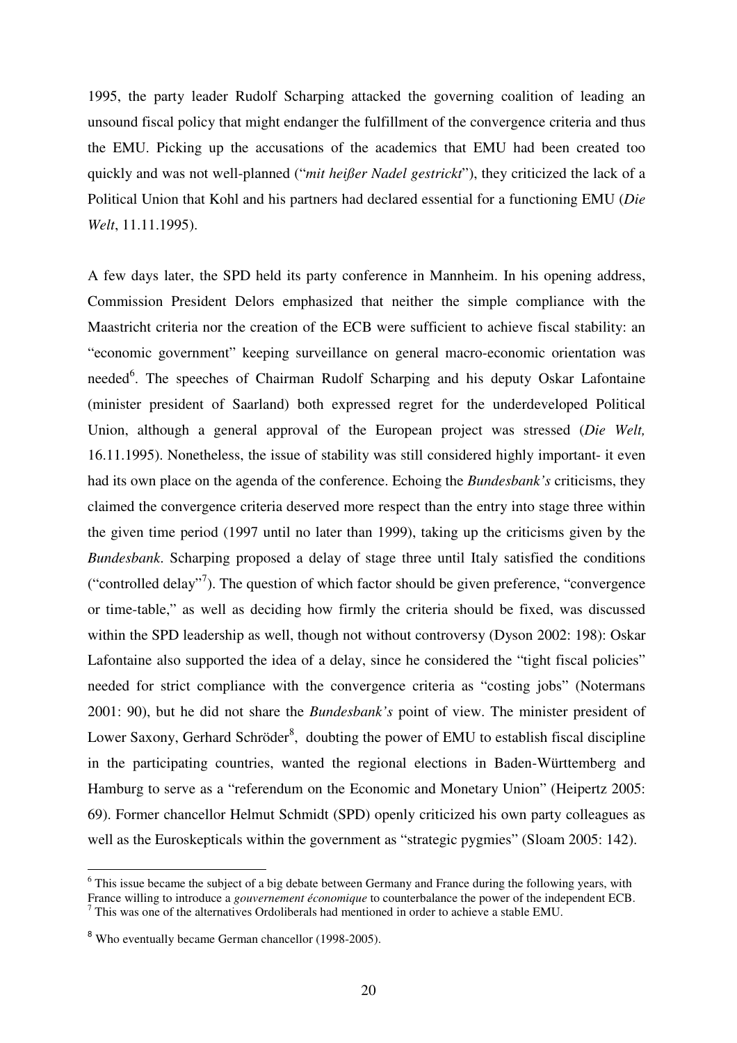1995, the party leader Rudolf Scharping attacked the governing coalition of leading an unsound fiscal policy that might endanger the fulfillment of the convergence criteria and thus the EMU. Picking up the accusations of the academics that EMU had been created too quickly and was not well-planned ("*mit heißer Nadel gestrickt*"), they criticized the lack of a Political Union that Kohl and his partners had declared essential for a functioning EMU (*Die Welt*, 11.11.1995).

A few days later, the SPD held its party conference in Mannheim. In his opening address, Commission President Delors emphasized that neither the simple compliance with the Maastricht criteria nor the creation of the ECB were sufficient to achieve fiscal stability: an "economic government" keeping surveillance on general macro-economic orientation was needed[6]. The speeches of Chairman Rudolf Scharping and his deputy Oskar Lafontaine (minister president of Saarland) both expressed regret for the underdeveloped Political Union, although a general approval of the European project was stressed (*Die Welt,* 16.11.1995). Nonetheless, the issue of stability was still considered highly important- it even had its own place on the agenda of the conference. Echoing the *Bundesbank's* criticisms, they claimed the convergence criteria deserved more respect than the entry into stage three within the given time period (1997 until no later than 1999), taking up the criticisms given by the *Bundesbank*. Scharping proposed a delay of stage three until Italy satisfied the conditions ("controlled delay"[7]). The question of which factor should be given preference, "convergence or time-table," as well as deciding how firmly the criteria should be fixed, was discussed within the SPD leadership as well, though not without controversy (Dyson 2002: 198): Oskar Lafontaine also supported the idea of a delay, since he considered the "tight fiscal policies" needed for strict compliance with the convergence criteria as "costing jobs" (Notermans 2001: 90), but he did not share the *Bundesbank's* point of view. The minister president of Lower Saxony, Gerhard Schröder[8], doubting the power of EMU to establish fiscal discipline in the participating countries, wanted the regional elections in Baden-Württemberg and Hamburg to serve as a "referendum on the Economic and Monetary Union" (Heipertz 2005: 69). Former chancellor Helmut Schmidt (SPD) openly criticized his own party colleagues as well as the Euroskepticals within the government as "strategic pygmies" (Sloam 2005: 142).

---

[6] This issue became the subject of a big debate between Germany and France during the following years, with France willing to introduce a *gouvernement économique* to counterbalance the power of the independent ECB.
[7] This was one of the alternatives Ordoliberals had mentioned in order to achieve a stable EMU.

[8] Who eventually became German chancellor (1998-2005).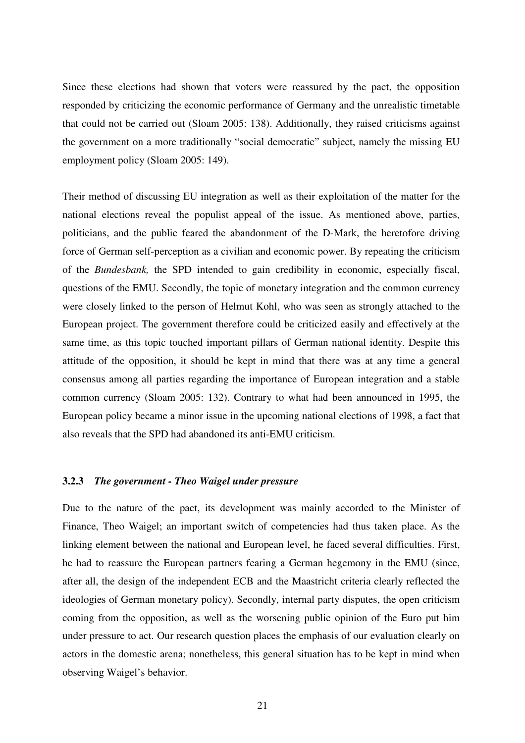Since these elections had shown that voters were reassured by the pact, the opposition responded by criticizing the economic performance of Germany and the unrealistic timetable that could not be carried out (Sloam 2005: 138). Additionally, they raised criticisms against the government on a more traditionally "social democratic" subject, namely the missing EU employment policy (Sloam 2005: 149).

Their method of discussing EU integration as well as their exploitation of the matter for the national elections reveal the populist appeal of the issue. As mentioned above, parties, politicians, and the public feared the abandonment of the D-Mark, the heretofore driving force of German self-perception as a civilian and economic power. By repeating the criticism of the *Bundesbank,* the SPD intended to gain credibility in economic, especially fiscal, questions of the EMU. Secondly, the topic of monetary integration and the common currency were closely linked to the person of Helmut Kohl, who was seen as strongly attached to the European project. The government therefore could be criticized easily and effectively at the same time, as this topic touched important pillars of German national identity. Despite this attitude of the opposition, it should be kept in mind that there was at any time a general consensus among all parties regarding the importance of European integration and a stable common currency (Sloam 2005: 132). Contrary to what had been announced in 1995, the European policy became a minor issue in the upcoming national elections of 1998, a fact that also reveals that the SPD had abandoned its anti-EMU criticism.

### 3.2.3 *The government - Theo Waigel under pressure*

Due to the nature of the pact, its development was mainly accorded to the Minister of Finance, Theo Waigel; an important switch of competencies had thus taken place. As the linking element between the national and European level, he faced several difficulties. First, he had to reassure the European partners fearing a German hegemony in the EMU (since, after all, the design of the independent ECB and the Maastricht criteria clearly reflected the ideologies of German monetary policy). Secondly, internal party disputes, the open criticism coming from the opposition, as well as the worsening public opinion of the Euro put him under pressure to act. Our research question places the emphasis of our evaluation clearly on actors in the domestic arena; nonetheless, this general situation has to be kept in mind when observing Waigel's behavior.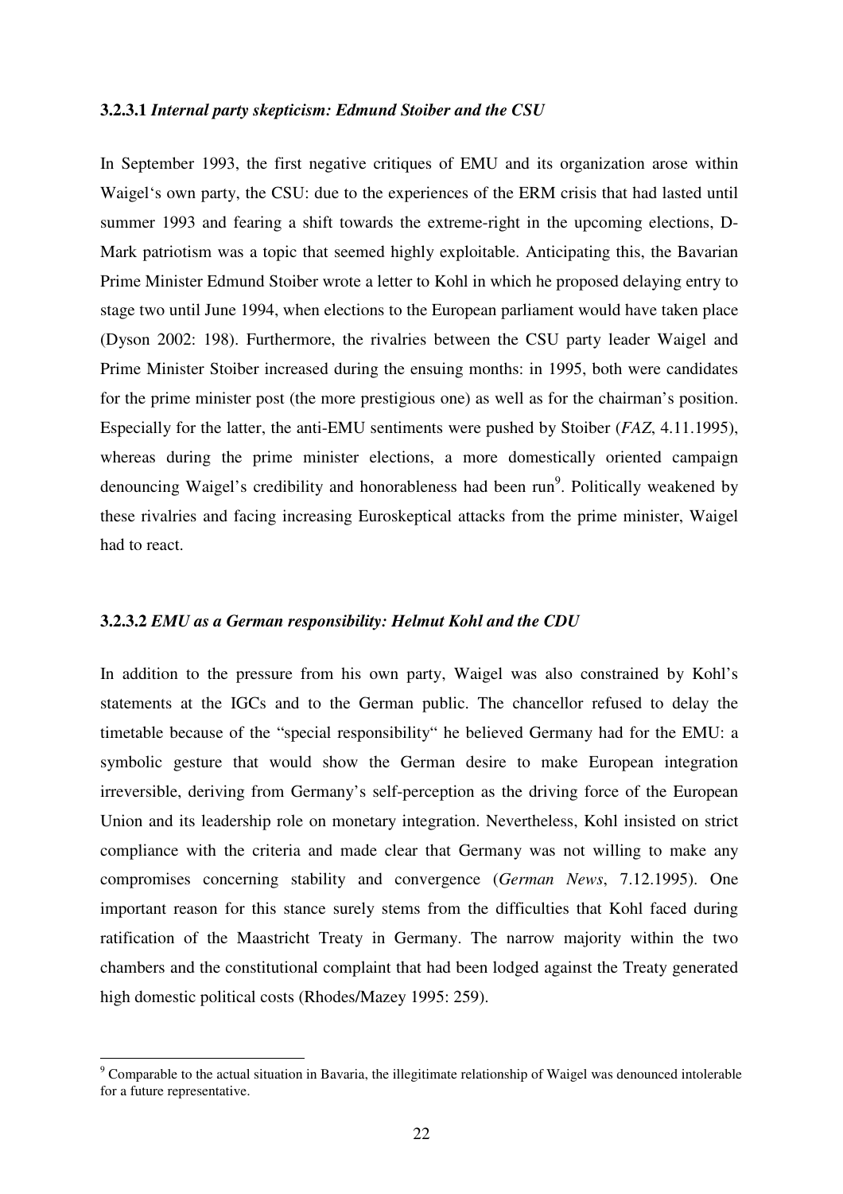#### 3.2.3.1 *Internal party skepticism: Edmund Stoiber and the CSU*

In September 1993, the first negative critiques of EMU and its organization arose within Waigel's own party, the CSU: due to the experiences of the ERM crisis that had lasted until summer 1993 and fearing a shift towards the extreme-right in the upcoming elections, D-Mark patriotism was a topic that seemed highly exploitable. Anticipating this, the Bavarian Prime Minister Edmund Stoiber wrote a letter to Kohl in which he proposed delaying entry to stage two until June 1994, when elections to the European parliament would have taken place (Dyson 2002: 198). Furthermore, the rivalries between the CSU party leader Waigel and Prime Minister Stoiber increased during the ensuing months: in 1995, both were candidates for the prime minister post (the more prestigious one) as well as for the chairman's position. Especially for the latter, the anti-EMU sentiments were pushed by Stoiber (*FAZ*, 4.11.1995), whereas during the prime minister elections, a more domestically oriented campaign denouncing Waigel's credibility and honorableness had been run[9]. Politically weakened by these rivalries and facing increasing Euroskeptical attacks from the prime minister, Waigel had to react.

#### 3.2.3.2 *EMU as a German responsibility: Helmut Kohl and the CDU*

In addition to the pressure from his own party, Waigel was also constrained by Kohl's statements at the IGCs and to the German public. The chancellor refused to delay the timetable because of the "special responsibility" he believed Germany had for the EMU: a symbolic gesture that would show the German desire to make European integration irreversible, deriving from Germany's self-perception as the driving force of the European Union and its leadership role on monetary integration. Nevertheless, Kohl insisted on strict compliance with the criteria and made clear that Germany was not willing to make any compromises concerning stability and convergence (*German News*, 7.12.1995). One important reason for this stance surely stems from the difficulties that Kohl faced during ratification of the Maastricht Treaty in Germany. The narrow majority within the two chambers and the constitutional complaint that had been lodged against the Treaty generated high domestic political costs (Rhodes/Mazey 1995: 259).

---

[9] Comparable to the actual situation in Bavaria, the illegitimate relationship of Waigel was denounced intolerable for a future representative.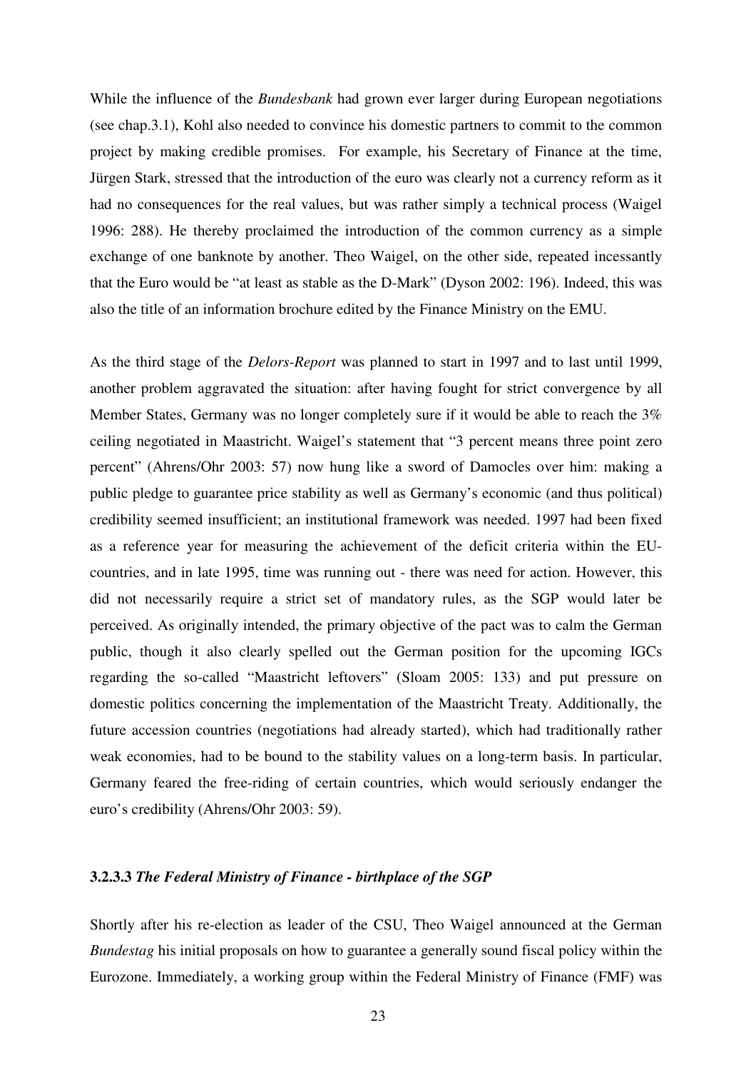While the influence of the *Bundesbank* had grown ever larger during European negotiations (see chap.3.1), Kohl also needed to convince his domestic partners to commit to the common project by making credible promises. For example, his Secretary of Finance at the time, Jürgen Stark, stressed that the introduction of the euro was clearly not a currency reform as it had no consequences for the real values, but was rather simply a technical process (Waigel 1996: 288). He thereby proclaimed the introduction of the common currency as a simple exchange of one banknote by another. Theo Waigel, on the other side, repeated incessantly that the Euro would be "at least as stable as the D-Mark" (Dyson 2002: 196). Indeed, this was also the title of an information brochure edited by the Finance Ministry on the EMU.

As the third stage of the *Delors-Report* was planned to start in 1997 and to last until 1999, another problem aggravated the situation: after having fought for strict convergence by all Member States, Germany was no longer completely sure if it would be able to reach the 3% ceiling negotiated in Maastricht. Waigel's statement that "3 percent means three point zero percent" (Ahrens/Ohr 2003: 57) now hung like a sword of Damocles over him: making a public pledge to guarantee price stability as well as Germany's economic (and thus political) credibility seemed insufficient; an institutional framework was needed. 1997 had been fixed as a reference year for measuring the achievement of the deficit criteria within the EU-countries, and in late 1995, time was running out - there was need for action. However, this did not necessarily require a strict set of mandatory rules, as the SGP would later be perceived. As originally intended, the primary objective of the pact was to calm the German public, though it also clearly spelled out the German position for the upcoming IGCs regarding the so-called "Maastricht leftovers" (Sloam 2005: 133) and put pressure on domestic politics concerning the implementation of the Maastricht Treaty. Additionally, the future accession countries (negotiations had already started), which had traditionally rather weak economies, had to be bound to the stability values on a long-term basis. In particular, Germany feared the free-riding of certain countries, which would seriously endanger the euro's credibility (Ahrens/Ohr 2003: 59).

#### 3.2.3.3 *The Federal Ministry of Finance - birthplace of the SGP*

Shortly after his re-election as leader of the CSU, Theo Waigel announced at the German *Bundestag* his initial proposals on how to guarantee a generally sound fiscal policy within the Eurozone. Immediately, a working group within the Federal Ministry of Finance (FMF) was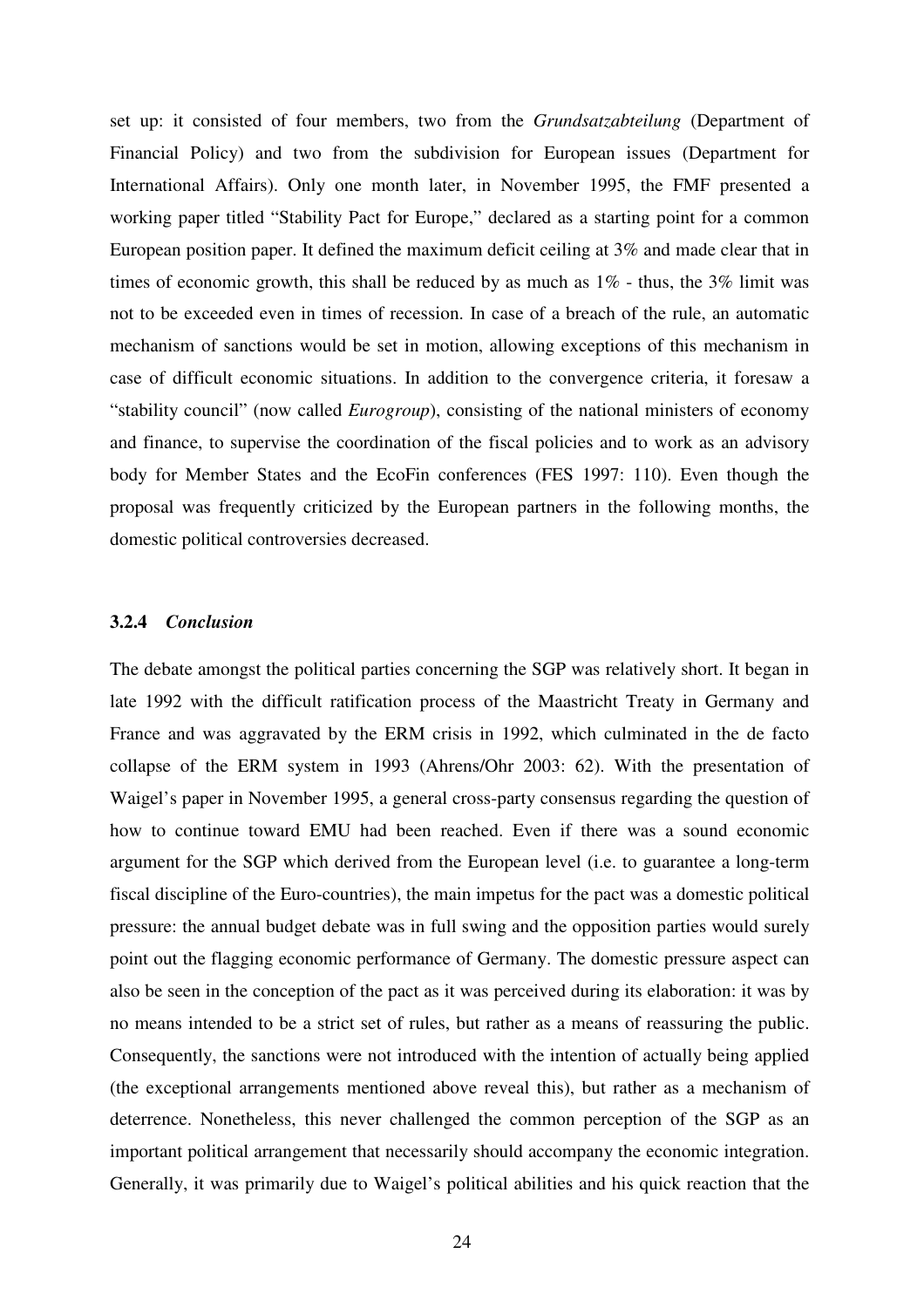set up: it consisted of four members, two from the *Grundsatzabteilung* (Department of Financial Policy) and two from the subdivision for European issues (Department for International Affairs). Only one month later, in November 1995, the FMF presented a working paper titled "Stability Pact for Europe," declared as a starting point for a common European position paper. It defined the maximum deficit ceiling at 3% and made clear that in times of economic growth, this shall be reduced by as much as 1% - thus, the 3% limit was not to be exceeded even in times of recession. In case of a breach of the rule, an automatic mechanism of sanctions would be set in motion, allowing exceptions of this mechanism in case of difficult economic situations. In addition to the convergence criteria, it foresaw a "stability council" (now called *Eurogroup*), consisting of the national ministers of economy and finance, to supervise the coordination of the fiscal policies and to work as an advisory body for Member States and the EcoFin conferences (FES 1997: 110). Even though the proposal was frequently criticized by the European partners in the following months, the domestic political controversies decreased.

### 3.2.4 *Conclusion*

The debate amongst the political parties concerning the SGP was relatively short. It began in late 1992 with the difficult ratification process of the Maastricht Treaty in Germany and France and was aggravated by the ERM crisis in 1992, which culminated in the de facto collapse of the ERM system in 1993 (Ahrens/Ohr 2003: 62). With the presentation of Waigel's paper in November 1995, a general cross-party consensus regarding the question of how to continue toward EMU had been reached. Even if there was a sound economic argument for the SGP which derived from the European level (i.e. to guarantee a long-term fiscal discipline of the Euro-countries), the main impetus for the pact was a domestic political pressure: the annual budget debate was in full swing and the opposition parties would surely point out the flagging economic performance of Germany. The domestic pressure aspect can also be seen in the conception of the pact as it was perceived during its elaboration: it was by no means intended to be a strict set of rules, but rather as a means of reassuring the public. Consequently, the sanctions were not introduced with the intention of actually being applied (the exceptional arrangements mentioned above reveal this), but rather as a mechanism of deterrence. Nonetheless, this never challenged the common perception of the SGP as an important political arrangement that necessarily should accompany the economic integration. Generally, it was primarily due to Waigel's political abilities and his quick reaction that the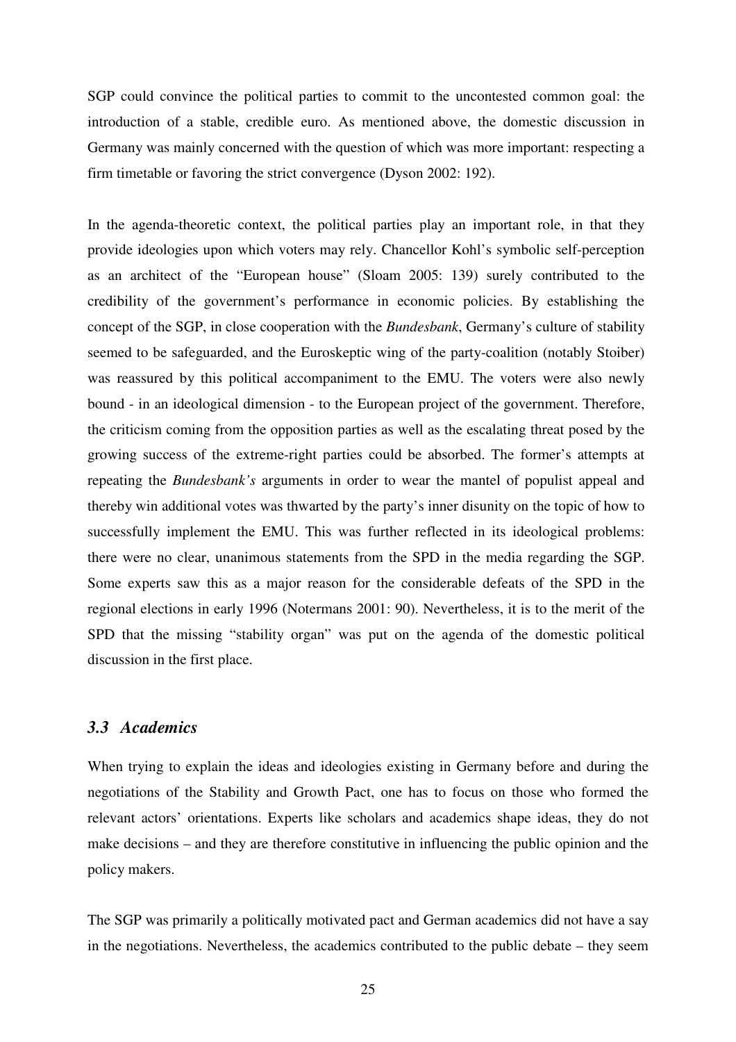SGP could convince the political parties to commit to the uncontested common goal: the introduction of a stable, credible euro. As mentioned above, the domestic discussion in Germany was mainly concerned with the question of which was more important: respecting a firm timetable or favoring the strict convergence (Dyson 2002: 192).

In the agenda-theoretic context, the political parties play an important role, in that they provide ideologies upon which voters may rely. Chancellor Kohl's symbolic self-perception as an architect of the "European house" (Sloam 2005: 139) surely contributed to the credibility of the government's performance in economic policies. By establishing the concept of the SGP, in close cooperation with the *Bundesbank*, Germany's culture of stability seemed to be safeguarded, and the Euroskeptic wing of the party-coalition (notably Stoiber) was reassured by this political accompaniment to the EMU. The voters were also newly bound - in an ideological dimension - to the European project of the government. Therefore, the criticism coming from the opposition parties as well as the escalating threat posed by the growing success of the extreme-right parties could be absorbed. The former's attempts at repeating the *Bundesbank's* arguments in order to wear the mantel of populist appeal and thereby win additional votes was thwarted by the party's inner disunity on the topic of how to successfully implement the EMU. This was further reflected in its ideological problems: there were no clear, unanimous statements from the SPD in the media regarding the SGP. Some experts saw this as a major reason for the considerable defeats of the SPD in the regional elections in early 1996 (Notermans 2001: 90). Nevertheless, it is to the merit of the SPD that the missing "stability organ" was put on the agenda of the domestic political discussion in the first place.

### *3.3 Academics*

When trying to explain the ideas and ideologies existing in Germany before and during the negotiations of the Stability and Growth Pact, one has to focus on those who formed the relevant actors' orientations. Experts like scholars and academics shape ideas, they do not make decisions – and they are therefore constitutive in influencing the public opinion and the policy makers.

The SGP was primarily a politically motivated pact and German academics did not have a say in the negotiations. Nevertheless, the academics contributed to the public debate – they seem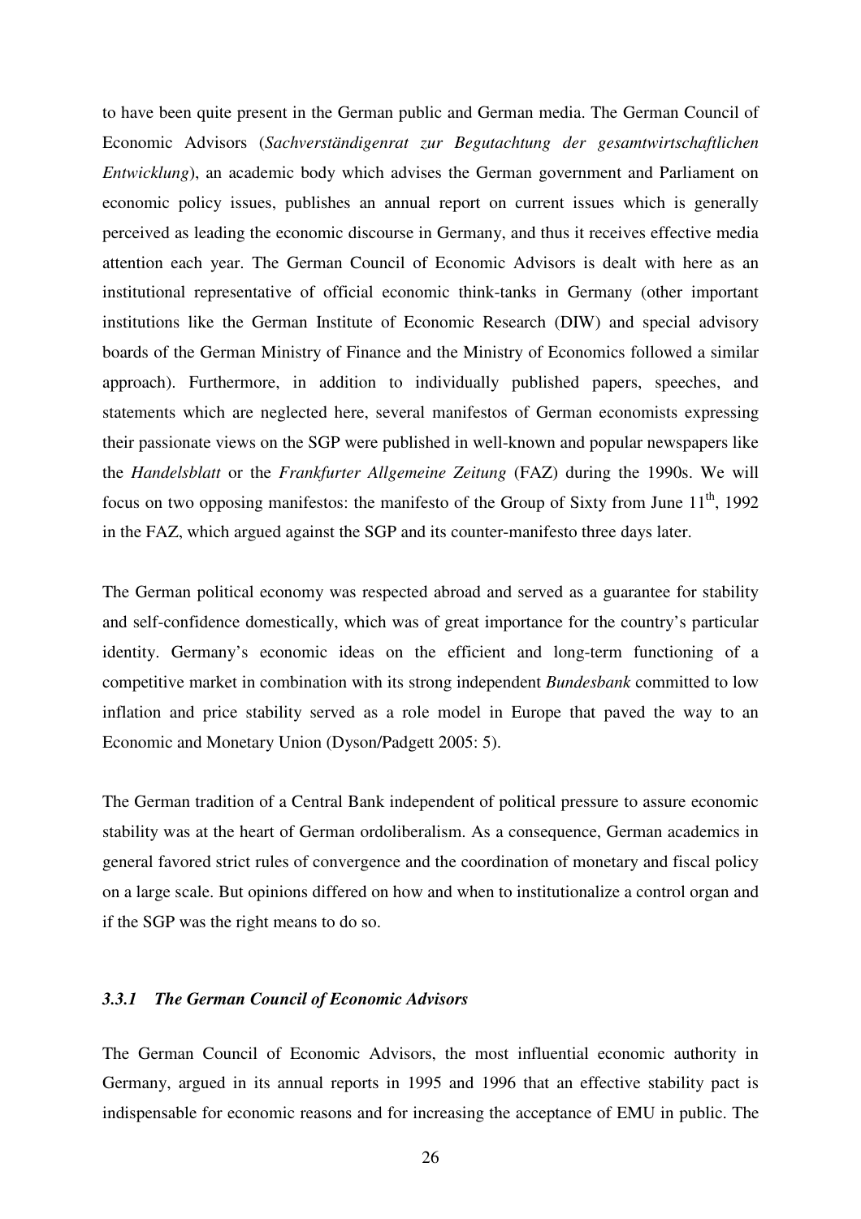to have been quite present in the German public and German media. The German Council of Economic Advisors (*Sachverständigenrat zur Begutachtung der gesamtwirtschaftlichen Entwicklung*), an academic body which advises the German government and Parliament on economic policy issues, publishes an annual report on current issues which is generally perceived as leading the economic discourse in Germany, and thus it receives effective media attention each year. The German Council of Economic Advisors is dealt with here as an institutional representative of official economic think-tanks in Germany (other important institutions like the German Institute of Economic Research (DIW) and special advisory boards of the German Ministry of Finance and the Ministry of Economics followed a similar approach). Furthermore, in addition to individually published papers, speeches, and statements which are neglected here, several manifestos of German economists expressing their passionate views on the SGP were published in well-known and popular newspapers like the *Handelsblatt* or the *Frankfurter Allgemeine Zeitung* (FAZ) during the 1990s. We will focus on two opposing manifestos: the manifesto of the Group of Sixty from June 11th, 1992 in the FAZ, which argued against the SGP and its counter-manifesto three days later.

The German political economy was respected abroad and served as a guarantee for stability and self-confidence domestically, which was of great importance for the country's particular identity. Germany's economic ideas on the efficient and long-term functioning of a competitive market in combination with its strong independent *Bundesbank* committed to low inflation and price stability served as a role model in Europe that paved the way to an Economic and Monetary Union (Dyson/Padgett 2005: 5).

The German tradition of a Central Bank independent of political pressure to assure economic stability was at the heart of German ordoliberalism. As a consequence, German academics in general favored strict rules of convergence and the coordination of monetary and fiscal policy on a large scale. But opinions differed on how and when to institutionalize a control organ and if the SGP was the right means to do so.

### *3.3.1 The German Council of Economic Advisors*

The German Council of Economic Advisors, the most influential economic authority in Germany, argued in its annual reports in 1995 and 1996 that an effective stability pact is indispensable for economic reasons and for increasing the acceptance of EMU in public. The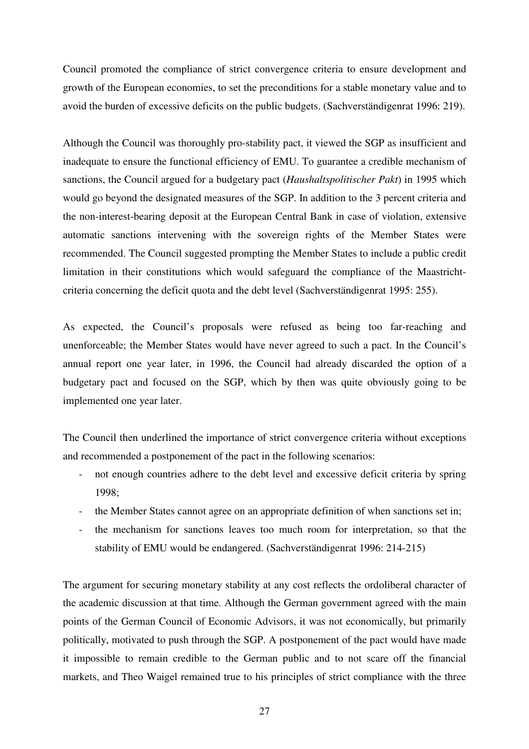Council promoted the compliance of strict convergence criteria to ensure development and growth of the European economies, to set the preconditions for a stable monetary value and to avoid the burden of excessive deficits on the public budgets. (Sachverständigenrat 1996: 219).

Although the Council was thoroughly pro-stability pact, it viewed the SGP as insufficient and inadequate to ensure the functional efficiency of EMU. To guarantee a credible mechanism of sanctions, the Council argued for a budgetary pact (*Haushaltspolitischer Pakt*) in 1995 which would go beyond the designated measures of the SGP. In addition to the 3 percent criteria and the non-interest-bearing deposit at the European Central Bank in case of violation, extensive automatic sanctions intervening with the sovereign rights of the Member States were recommended. The Council suggested prompting the Member States to include a public credit limitation in their constitutions which would safeguard the compliance of the Maastricht-criteria concerning the deficit quota and the debt level (Sachverständigenrat 1995: 255).

As expected, the Council's proposals were refused as being too far-reaching and unenforceable; the Member States would have never agreed to such a pact. In the Council's annual report one year later, in 1996, the Council had already discarded the option of a budgetary pact and focused on the SGP, which by then was quite obviously going to be implemented one year later.

The Council then underlined the importance of strict convergence criteria without exceptions and recommended a postponement of the pact in the following scenarios:

- not enough countries adhere to the debt level and excessive deficit criteria by spring 1998;
- the Member States cannot agree on an appropriate definition of when sanctions set in;
- the mechanism for sanctions leaves too much room for interpretation, so that the stability of EMU would be endangered. (Sachverständigenrat 1996: 214-215)

The argument for securing monetary stability at any cost reflects the ordoliberal character of the academic discussion at that time. Although the German government agreed with the main points of the German Council of Economic Advisors, it was not economically, but primarily politically, motivated to push through the SGP. A postponement of the pact would have made it impossible to remain credible to the German public and to not scare off the financial markets, and Theo Waigel remained true to his principles of strict compliance with the three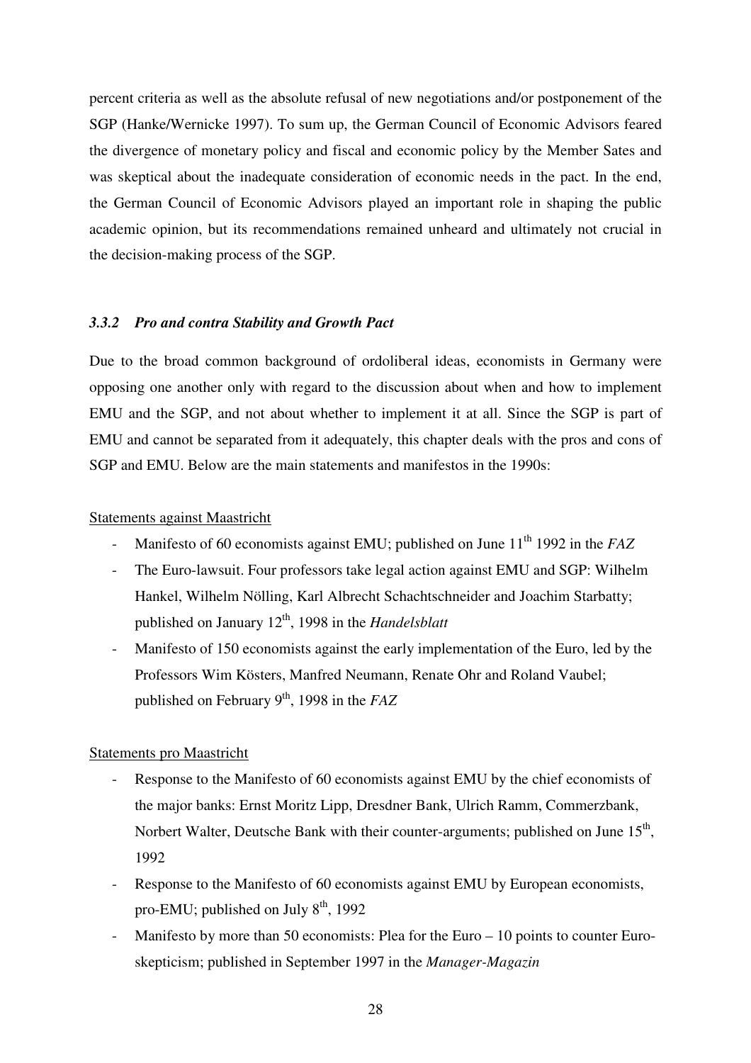percent criteria as well as the absolute refusal of new negotiations and/or postponement of the SGP (Hanke/Wernicke 1997). To sum up, the German Council of Economic Advisors feared the divergence of monetary policy and fiscal and economic policy by the Member Sates and was skeptical about the inadequate consideration of economic needs in the pact. In the end, the German Council of Economic Advisors played an important role in shaping the public academic opinion, but its recommendations remained unheard and ultimately not crucial in the decision-making process of the SGP.

### *3.3.2 Pro and contra Stability and Growth Pact*

Due to the broad common background of ordoliberal ideas, economists in Germany were opposing one another only with regard to the discussion about when and how to implement EMU and the SGP, and not about whether to implement it at all. Since the SGP is part of EMU and cannot be separated from it adequately, this chapter deals with the pros and cons of SGP and EMU. Below are the main statements and manifestos in the 1990s:

<u>Statements against Maastricht</u>

- Manifesto of 60 economists against EMU; published on June 11th 1992 in the *FAZ*
- The Euro-lawsuit. Four professors take legal action against EMU and SGP: Wilhelm Hankel, Wilhelm Nölling, Karl Albrecht Schachtschneider and Joachim Starbatty; published on January 12th, 1998 in the *Handelsblatt*
- Manifesto of 150 economists against the early implementation of the Euro, led by the Professors Wim Kösters, Manfred Neumann, Renate Ohr and Roland Vaubel; published on February 9th, 1998 in the *FAZ*

<u>Statements pro Maastricht</u>

- Response to the Manifesto of 60 economists against EMU by the chief economists of the major banks: Ernst Moritz Lipp, Dresdner Bank, Ulrich Ramm, Commerzbank, Norbert Walter, Deutsche Bank with their counter-arguments; published on June 15th, 1992
- Response to the Manifesto of 60 economists against EMU by European economists, pro-EMU; published on July 8th, 1992
- Manifesto by more than 50 economists: Plea for the Euro – 10 points to counter Euro-skepticism; published in September 1997 in the *Manager-Magazin*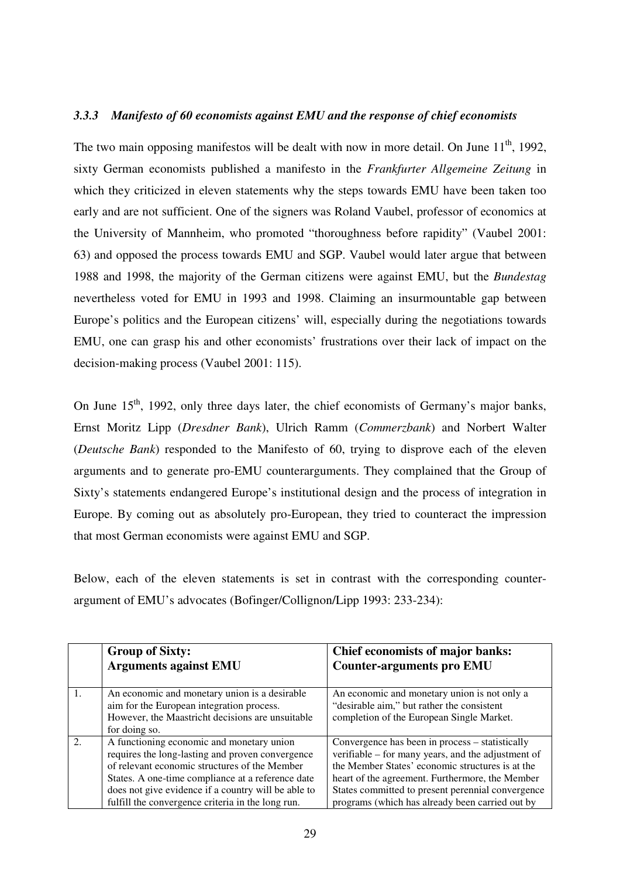### *3.3.3 Manifesto of 60 economists against EMU and the response of chief economists*

The two main opposing manifestos will be dealt with now in more detail. On June 11th, 1992, sixty German economists published a manifesto in the *Frankfurter Allgemeine Zeitung* in which they criticized in eleven statements why the steps towards EMU have been taken too early and are not sufficient. One of the signers was Roland Vaubel, professor of economics at the University of Mannheim, who promoted "thoroughness before rapidity" (Vaubel 2001: 63) and opposed the process towards EMU and SGP. Vaubel would later argue that between 1988 and 1998, the majority of the German citizens were against EMU, but the *Bundestag* nevertheless voted for EMU in 1993 and 1998. Claiming an insurmountable gap between Europe's politics and the European citizens' will, especially during the negotiations towards EMU, one can grasp his and other economists' frustrations over their lack of impact on the decision-making process (Vaubel 2001: 115).

On June 15th, 1992, only three days later, the chief economists of Germany's major banks, Ernst Moritz Lipp (*Dresdner Bank*), Ulrich Ramm (*Commerzbank*) and Norbert Walter (*Deutsche Bank*) responded to the Manifesto of 60, trying to disprove each of the eleven arguments and to generate pro-EMU counterarguments. They complained that the Group of Sixty's statements endangered Europe's institutional design and the process of integration in Europe. By coming out as absolutely pro-European, they tried to counteract the impression that most German economists were against EMU and SGP.

Below, each of the eleven statements is set in contrast with the corresponding counter-argument of EMU's advocates (Bofinger/Collignon/Lipp 1993: 233-234):

| | **Group of Sixty: Arguments against EMU** | **Chief economists of major banks: Counter-arguments pro EMU** |
|---|---|---|
| 1. | An economic and monetary union is a desirable aim for the European integration process. However, the Maastricht decisions are unsuitable for doing so. | An economic and monetary union is not only a "desirable aim," but rather the consistent completion of the European Single Market. |
| 2. | A functioning economic and monetary union requires the long-lasting and proven convergence of relevant economic structures of the Member States. A one-time compliance at a reference date does not give evidence if a country will be able to fulfill the convergence criteria in the long run. | Convergence has been in process – statistically verifiable – for many years, and the adjustment of the Member States' economic structures is at the heart of the agreement. Furthermore, the Member States committed to present perennial convergence programs (which has already been carried out by |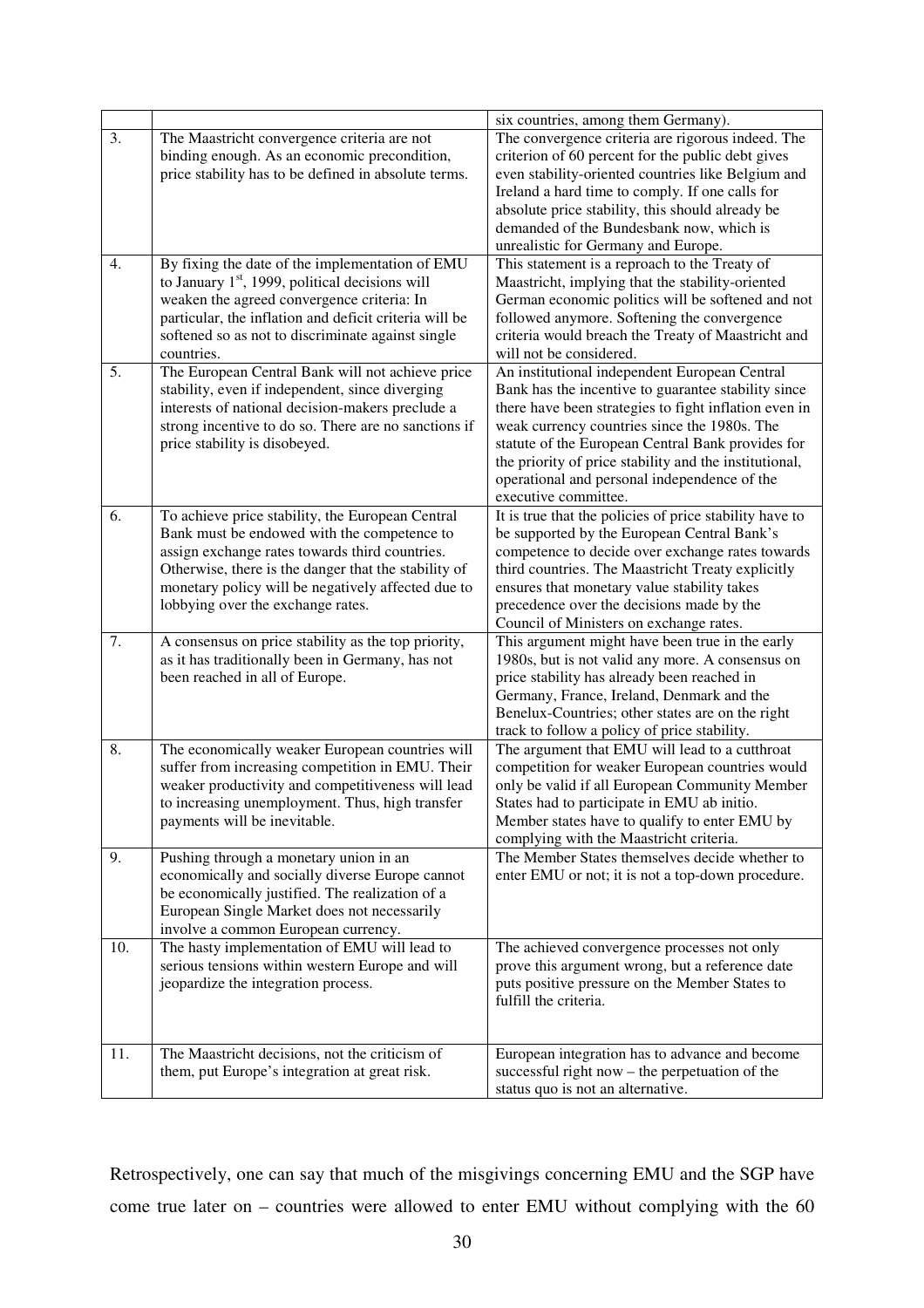| | | |
|---|---|---|
| | | six countries, among them Germany). |
| 3. | The Maastricht convergence criteria are not binding enough. As an economic precondition, price stability has to be defined in absolute terms. | The convergence criteria are rigorous indeed. The criterion of 60 percent for the public debt gives even stability-oriented countries like Belgium and Ireland a hard time to comply. If one calls for absolute price stability, this should already be demanded of the Bundesbank now, which is unrealistic for Germany and Europe. |
| 4. | By fixing the date of the implementation of EMU to January 1st, 1999, political decisions will weaken the agreed convergence criteria: In particular, the inflation and deficit criteria will be softened so as not to discriminate against single countries. | This statement is a reproach to the Treaty of Maastricht, implying that the stability-oriented German economic politics will be softened and not followed anymore. Softening the convergence criteria would breach the Treaty of Maastricht and will not be considered. |
| 5. | The European Central Bank will not achieve price stability, even if independent, since diverging interests of national decision-makers preclude a strong incentive to do so. There are no sanctions if price stability is disobeyed. | An institutional independent European Central Bank has the incentive to guarantee stability since there have been strategies to fight inflation even in weak currency countries since the 1980s. The statute of the European Central Bank provides for the priority of price stability and the institutional, operational and personal independence of the executive committee. |
| 6. | To achieve price stability, the European Central Bank must be endowed with the competence to assign exchange rates towards third countries. Otherwise, there is the danger that the stability of monetary policy will be negatively affected due to lobbying over the exchange rates. | It is true that the policies of price stability have to be supported by the European Central Bank's competence to decide over exchange rates towards third countries. The Maastricht Treaty explicitly ensures that monetary value stability takes precedence over the decisions made by the Council of Ministers on exchange rates. |
| 7. | A consensus on price stability as the top priority, as it has traditionally been in Germany, has not been reached in all of Europe. | This argument might have been true in the early 1980s, but is not valid any more. A consensus on price stability has already been reached in Germany, France, Ireland, Denmark and the Benelux-Countries; other states are on the right track to follow a policy of price stability. |
| 8. | The economically weaker European countries will suffer from increasing competition in EMU. Their weaker productivity and competitiveness will lead to increasing unemployment. Thus, high transfer payments will be inevitable. | The argument that EMU will lead to a cutthroat competition for weaker European countries would only be valid if all European Community Member States had to participate in EMU ab initio. Member states have to qualify to enter EMU by complying with the Maastricht criteria. |
| 9. | Pushing through a monetary union in an economically and socially diverse Europe cannot be economically justified. The realization of a European Single Market does not necessarily involve a common European currency. | The Member States themselves decide whether to enter EMU or not; it is not a top-down procedure. |
| 10. | The hasty implementation of EMU will lead to serious tensions within western Europe and will jeopardize the integration process. | The achieved convergence processes not only prove this argument wrong, but a reference date puts positive pressure on the Member States to fulfill the criteria. |
| 11. | The Maastricht decisions, not the criticism of them, put Europe's integration at great risk. | European integration has to advance and become successful right now – the perpetuation of the status quo is not an alternative. |

Retrospectively, one can say that much of the misgivings concerning EMU and the SGP have come true later on – countries were allowed to enter EMU without complying with the 60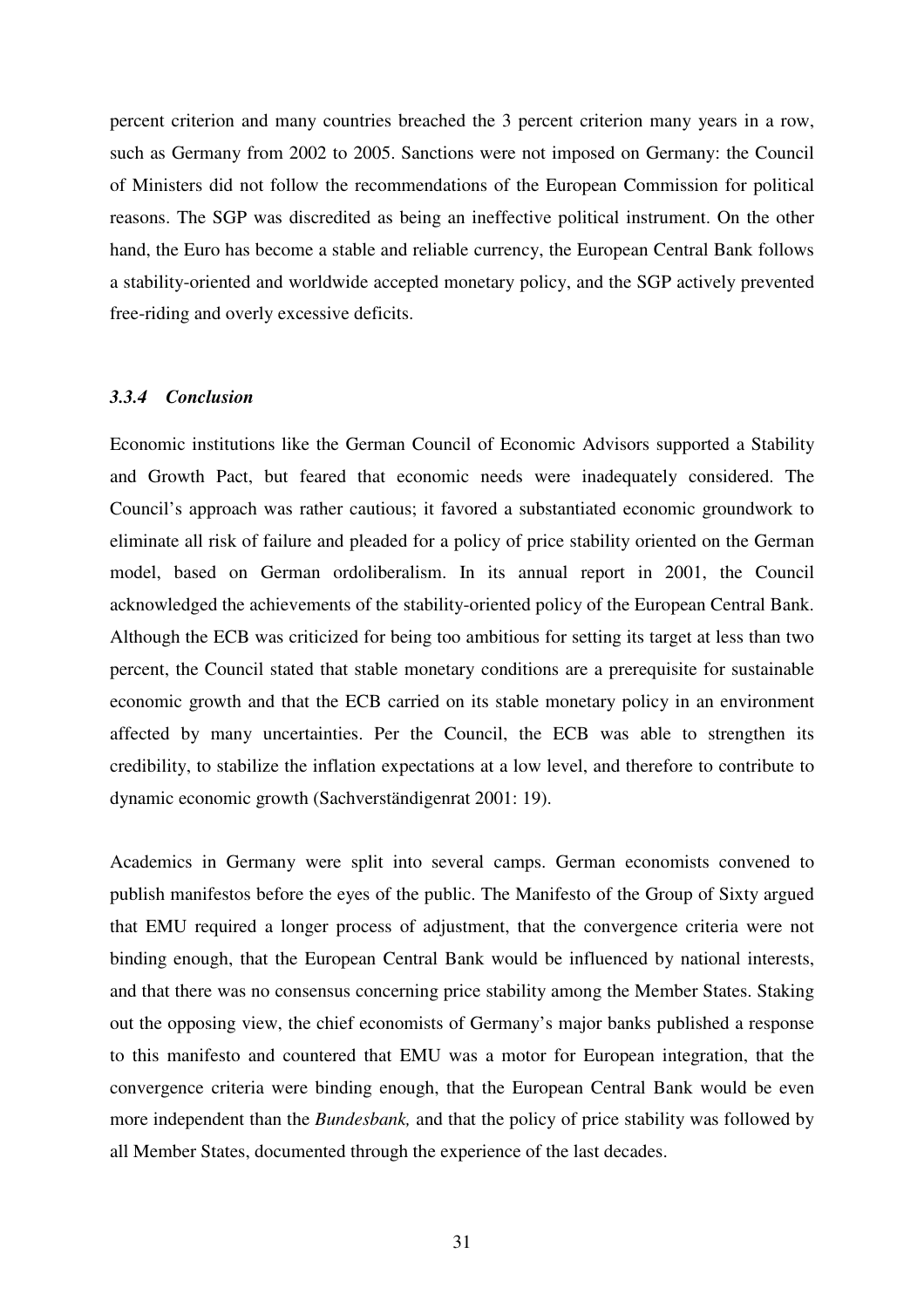percent criterion and many countries breached the 3 percent criterion many years in a row, such as Germany from 2002 to 2005. Sanctions were not imposed on Germany: the Council of Ministers did not follow the recommendations of the European Commission for political reasons. The SGP was discredited as being an ineffective political instrument. On the other hand, the Euro has become a stable and reliable currency, the European Central Bank follows a stability-oriented and worldwide accepted monetary policy, and the SGP actively prevented free-riding and overly excessive deficits.

### *3.3.4 Conclusion*

Economic institutions like the German Council of Economic Advisors supported a Stability and Growth Pact, but feared that economic needs were inadequately considered. The Council's approach was rather cautious; it favored a substantiated economic groundwork to eliminate all risk of failure and pleaded for a policy of price stability oriented on the German model, based on German ordoliberalism. In its annual report in 2001, the Council acknowledged the achievements of the stability-oriented policy of the European Central Bank. Although the ECB was criticized for being too ambitious for setting its target at less than two percent, the Council stated that stable monetary conditions are a prerequisite for sustainable economic growth and that the ECB carried on its stable monetary policy in an environment affected by many uncertainties. Per the Council, the ECB was able to strengthen its credibility, to stabilize the inflation expectations at a low level, and therefore to contribute to dynamic economic growth (Sachverständigenrat 2001: 19).

Academics in Germany were split into several camps. German economists convened to publish manifestos before the eyes of the public. The Manifesto of the Group of Sixty argued that EMU required a longer process of adjustment, that the convergence criteria were not binding enough, that the European Central Bank would be influenced by national interests, and that there was no consensus concerning price stability among the Member States. Staking out the opposing view, the chief economists of Germany's major banks published a response to this manifesto and countered that EMU was a motor for European integration, that the convergence criteria were binding enough, that the European Central Bank would be even more independent than the *Bundesbank,* and that the policy of price stability was followed by all Member States, documented through the experience of the last decades.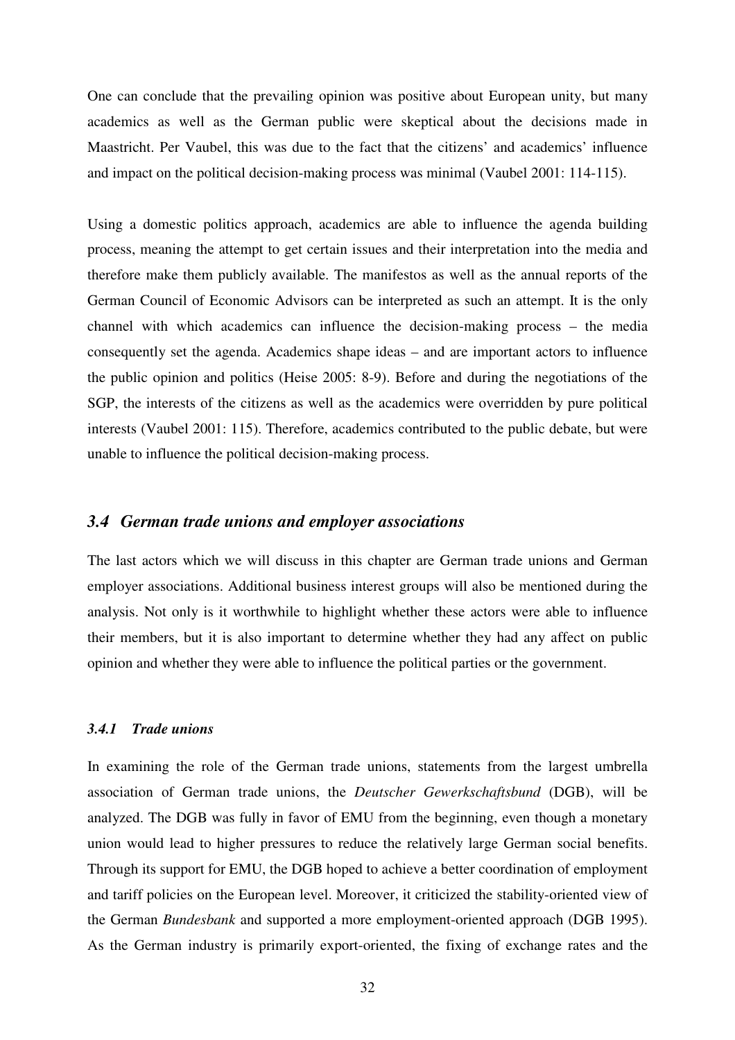One can conclude that the prevailing opinion was positive about European unity, but many academics as well as the German public were skeptical about the decisions made in Maastricht. Per Vaubel, this was due to the fact that the citizens' and academics' influence and impact on the political decision-making process was minimal (Vaubel 2001: 114-115).

Using a domestic politics approach, academics are able to influence the agenda building process, meaning the attempt to get certain issues and their interpretation into the media and therefore make them publicly available. The manifestos as well as the annual reports of the German Council of Economic Advisors can be interpreted as such an attempt. It is the only channel with which academics can influence the decision-making process – the media consequently set the agenda. Academics shape ideas – and are important actors to influence the public opinion and politics (Heise 2005: 8-9). Before and during the negotiations of the SGP, the interests of the citizens as well as the academics were overridden by pure political interests (Vaubel 2001: 115). Therefore, academics contributed to the public debate, but were unable to influence the political decision-making process.

## *3.4 German trade unions and employer associations*

The last actors which we will discuss in this chapter are German trade unions and German employer associations. Additional business interest groups will also be mentioned during the analysis. Not only is it worthwhile to highlight whether these actors were able to influence their members, but it is also important to determine whether they had any affect on public opinion and whether they were able to influence the political parties or the government.

### *3.4.1 Trade unions*

In examining the role of the German trade unions, statements from the largest umbrella association of German trade unions, the *Deutscher Gewerkschaftsbund* (DGB), will be analyzed. The DGB was fully in favor of EMU from the beginning, even though a monetary union would lead to higher pressures to reduce the relatively large German social benefits. Through its support for EMU, the DGB hoped to achieve a better coordination of employment and tariff policies on the European level. Moreover, it criticized the stability-oriented view of the German *Bundesbank* and supported a more employment-oriented approach (DGB 1995). As the German industry is primarily export-oriented, the fixing of exchange rates and the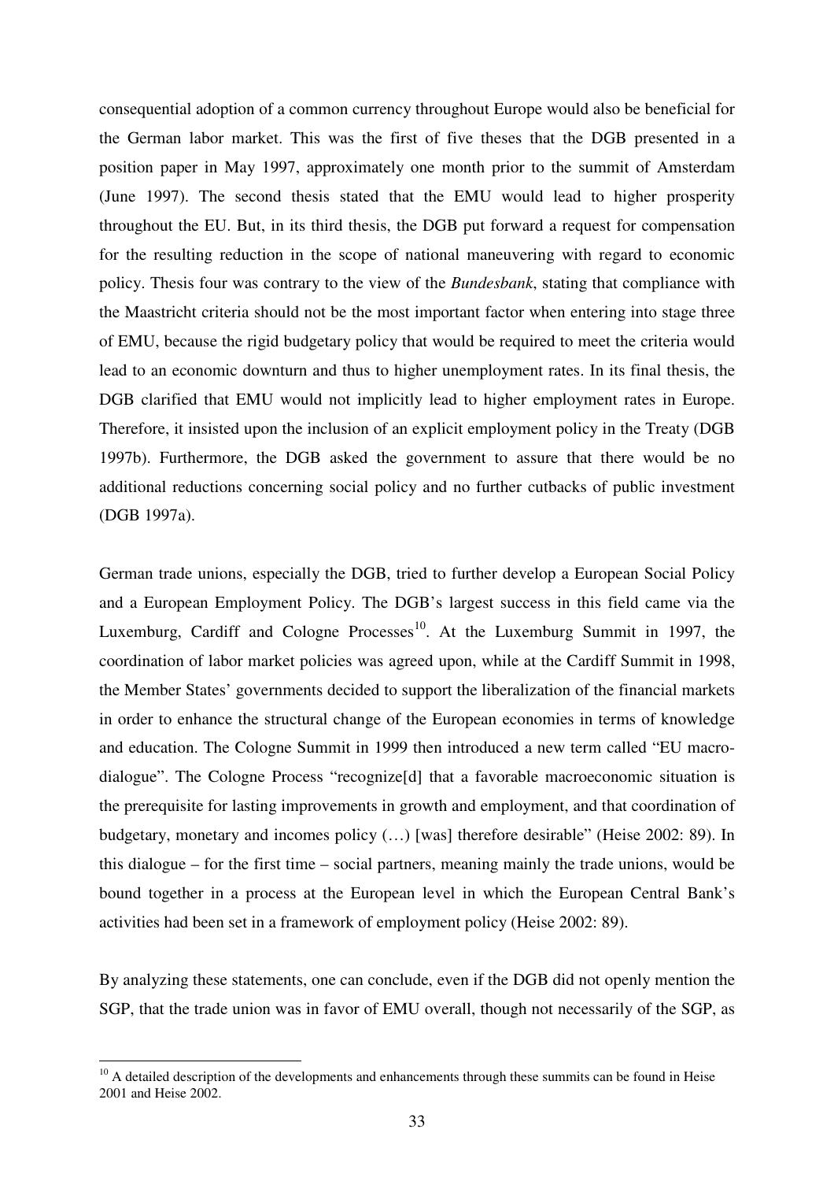consequential adoption of a common currency throughout Europe would also be beneficial for the German labor market. This was the first of five theses that the DGB presented in a position paper in May 1997, approximately one month prior to the summit of Amsterdam (June 1997). The second thesis stated that the EMU would lead to higher prosperity throughout the EU. But, in its third thesis, the DGB put forward a request for compensation for the resulting reduction in the scope of national maneuvering with regard to economic policy. Thesis four was contrary to the view of the *Bundesbank*, stating that compliance with the Maastricht criteria should not be the most important factor when entering into stage three of EMU, because the rigid budgetary policy that would be required to meet the criteria would lead to an economic downturn and thus to higher unemployment rates. In its final thesis, the DGB clarified that EMU would not implicitly lead to higher employment rates in Europe. Therefore, it insisted upon the inclusion of an explicit employment policy in the Treaty (DGB 1997b). Furthermore, the DGB asked the government to assure that there would be no additional reductions concerning social policy and no further cutbacks of public investment (DGB 1997a).

German trade unions, especially the DGB, tried to further develop a European Social Policy and a European Employment Policy. The DGB's largest success in this field came via the Luxemburg, Cardiff and Cologne Processes[10]. At the Luxemburg Summit in 1997, the coordination of labor market policies was agreed upon, while at the Cardiff Summit in 1998, the Member States' governments decided to support the liberalization of the financial markets in order to enhance the structural change of the European economies in terms of knowledge and education. The Cologne Summit in 1999 then introduced a new term called "EU macro-dialogue". The Cologne Process "recognize[d] that a favorable macroeconomic situation is the prerequisite for lasting improvements in growth and employment, and that coordination of budgetary, monetary and incomes policy (…) [was] therefore desirable" (Heise 2002: 89). In this dialogue – for the first time – social partners, meaning mainly the trade unions, would be bound together in a process at the European level in which the European Central Bank's activities had been set in a framework of employment policy (Heise 2002: 89).

By analyzing these statements, one can conclude, even if the DGB did not openly mention the SGP, that the trade union was in favor of EMU overall, though not necessarily of the SGP, as

[10] A detailed description of the developments and enhancements through these summits can be found in Heise 2001 and Heise 2002.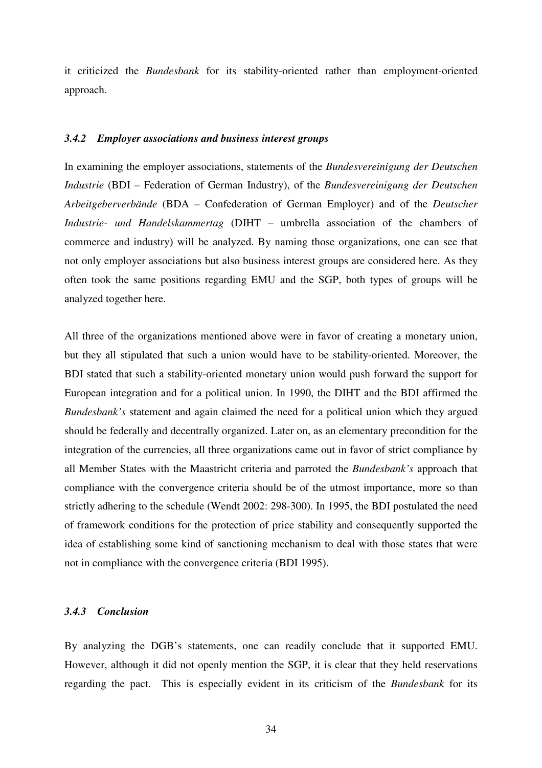it criticized the *Bundesbank* for its stability-oriented rather than employment-oriented approach.

### *3.4.2 Employer associations and business interest groups*

In examining the employer associations, statements of the *Bundesvereinigung der Deutschen Industrie* (BDI – Federation of German Industry), of the *Bundesvereinigung der Deutschen Arbeitgeberverbände* (BDA – Confederation of German Employer) and of the *Deutscher Industrie- und Handelskammertag* (DIHT – umbrella association of the chambers of commerce and industry) will be analyzed. By naming those organizations, one can see that not only employer associations but also business interest groups are considered here. As they often took the same positions regarding EMU and the SGP, both types of groups will be analyzed together here.

All three of the organizations mentioned above were in favor of creating a monetary union, but they all stipulated that such a union would have to be stability-oriented. Moreover, the BDI stated that such a stability-oriented monetary union would push forward the support for European integration and for a political union. In 1990, the DIHT and the BDI affirmed the *Bundesbank's* statement and again claimed the need for a political union which they argued should be federally and decentrally organized. Later on, as an elementary precondition for the integration of the currencies, all three organizations came out in favor of strict compliance by all Member States with the Maastricht criteria and parroted the *Bundesbank's* approach that compliance with the convergence criteria should be of the utmost importance, more so than strictly adhering to the schedule (Wendt 2002: 298-300). In 1995, the BDI postulated the need of framework conditions for the protection of price stability and consequently supported the idea of establishing some kind of sanctioning mechanism to deal with those states that were not in compliance with the convergence criteria (BDI 1995).

### *3.4.3 Conclusion*

By analyzing the DGB's statements, one can readily conclude that it supported EMU. However, although it did not openly mention the SGP, it is clear that they held reservations regarding the pact. This is especially evident in its criticism of the *Bundesbank* for its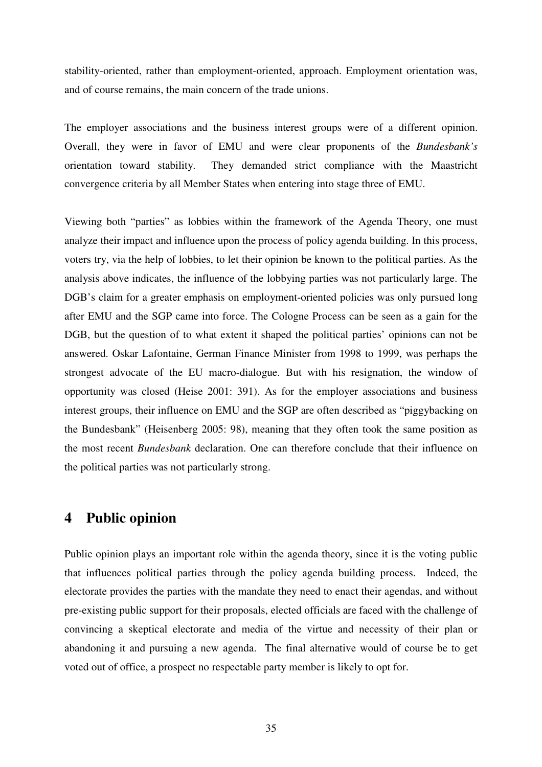stability-oriented, rather than employment-oriented, approach. Employment orientation was, and of course remains, the main concern of the trade unions.

The employer associations and the business interest groups were of a different opinion. Overall, they were in favor of EMU and were clear proponents of the *Bundesbank's* orientation toward stability. They demanded strict compliance with the Maastricht convergence criteria by all Member States when entering into stage three of EMU.

Viewing both "parties" as lobbies within the framework of the Agenda Theory, one must analyze their impact and influence upon the process of policy agenda building. In this process, voters try, via the help of lobbies, to let their opinion be known to the political parties. As the analysis above indicates, the influence of the lobbying parties was not particularly large. The DGB's claim for a greater emphasis on employment-oriented policies was only pursued long after EMU and the SGP came into force. The Cologne Process can be seen as a gain for the DGB, but the question of to what extent it shaped the political parties' opinions can not be answered. Oskar Lafontaine, German Finance Minister from 1998 to 1999, was perhaps the strongest advocate of the EU macro-dialogue. But with his resignation, the window of opportunity was closed (Heise 2001: 391). As for the employer associations and business interest groups, their influence on EMU and the SGP are often described as "piggybacking on the Bundesbank" (Heisenberg 2005: 98), meaning that they often took the same position as the most recent *Bundesbank* declaration. One can therefore conclude that their influence on the political parties was not particularly strong.

# 4 Public opinion

Public opinion plays an important role within the agenda theory, since it is the voting public that influences political parties through the policy agenda building process. Indeed, the electorate provides the parties with the mandate they need to enact their agendas, and without pre-existing public support for their proposals, elected officials are faced with the challenge of convincing a skeptical electorate and media of the virtue and necessity of their plan or abandoning it and pursuing a new agenda. The final alternative would of course be to get voted out of office, a prospect no respectable party member is likely to opt for.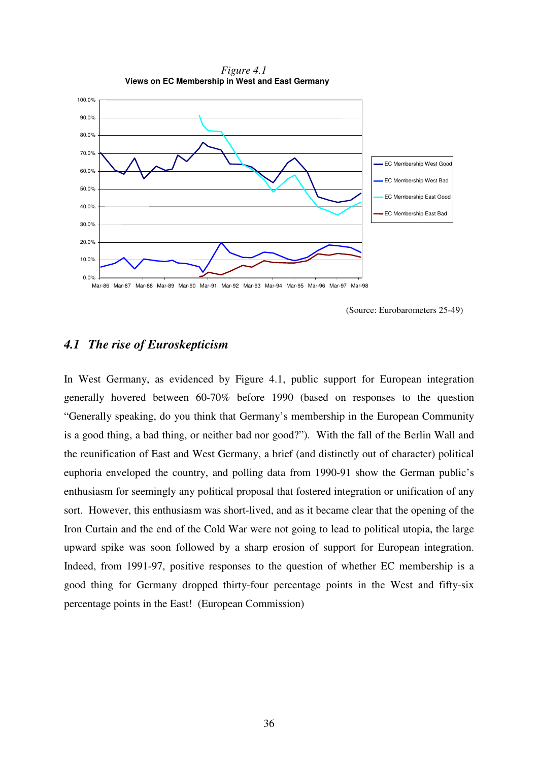*Figure 4.1*

**Views on EC Membership in West and East Germany**

(Source: Eurobarometers 25-49)

### *4.1 The rise of Euroskepticism*

In West Germany, as evidenced by Figure 4.1, public support for European integration generally hovered between 60-70% before 1990 (based on responses to the question "Generally speaking, do you think that Germany's membership in the European Community is a good thing, a bad thing, or neither bad nor good?"). With the fall of the Berlin Wall and the reunification of East and West Germany, a brief (and distinctly out of character) political euphoria enveloped the country, and polling data from 1990-91 show the German public's enthusiasm for seemingly any political proposal that fostered integration or unification of any sort. However, this enthusiasm was short-lived, and as it became clear that the opening of the Iron Curtain and the end of the Cold War were not going to lead to political utopia, the large upward spike was soon followed by a sharp erosion of support for European integration. Indeed, from 1991-97, positive responses to the question of whether EC membership is a good thing for Germany dropped thirty-four percentage points in the West and fifty-six percentage points in the East! (European Commission)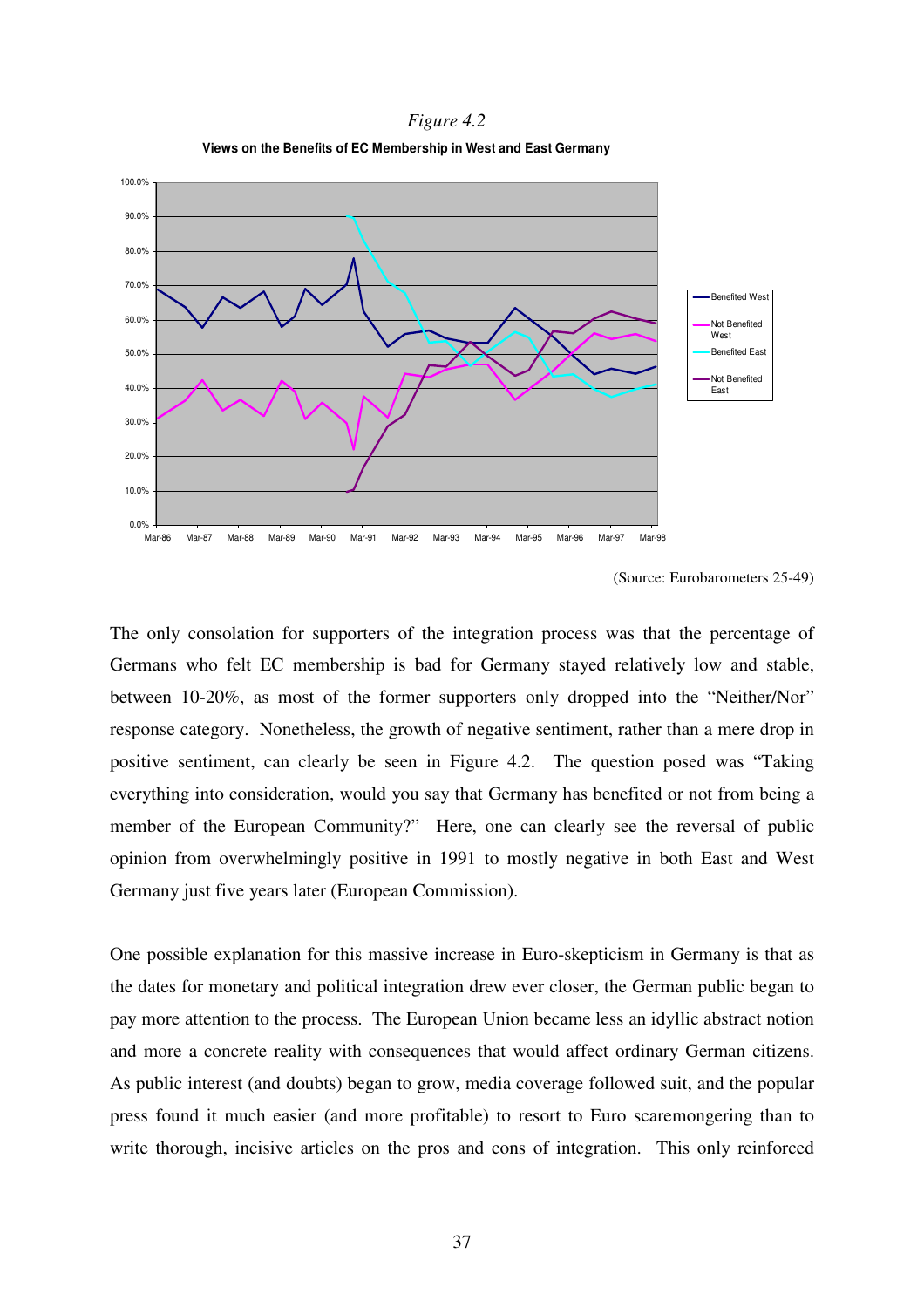*Figure 4.2*

**Views on the Benefits of EC Membership in West and East Germany**

(Source: Eurobarometers 25-49)

The only consolation for supporters of the integration process was that the percentage of Germans who felt EC membership is bad for Germany stayed relatively low and stable, between 10-20%, as most of the former supporters only dropped into the "Neither/Nor" response category. Nonetheless, the growth of negative sentiment, rather than a mere drop in positive sentiment, can clearly be seen in Figure 4.2. The question posed was "Taking everything into consideration, would you say that Germany has benefited or not from being a member of the European Community?" Here, one can clearly see the reversal of public opinion from overwhelmingly positive in 1991 to mostly negative in both East and West Germany just five years later (European Commission).

One possible explanation for this massive increase in Euro-skepticism in Germany is that as the dates for monetary and political integration drew ever closer, the German public began to pay more attention to the process. The European Union became less an idyllic abstract notion and more a concrete reality with consequences that would affect ordinary German citizens. As public interest (and doubts) began to grow, media coverage followed suit, and the popular press found it much easier (and more profitable) to resort to Euro scaremongering than to write thorough, incisive articles on the pros and cons of integration. This only reinforced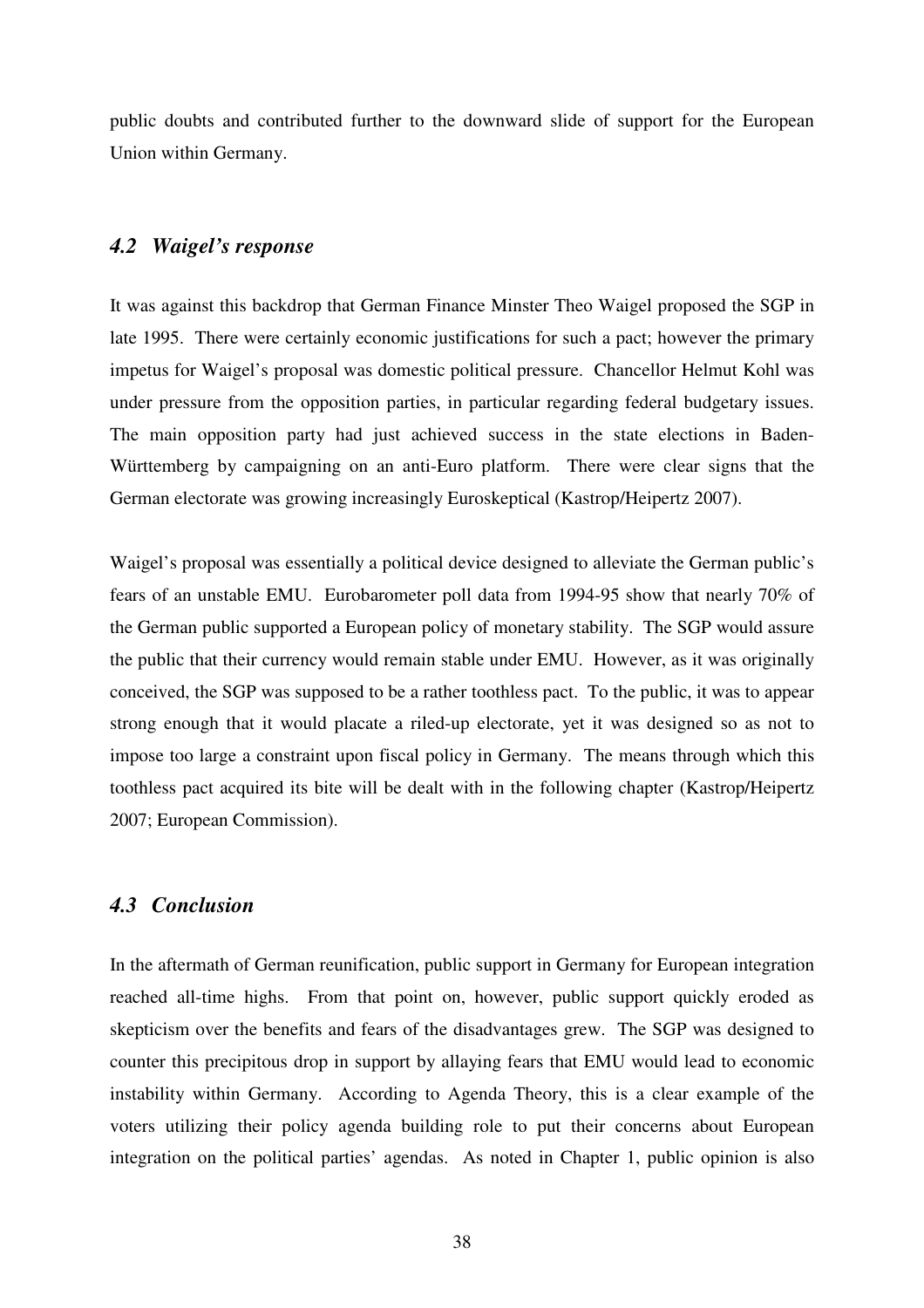public doubts and contributed further to the downward slide of support for the European Union within Germany.

### *4.2 Waigel's response*

It was against this backdrop that German Finance Minster Theo Waigel proposed the SGP in late 1995. There were certainly economic justifications for such a pact; however the primary impetus for Waigel's proposal was domestic political pressure. Chancellor Helmut Kohl was under pressure from the opposition parties, in particular regarding federal budgetary issues. The main opposition party had just achieved success in the state elections in Baden-Württemberg by campaigning on an anti-Euro platform. There were clear signs that the German electorate was growing increasingly Euroskeptical (Kastrop/Heipertz 2007).

Waigel's proposal was essentially a political device designed to alleviate the German public's fears of an unstable EMU. Eurobarometer poll data from 1994-95 show that nearly 70% of the German public supported a European policy of monetary stability. The SGP would assure the public that their currency would remain stable under EMU. However, as it was originally conceived, the SGP was supposed to be a rather toothless pact. To the public, it was to appear strong enough that it would placate a riled-up electorate, yet it was designed so as not to impose too large a constraint upon fiscal policy in Germany. The means through which this toothless pact acquired its bite will be dealt with in the following chapter (Kastrop/Heipertz 2007; European Commission).

### *4.3 Conclusion*

In the aftermath of German reunification, public support in Germany for European integration reached all-time highs. From that point on, however, public support quickly eroded as skepticism over the benefits and fears of the disadvantages grew. The SGP was designed to counter this precipitous drop in support by allaying fears that EMU would lead to economic instability within Germany. According to Agenda Theory, this is a clear example of the voters utilizing their policy agenda building role to put their concerns about European integration on the political parties' agendas. As noted in Chapter 1, public opinion is also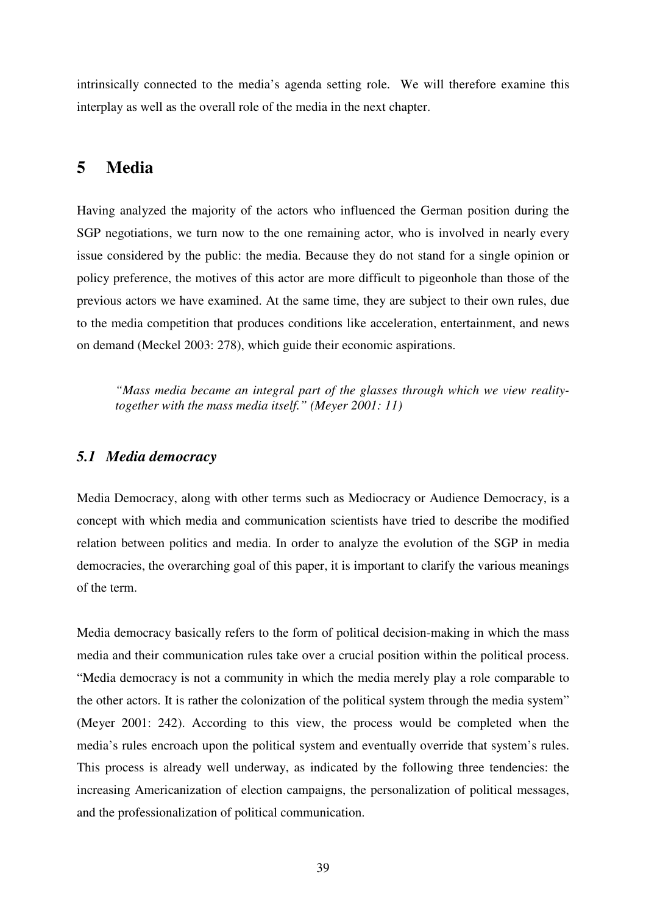intrinsically connected to the media's agenda setting role. We will therefore examine this interplay as well as the overall role of the media in the next chapter.

# 5 Media

Having analyzed the majority of the actors who influenced the German position during the SGP negotiations, we turn now to the one remaining actor, who is involved in nearly every issue considered by the public: the media. Because they do not stand for a single opinion or policy preference, the motives of this actor are more difficult to pigeonhole than those of the previous actors we have examined. At the same time, they are subject to their own rules, due to the media competition that produces conditions like acceleration, entertainment, and news on demand (Meckel 2003: 278), which guide their economic aspirations.

> *"Mass media became an integral part of the glasses through which we view reality-together with the mass media itself." (Meyer 2001: 11)*

## *5.1 Media democracy*

Media Democracy, along with other terms such as Mediocracy or Audience Democracy, is a concept with which media and communication scientists have tried to describe the modified relation between politics and media. In order to analyze the evolution of the SGP in media democracies, the overarching goal of this paper, it is important to clarify the various meanings of the term.

Media democracy basically refers to the form of political decision-making in which the mass media and their communication rules take over a crucial position within the political process. "Media democracy is not a community in which the media merely play a role comparable to the other actors. It is rather the colonization of the political system through the media system" (Meyer 2001: 242). According to this view, the process would be completed when the media's rules encroach upon the political system and eventually override that system's rules. This process is already well underway, as indicated by the following three tendencies: the increasing Americanization of election campaigns, the personalization of political messages, and the professionalization of political communication.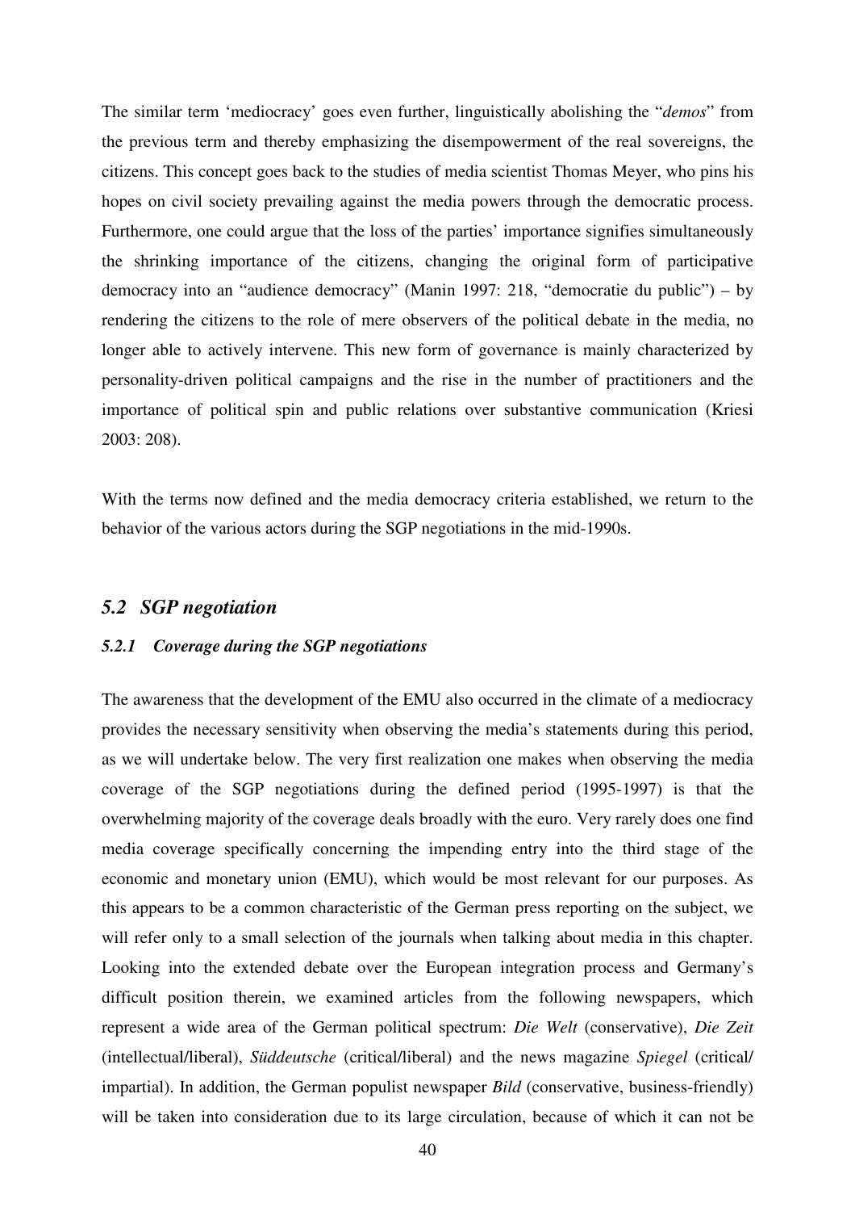The similar term 'mediocracy' goes even further, linguistically abolishing the "*demos*" from the previous term and thereby emphasizing the disempowerment of the real sovereigns, the citizens. This concept goes back to the studies of media scientist Thomas Meyer, who pins his hopes on civil society prevailing against the media powers through the democratic process. Furthermore, one could argue that the loss of the parties' importance signifies simultaneously the shrinking importance of the citizens, changing the original form of participative democracy into an "audience democracy" (Manin 1997: 218, "democratie du public") – by rendering the citizens to the role of mere observers of the political debate in the media, no longer able to actively intervene. This new form of governance is mainly characterized by personality-driven political campaigns and the rise in the number of practitioners and the importance of political spin and public relations over substantive communication (Kriesi 2003: 208).

With the terms now defined and the media democracy criteria established, we return to the behavior of the various actors during the SGP negotiations in the mid-1990s.

## *5.2 SGP negotiation*

### *5.2.1 Coverage during the SGP negotiations*

The awareness that the development of the EMU also occurred in the climate of a mediocracy provides the necessary sensitivity when observing the media's statements during this period, as we will undertake below. The very first realization one makes when observing the media coverage of the SGP negotiations during the defined period (1995-1997) is that the overwhelming majority of the coverage deals broadly with the euro. Very rarely does one find media coverage specifically concerning the impending entry into the third stage of the economic and monetary union (EMU), which would be most relevant for our purposes. As this appears to be a common characteristic of the German press reporting on the subject, we will refer only to a small selection of the journals when talking about media in this chapter. Looking into the extended debate over the European integration process and Germany's difficult position therein, we examined articles from the following newspapers, which represent a wide area of the German political spectrum: *Die Welt* (conservative), *Die Zeit* (intellectual/liberal), *Süddeutsche* (critical/liberal) and the news magazine *Spiegel* (critical/ impartial). In addition, the German populist newspaper *Bild* (conservative, business-friendly) will be taken into consideration due to its large circulation, because of which it can not be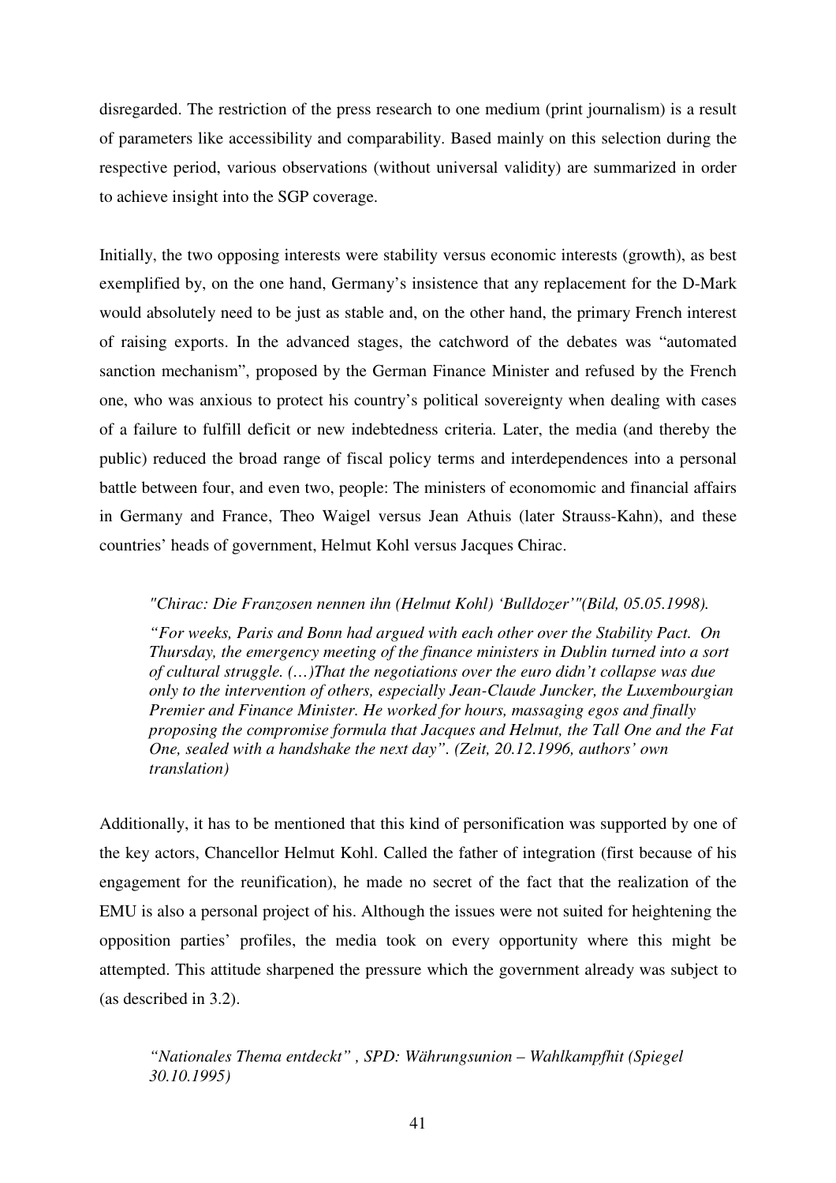disregarded. The restriction of the press research to one medium (print journalism) is a result of parameters like accessibility and comparability. Based mainly on this selection during the respective period, various observations (without universal validity) are summarized in order to achieve insight into the SGP coverage.

Initially, the two opposing interests were stability versus economic interests (growth), as best exemplified by, on the one hand, Germany's insistence that any replacement for the D-Mark would absolutely need to be just as stable and, on the other hand, the primary French interest of raising exports. In the advanced stages, the catchword of the debates was "automated sanction mechanism", proposed by the German Finance Minister and refused by the French one, who was anxious to protect his country's political sovereignty when dealing with cases of a failure to fulfill deficit or new indebtedness criteria. Later, the media (and thereby the public) reduced the broad range of fiscal policy terms and interdependences into a personal battle between four, and even two, people: The ministers of economomic and financial affairs in Germany and France, Theo Waigel versus Jean Athuis (later Strauss-Kahn), and these countries' heads of government, Helmut Kohl versus Jacques Chirac.

> *"Chirac: Die Franzosen nennen ihn (Helmut Kohl) 'Bulldozer'"(Bild, 05.05.1998).*
>
> *"For weeks, Paris and Bonn had argued with each other over the Stability Pact. On Thursday, the emergency meeting of the finance ministers in Dublin turned into a sort of cultural struggle. (…)That the negotiations over the euro didn't collapse was due only to the intervention of others, especially Jean-Claude Juncker, the Luxembourgian Premier and Finance Minister. He worked for hours, massaging egos and finally proposing the compromise formula that Jacques and Helmut, the Tall One and the Fat One, sealed with a handshake the next day". (Zeit, 20.12.1996, authors' own translation)*

Additionally, it has to be mentioned that this kind of personification was supported by one of the key actors, Chancellor Helmut Kohl. Called the father of integration (first because of his engagement for the reunification), he made no secret of the fact that the realization of the EMU is also a personal project of his. Although the issues were not suited for heightening the opposition parties' profiles, the media took on every opportunity where this might be attempted. This attitude sharpened the pressure which the government already was subject to (as described in 3.2).

> *"Nationales Thema entdeckt" , SPD: Währungsunion – Wahlkampfhit (Spiegel 30.10.1995)*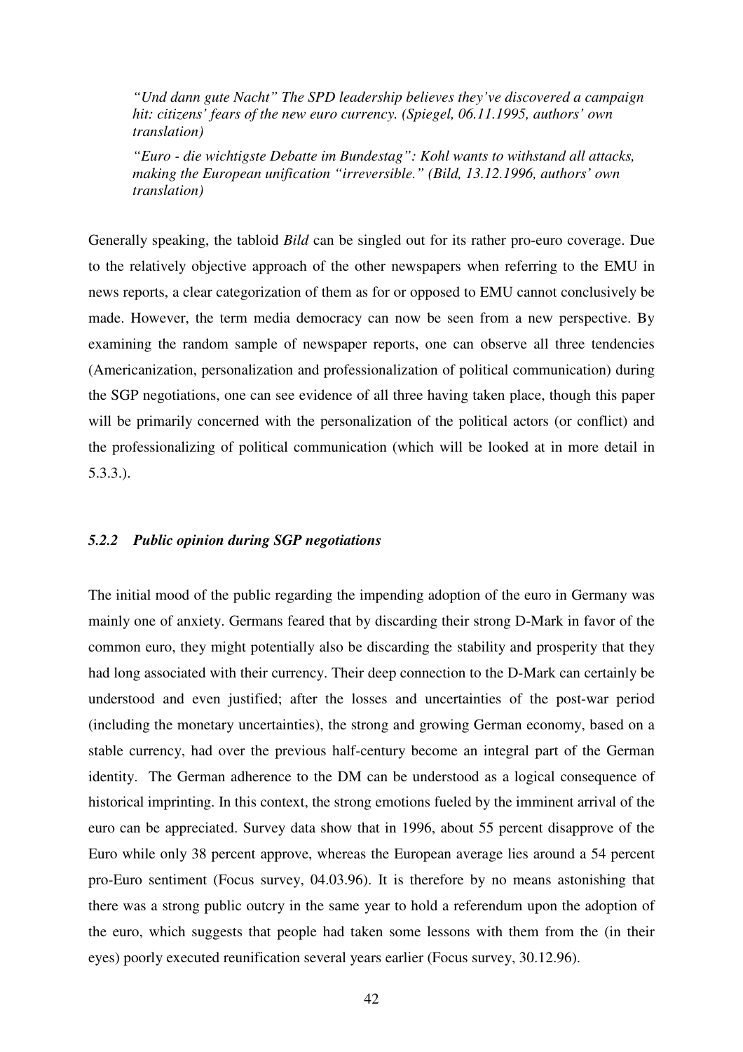> *"Und dann gute Nacht" The SPD leadership believes they've discovered a campaign hit: citizens' fears of the new euro currency. (Spiegel, 06.11.1995, authors' own translation)*
>
> *"Euro - die wichtigste Debatte im Bundestag": Kohl wants to withstand all attacks, making the European unification "irreversible." (Bild, 13.12.1996, authors' own translation)*

Generally speaking, the tabloid *Bild* can be singled out for its rather pro-euro coverage. Due to the relatively objective approach of the other newspapers when referring to the EMU in news reports, a clear categorization of them as for or opposed to EMU cannot conclusively be made. However, the term media democracy can now be seen from a new perspective. By examining the random sample of newspaper reports, one can observe all three tendencies (Americanization, personalization and professionalization of political communication) during the SGP negotiations, one can see evidence of all three having taken place, though this paper will be primarily concerned with the personalization of the political actors (or conflict) and the professionalizing of political communication (which will be looked at in more detail in 5.3.3.).

### *5.2.2 Public opinion during SGP negotiations*

The initial mood of the public regarding the impending adoption of the euro in Germany was mainly one of anxiety. Germans feared that by discarding their strong D-Mark in favor of the common euro, they might potentially also be discarding the stability and prosperity that they had long associated with their currency. Their deep connection to the D-Mark can certainly be understood and even justified; after the losses and uncertainties of the post-war period (including the monetary uncertainties), the strong and growing German economy, based on a stable currency, had over the previous half-century become an integral part of the German identity. The German adherence to the DM can be understood as a logical consequence of historical imprinting. In this context, the strong emotions fueled by the imminent arrival of the euro can be appreciated. Survey data show that in 1996, about 55 percent disapprove of the Euro while only 38 percent approve, whereas the European average lies around a 54 percent pro-Euro sentiment (Focus survey, 04.03.96). It is therefore by no means astonishing that there was a strong public outcry in the same year to hold a referendum upon the adoption of the euro, which suggests that people had taken some lessons with them from the (in their eyes) poorly executed reunification several years earlier (Focus survey, 30.12.96).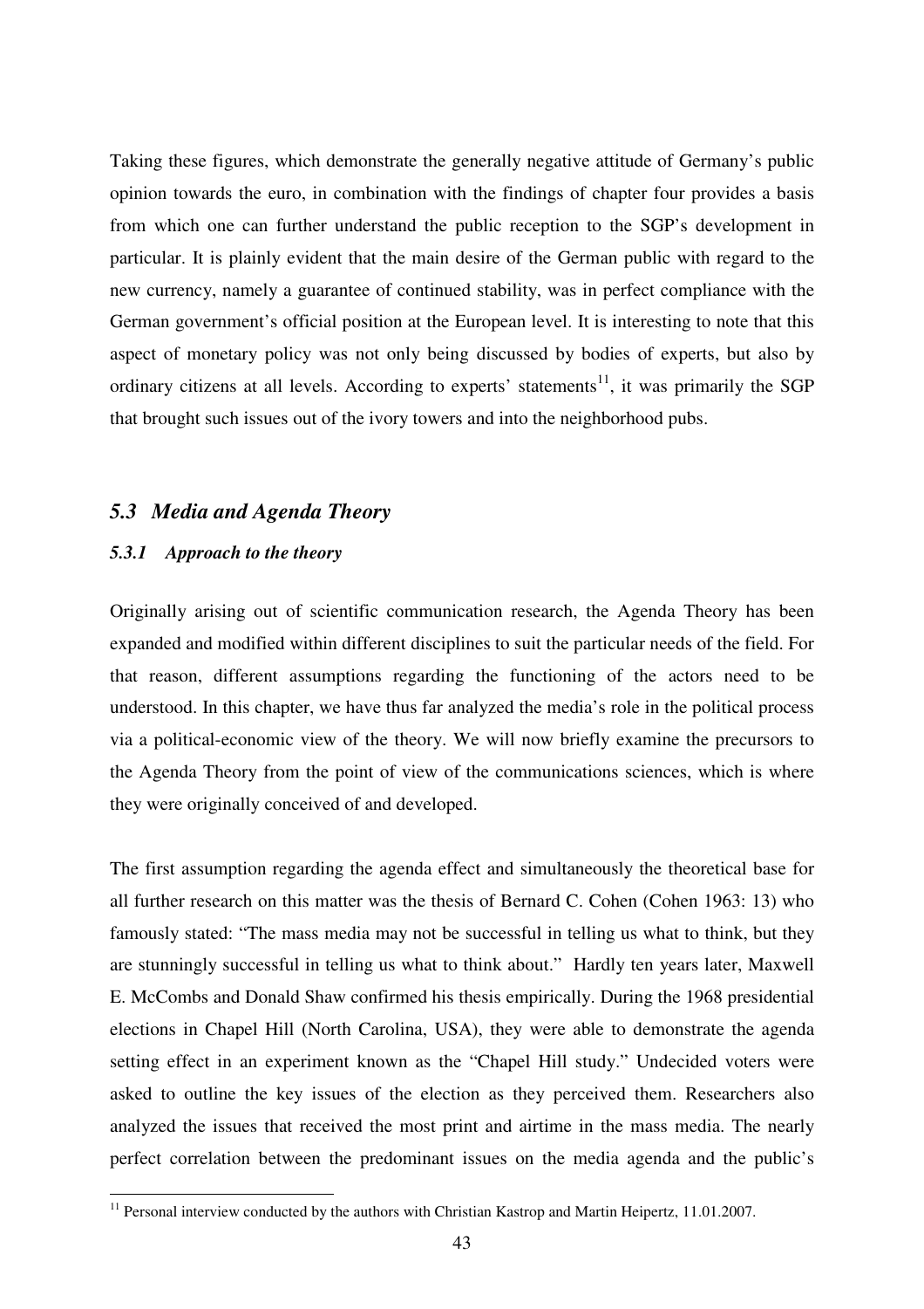Taking these figures, which demonstrate the generally negative attitude of Germany's public opinion towards the euro, in combination with the findings of chapter four provides a basis from which one can further understand the public reception to the SGP's development in particular. It is plainly evident that the main desire of the German public with regard to the new currency, namely a guarantee of continued stability, was in perfect compliance with the German government's official position at the European level. It is interesting to note that this aspect of monetary policy was not only being discussed by bodies of experts, but also by ordinary citizens at all levels. According to experts' statements[11], it was primarily the SGP that brought such issues out of the ivory towers and into the neighborhood pubs.

## *5.3 Media and Agenda Theory*

### *5.3.1 Approach to the theory*

Originally arising out of scientific communication research, the Agenda Theory has been expanded and modified within different disciplines to suit the particular needs of the field. For that reason, different assumptions regarding the functioning of the actors need to be understood. In this chapter, we have thus far analyzed the media's role in the political process via a political-economic view of the theory. We will now briefly examine the precursors to the Agenda Theory from the point of view of the communications sciences, which is where they were originally conceived of and developed.

The first assumption regarding the agenda effect and simultaneously the theoretical base for all further research on this matter was the thesis of Bernard C. Cohen (Cohen 1963: 13) who famously stated: "The mass media may not be successful in telling us what to think, but they are stunningly successful in telling us what to think about." Hardly ten years later, Maxwell E. McCombs and Donald Shaw confirmed his thesis empirically. During the 1968 presidential elections in Chapel Hill (North Carolina, USA), they were able to demonstrate the agenda setting effect in an experiment known as the "Chapel Hill study." Undecided voters were asked to outline the key issues of the election as they perceived them. Researchers also analyzed the issues that received the most print and airtime in the mass media. The nearly perfect correlation between the predominant issues on the media agenda and the public's

[11] Personal interview conducted by the authors with Christian Kastrop and Martin Heipertz, 11.01.2007.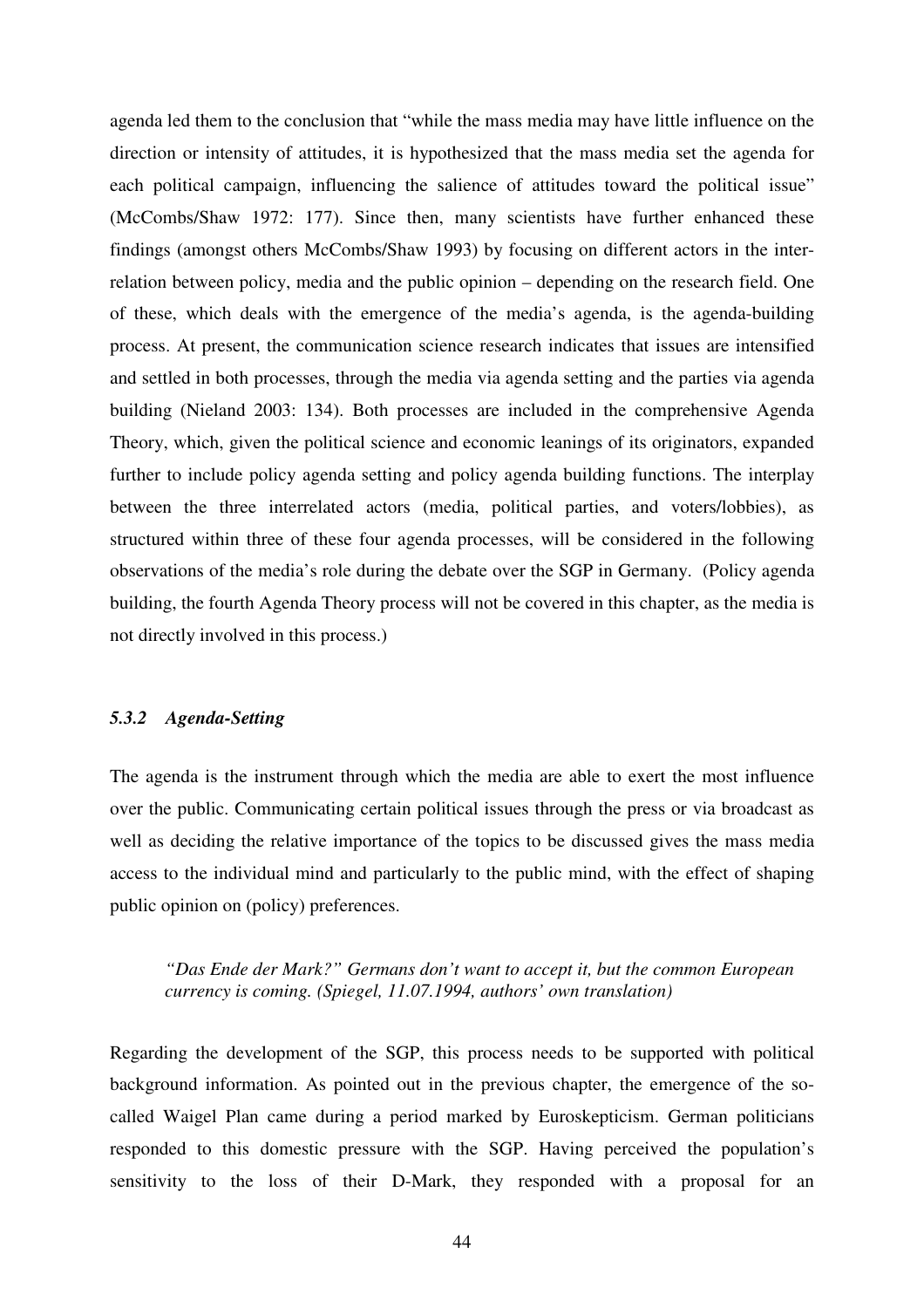agenda led them to the conclusion that "while the mass media may have little influence on the direction or intensity of attitudes, it is hypothesized that the mass media set the agenda for each political campaign, influencing the salience of attitudes toward the political issue" (McCombs/Shaw 1972: 177). Since then, many scientists have further enhanced these findings (amongst others McCombs/Shaw 1993) by focusing on different actors in the inter-relation between policy, media and the public opinion – depending on the research field. One of these, which deals with the emergence of the media's agenda, is the agenda-building process. At present, the communication science research indicates that issues are intensified and settled in both processes, through the media via agenda setting and the parties via agenda building (Nieland 2003: 134). Both processes are included in the comprehensive Agenda Theory, which, given the political science and economic leanings of its originators, expanded further to include policy agenda setting and policy agenda building functions. The interplay between the three interrelated actors (media, political parties, and voters/lobbies), as structured within three of these four agenda processes, will be considered in the following observations of the media's role during the debate over the SGP in Germany. (Policy agenda building, the fourth Agenda Theory process will not be covered in this chapter, as the media is not directly involved in this process.)

### *5.3.2 Agenda-Setting*

The agenda is the instrument through which the media are able to exert the most influence over the public. Communicating certain political issues through the press or via broadcast as well as deciding the relative importance of the topics to be discussed gives the mass media access to the individual mind and particularly to the public mind, with the effect of shaping public opinion on (policy) preferences.

> *"Das Ende der Mark?" Germans don't want to accept it, but the common European currency is coming. (Spiegel, 11.07.1994, authors' own translation)*

Regarding the development of the SGP, this process needs to be supported with political background information. As pointed out in the previous chapter, the emergence of the so-called Waigel Plan came during a period marked by Euroskepticism. German politicians responded to this domestic pressure with the SGP. Having perceived the population's sensitivity to the loss of their D-Mark, they responded with a proposal for an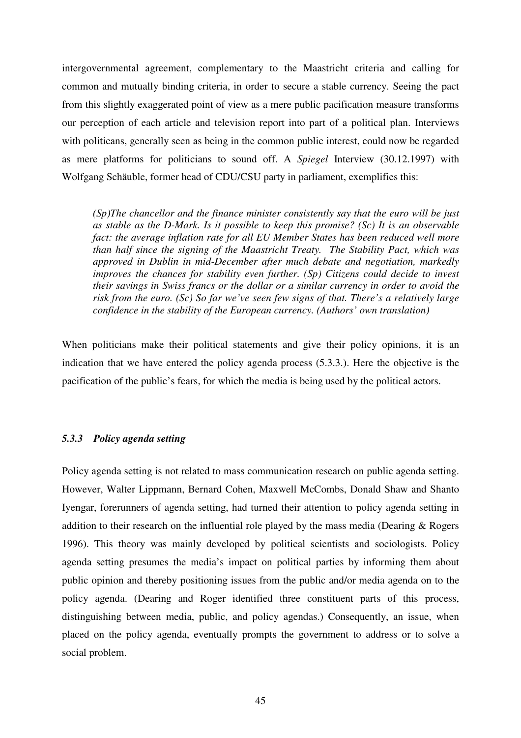intergovernmental agreement, complementary to the Maastricht criteria and calling for common and mutually binding criteria, in order to secure a stable currency. Seeing the pact from this slightly exaggerated point of view as a mere public pacification measure transforms our perception of each article and television report into part of a political plan. Interviews with politicans, generally seen as being in the common public interest, could now be regarded as mere platforms for politicians to sound off. A *Spiegel* Interview (30.12.1997) with Wolfgang Schäuble, former head of CDU/CSU party in parliament, exemplifies this:

> *(Sp)The chancellor and the finance minister consistently say that the euro will be just as stable as the D-Mark. Is it possible to keep this promise? (Sc) It is an observable fact: the average inflation rate for all EU Member States has been reduced well more than half since the signing of the Maastricht Treaty. The Stability Pact, which was approved in Dublin in mid-December after much debate and negotiation, markedly improves the chances for stability even further. (Sp) Citizens could decide to invest their savings in Swiss francs or the dollar or a similar currency in order to avoid the risk from the euro. (Sc) So far we've seen few signs of that. There's a relatively large confidence in the stability of the European currency. (Authors' own translation)*

When politicians make their political statements and give their policy opinions, it is an indication that we have entered the policy agenda process (5.3.3.). Here the objective is the pacification of the public's fears, for which the media is being used by the political actors.

### *5.3.3 Policy agenda setting*

Policy agenda setting is not related to mass communication research on public agenda setting. However, Walter Lippmann, Bernard Cohen, Maxwell McCombs, Donald Shaw and Shanto Iyengar, forerunners of agenda setting, had turned their attention to policy agenda setting in addition to their research on the influential role played by the mass media (Dearing & Rogers 1996). This theory was mainly developed by political scientists and sociologists. Policy agenda setting presumes the media's impact on political parties by informing them about public opinion and thereby positioning issues from the public and/or media agenda on to the policy agenda. (Dearing and Roger identified three constituent parts of this process, distinguishing between media, public, and policy agendas.) Consequently, an issue, when placed on the policy agenda, eventually prompts the government to address or to solve a social problem.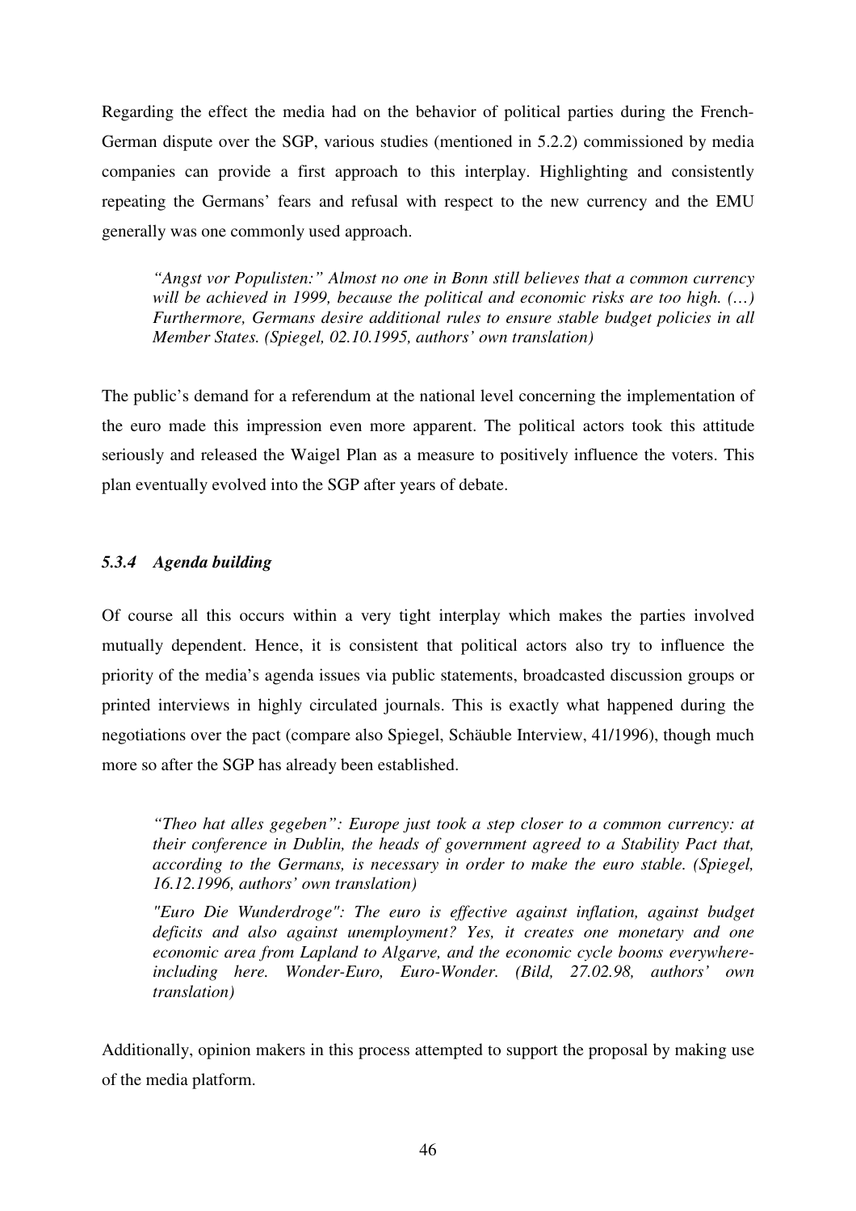Regarding the effect the media had on the behavior of political parties during the French-German dispute over the SGP, various studies (mentioned in 5.2.2) commissioned by media companies can provide a first approach to this interplay. Highlighting and consistently repeating the Germans' fears and refusal with respect to the new currency and the EMU generally was one commonly used approach.

> *"Angst vor Populisten:" Almost no one in Bonn still believes that a common currency will be achieved in 1999, because the political and economic risks are too high. (…) Furthermore, Germans desire additional rules to ensure stable budget policies in all Member States. (Spiegel, 02.10.1995, authors' own translation)*

The public's demand for a referendum at the national level concerning the implementation of the euro made this impression even more apparent. The political actors took this attitude seriously and released the Waigel Plan as a measure to positively influence the voters. This plan eventually evolved into the SGP after years of debate.

### *5.3.4 Agenda building*

Of course all this occurs within a very tight interplay which makes the parties involved mutually dependent. Hence, it is consistent that political actors also try to influence the priority of the media's agenda issues via public statements, broadcasted discussion groups or printed interviews in highly circulated journals. This is exactly what happened during the negotiations over the pact (compare also Spiegel, Schäuble Interview, 41/1996), though much more so after the SGP has already been established.

> *"Theo hat alles gegeben": Europe just took a step closer to a common currency: at their conference in Dublin, the heads of government agreed to a Stability Pact that, according to the Germans, is necessary in order to make the euro stable. (Spiegel, 16.12.1996, authors' own translation)*
>
> *"Euro Die Wunderdroge": The euro is effective against inflation, against budget deficits and also against unemployment? Yes, it creates one monetary and one economic area from Lapland to Algarve, and the economic cycle booms everywhere-including here. Wonder-Euro, Euro-Wonder. (Bild, 27.02.98, authors' own translation)*

Additionally, opinion makers in this process attempted to support the proposal by making use of the media platform.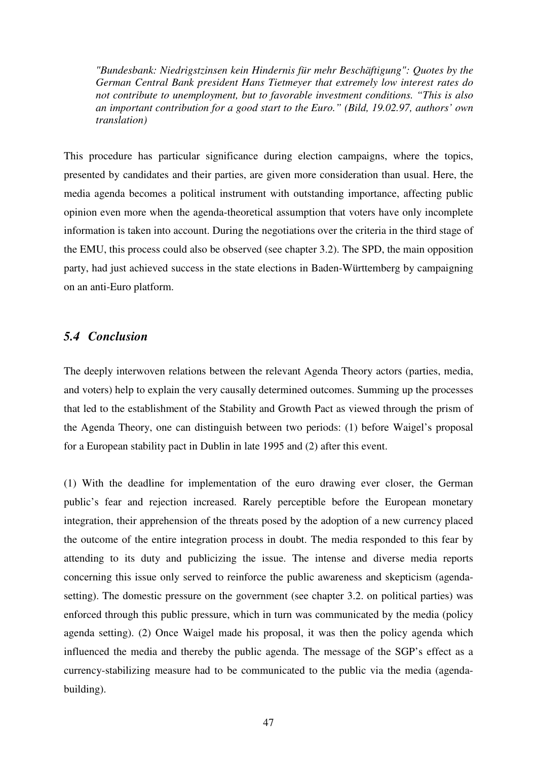*"Bundesbank: Niedrigstzinsen kein Hindernis für mehr Beschäftigung": Quotes by the German Central Bank president Hans Tietmeyer that extremely low interest rates do not contribute to unemployment, but to favorable investment conditions. "This is also an important contribution for a good start to the Euro." (Bild, 19.02.97, authors' own translation)*

This procedure has particular significance during election campaigns, where the topics, presented by candidates and their parties, are given more consideration than usual. Here, the media agenda becomes a political instrument with outstanding importance, affecting public opinion even more when the agenda-theoretical assumption that voters have only incomplete information is taken into account. During the negotiations over the criteria in the third stage of the EMU, this process could also be observed (see chapter 3.2). The SPD, the main opposition party, had just achieved success in the state elections in Baden-Württemberg by campaigning on an anti-Euro platform.

### *5.4 Conclusion*

The deeply interwoven relations between the relevant Agenda Theory actors (parties, media, and voters) help to explain the very causally determined outcomes. Summing up the processes that led to the establishment of the Stability and Growth Pact as viewed through the prism of the Agenda Theory, one can distinguish between two periods: (1) before Waigel's proposal for a European stability pact in Dublin in late 1995 and (2) after this event.

(1) With the deadline for implementation of the euro drawing ever closer, the German public's fear and rejection increased. Rarely perceptible before the European monetary integration, their apprehension of the threats posed by the adoption of a new currency placed the outcome of the entire integration process in doubt. The media responded to this fear by attending to its duty and publicizing the issue. The intense and diverse media reports concerning this issue only served to reinforce the public awareness and skepticism (agenda-setting). The domestic pressure on the government (see chapter 3.2. on political parties) was enforced through this public pressure, which in turn was communicated by the media (policy agenda setting). (2) Once Waigel made his proposal, it was then the policy agenda which influenced the media and thereby the public agenda. The message of the SGP's effect as a currency-stabilizing measure had to be communicated to the public via the media (agenda-building).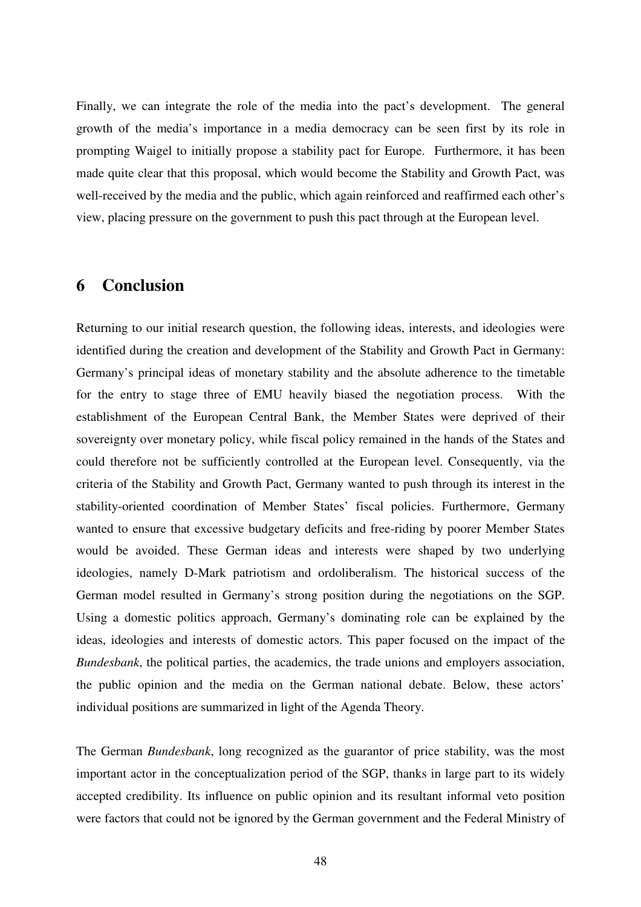Finally, we can integrate the role of the media into the pact's development. The general growth of the media's importance in a media democracy can be seen first by its role in prompting Waigel to initially propose a stability pact for Europe. Furthermore, it has been made quite clear that this proposal, which would become the Stability and Growth Pact, was well-received by the media and the public, which again reinforced and reaffirmed each other's view, placing pressure on the government to push this pact through at the European level.

# 6 Conclusion

Returning to our initial research question, the following ideas, interests, and ideologies were identified during the creation and development of the Stability and Growth Pact in Germany: Germany's principal ideas of monetary stability and the absolute adherence to the timetable for the entry to stage three of EMU heavily biased the negotiation process. With the establishment of the European Central Bank, the Member States were deprived of their sovereignty over monetary policy, while fiscal policy remained in the hands of the States and could therefore not be sufficiently controlled at the European level. Consequently, via the criteria of the Stability and Growth Pact, Germany wanted to push through its interest in the stability-oriented coordination of Member States' fiscal policies. Furthermore, Germany wanted to ensure that excessive budgetary deficits and free-riding by poorer Member States would be avoided. These German ideas and interests were shaped by two underlying ideologies, namely D-Mark patriotism and ordoliberalism. The historical success of the German model resulted in Germany's strong position during the negotiations on the SGP. Using a domestic politics approach, Germany's dominating role can be explained by the ideas, ideologies and interests of domestic actors. This paper focused on the impact of the *Bundesbank*, the political parties, the academics, the trade unions and employers association, the public opinion and the media on the German national debate. Below, these actors' individual positions are summarized in light of the Agenda Theory.

The German *Bundesbank*, long recognized as the guarantor of price stability, was the most important actor in the conceptualization period of the SGP, thanks in large part to its widely accepted credibility. Its influence on public opinion and its resultant informal veto position were factors that could not be ignored by the German government and the Federal Ministry of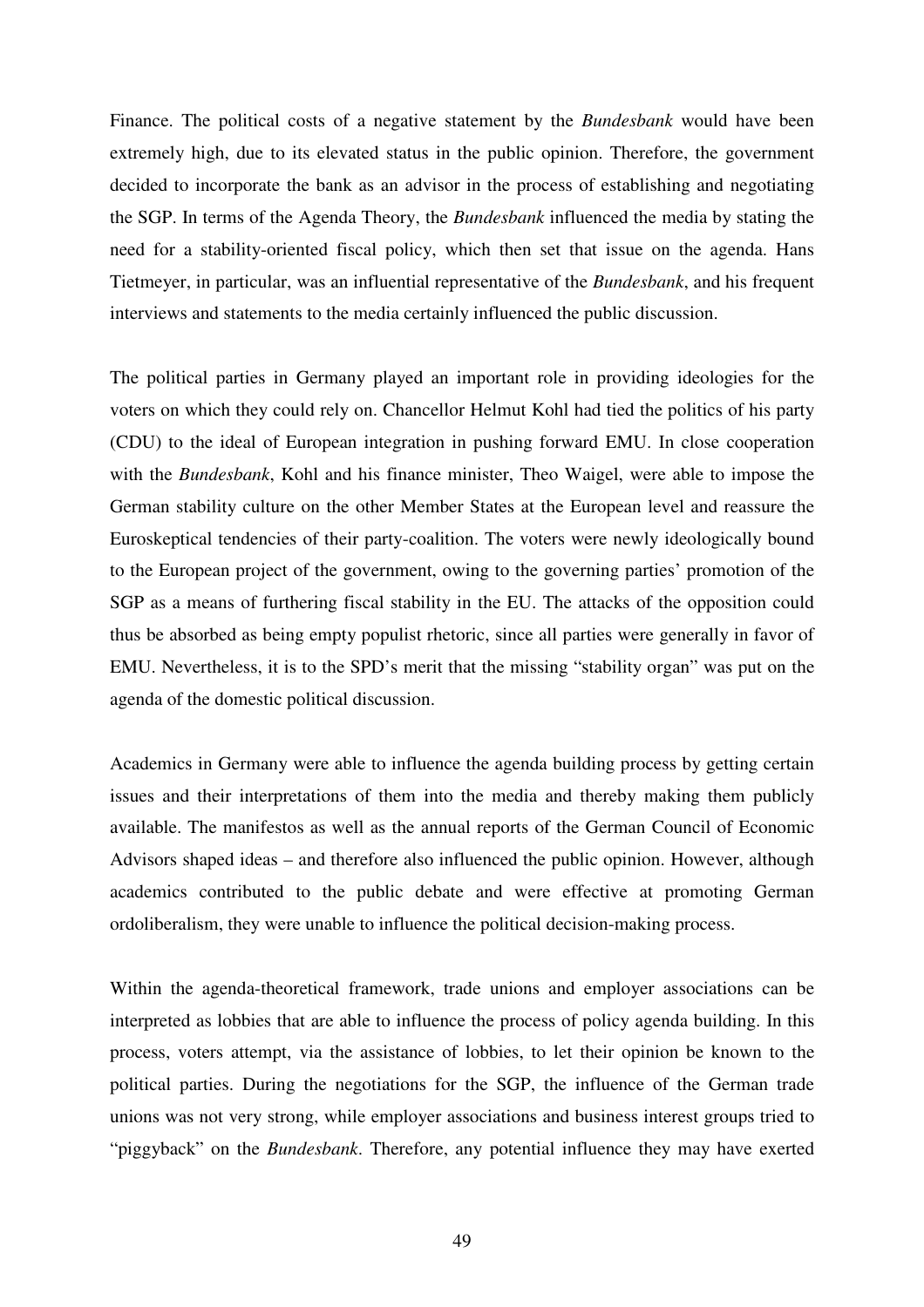Finance. The political costs of a negative statement by the *Bundesbank* would have been extremely high, due to its elevated status in the public opinion. Therefore, the government decided to incorporate the bank as an advisor in the process of establishing and negotiating the SGP. In terms of the Agenda Theory, the *Bundesbank* influenced the media by stating the need for a stability-oriented fiscal policy, which then set that issue on the agenda. Hans Tietmeyer, in particular, was an influential representative of the *Bundesbank*, and his frequent interviews and statements to the media certainly influenced the public discussion.

The political parties in Germany played an important role in providing ideologies for the voters on which they could rely on. Chancellor Helmut Kohl had tied the politics of his party (CDU) to the ideal of European integration in pushing forward EMU. In close cooperation with the *Bundesbank*, Kohl and his finance minister, Theo Waigel, were able to impose the German stability culture on the other Member States at the European level and reassure the Euroskeptical tendencies of their party-coalition. The voters were newly ideologically bound to the European project of the government, owing to the governing parties' promotion of the SGP as a means of furthering fiscal stability in the EU. The attacks of the opposition could thus be absorbed as being empty populist rhetoric, since all parties were generally in favor of EMU. Nevertheless, it is to the SPD's merit that the missing "stability organ" was put on the agenda of the domestic political discussion.

Academics in Germany were able to influence the agenda building process by getting certain issues and their interpretations of them into the media and thereby making them publicly available. The manifestos as well as the annual reports of the German Council of Economic Advisors shaped ideas – and therefore also influenced the public opinion. However, although academics contributed to the public debate and were effective at promoting German ordoliberalism, they were unable to influence the political decision-making process.

Within the agenda-theoretical framework, trade unions and employer associations can be interpreted as lobbies that are able to influence the process of policy agenda building. In this process, voters attempt, via the assistance of lobbies, to let their opinion be known to the political parties. During the negotiations for the SGP, the influence of the German trade unions was not very strong, while employer associations and business interest groups tried to "piggyback" on the *Bundesbank*. Therefore, any potential influence they may have exerted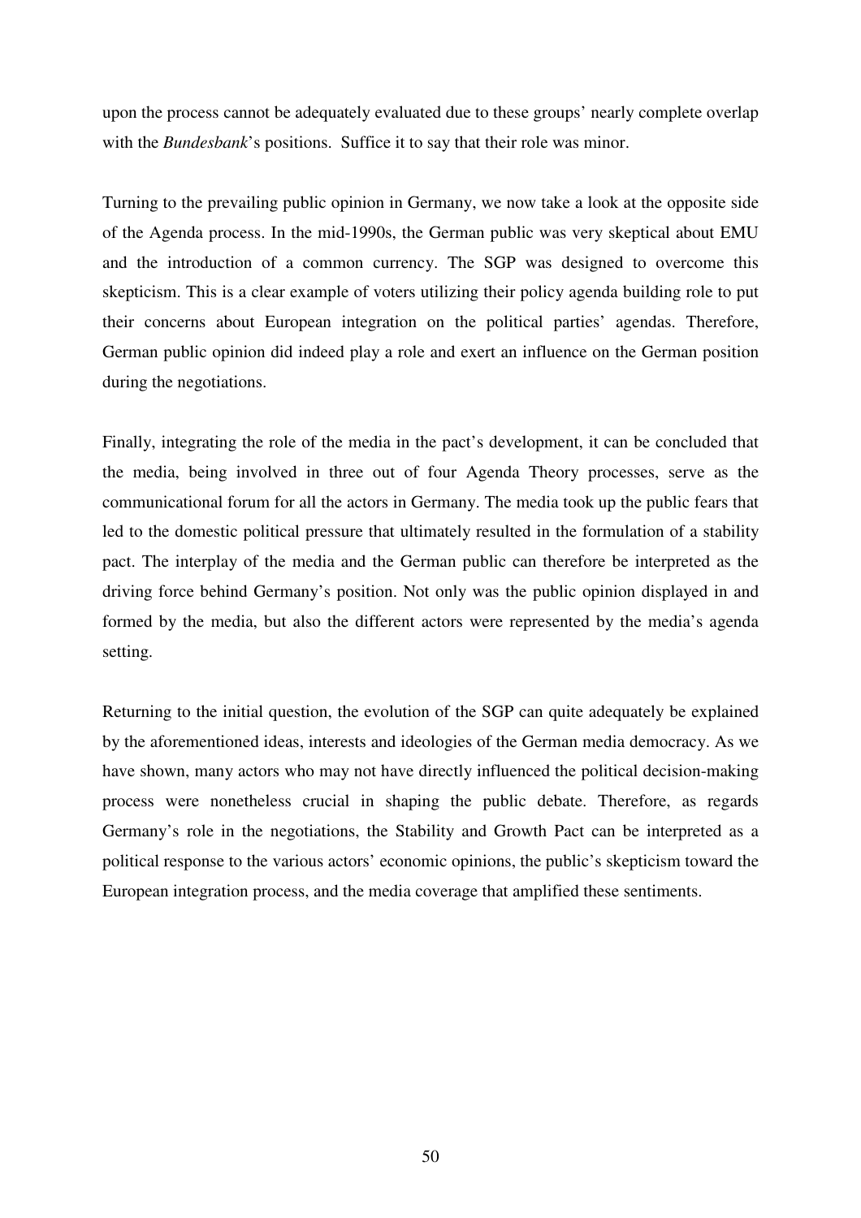upon the process cannot be adequately evaluated due to these groups' nearly complete overlap with the *Bundesbank*'s positions. Suffice it to say that their role was minor.

Turning to the prevailing public opinion in Germany, we now take a look at the opposite side of the Agenda process. In the mid-1990s, the German public was very skeptical about EMU and the introduction of a common currency. The SGP was designed to overcome this skepticism. This is a clear example of voters utilizing their policy agenda building role to put their concerns about European integration on the political parties' agendas. Therefore, German public opinion did indeed play a role and exert an influence on the German position during the negotiations.

Finally, integrating the role of the media in the pact's development, it can be concluded that the media, being involved in three out of four Agenda Theory processes, serve as the communicational forum for all the actors in Germany. The media took up the public fears that led to the domestic political pressure that ultimately resulted in the formulation of a stability pact. The interplay of the media and the German public can therefore be interpreted as the driving force behind Germany's position. Not only was the public opinion displayed in and formed by the media, but also the different actors were represented by the media's agenda setting.

Returning to the initial question, the evolution of the SGP can quite adequately be explained by the aforementioned ideas, interests and ideologies of the German media democracy. As we have shown, many actors who may not have directly influenced the political decision-making process were nonetheless crucial in shaping the public debate. Therefore, as regards Germany's role in the negotiations, the Stability and Growth Pact can be interpreted as a political response to the various actors' economic opinions, the public's skepticism toward the European integration process, and the media coverage that amplified these sentiments.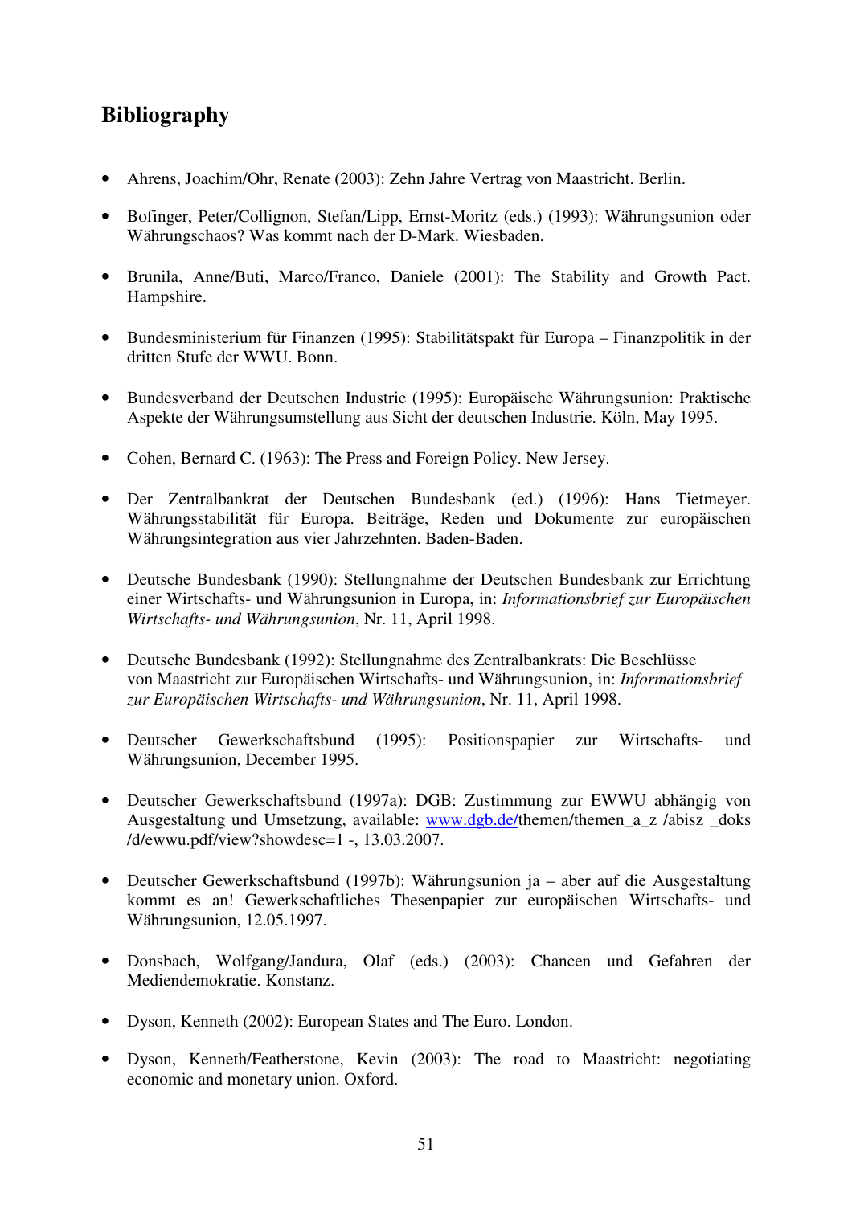## Bibliography

- Ahrens, Joachim/Ohr, Renate (2003): Zehn Jahre Vertrag von Maastricht. Berlin.

- Bofinger, Peter/Collignon, Stefan/Lipp, Ernst-Moritz (eds.) (1993): Währungsunion oder Währungschaos? Was kommt nach der D-Mark. Wiesbaden.

- Brunila, Anne/Buti, Marco/Franco, Daniele (2001): The Stability and Growth Pact. Hampshire.

- Bundesministerium für Finanzen (1995): Stabilitätspakt für Europa – Finanzpolitik in der dritten Stufe der WWU. Bonn.

- Bundesverband der Deutschen Industrie (1995): Europäische Währungsunion: Praktische Aspekte der Währungsumstellung aus Sicht der deutschen Industrie. Köln, May 1995.

- Cohen, Bernard C. (1963): The Press and Foreign Policy. New Jersey.

- Der Zentralbankrat der Deutschen Bundesbank (ed.) (1996): Hans Tietmeyer. Währungsstabilität für Europa. Beiträge, Reden und Dokumente zur europäischen Währungsintegration aus vier Jahrzehnten. Baden-Baden.

- Deutsche Bundesbank (1990): Stellungnahme der Deutschen Bundesbank zur Errichtung einer Wirtschafts- und Währungsunion in Europa, in: *Informationsbrief zur Europäischen Wirtschafts- und Währungsunion*, Nr. 11, April 1998.

- Deutsche Bundesbank (1992): Stellungnahme des Zentralbankrats: Die Beschlüsse von Maastricht zur Europäischen Wirtschafts- und Währungsunion, in: *Informationsbrief zur Europäischen Wirtschafts- und Währungsunion*, Nr. 11, April 1998.

- Deutscher Gewerkschaftsbund (1995): Positionspapier zur Wirtschafts- und Währungsunion, December 1995.

- Deutscher Gewerkschaftsbund (1997a): DGB: Zustimmung zur EWWU abhängig von Ausgestaltung und Umsetzung, available: www.dgb.de/themen/themen_a_z /abisz _doks /d/ewwu.pdf/view?showdesc=1 -, 13.03.2007.

- Deutscher Gewerkschaftsbund (1997b): Währungsunion ja – aber auf die Ausgestaltung kommt es an! Gewerkschaftliches Thesenpapier zur europäischen Wirtschafts- und Währungsunion, 12.05.1997.

- Donsbach, Wolfgang/Jandura, Olaf (eds.) (2003): Chancen und Gefahren der Mediendemokratie. Konstanz.

- Dyson, Kenneth (2002): European States and The Euro. London.

- Dyson, Kenneth/Featherstone, Kevin (2003): The road to Maastricht: negotiating economic and monetary union. Oxford.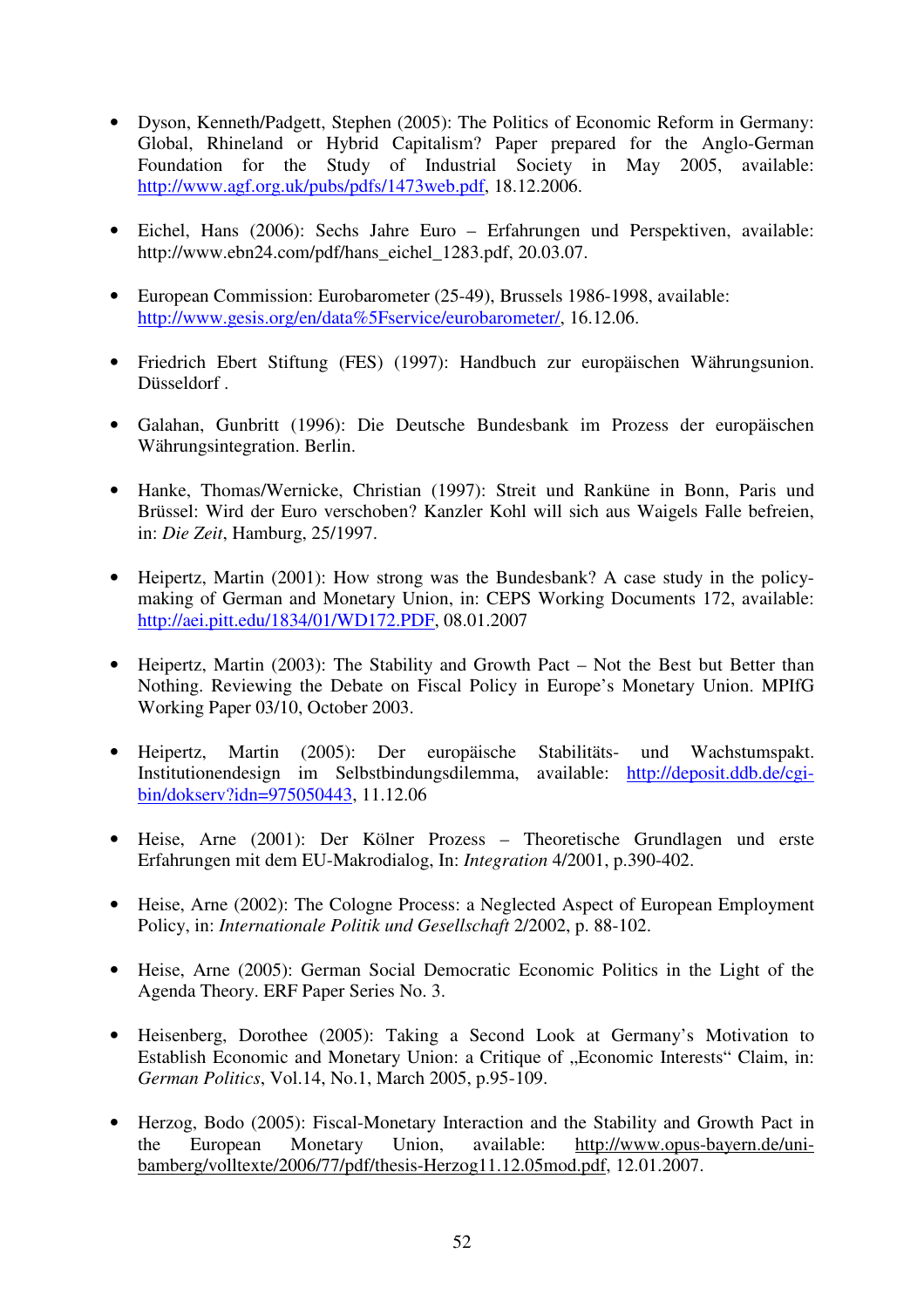- Dyson, Kenneth/Padgett, Stephen (2005): The Politics of Economic Reform in Germany: Global, Rhineland or Hybrid Capitalism? Paper prepared for the Anglo-German Foundation for the Study of Industrial Society in May 2005, available: http://www.agf.org.uk/pubs/pdfs/1473web.pdf, 18.12.2006.

- Eichel, Hans (2006): Sechs Jahre Euro – Erfahrungen und Perspektiven, available: http://www.ebn24.com/pdf/hans_eichel_1283.pdf, 20.03.07.

- European Commission: Eurobarometer (25-49), Brussels 1986-1998, available: http://www.gesis.org/en/data%5Fservice/eurobarometer/, 16.12.06.

- Friedrich Ebert Stiftung (FES) (1997): Handbuch zur europäischen Währungsunion. Düsseldorf .

- Galahan, Gunbritt (1996): Die Deutsche Bundesbank im Prozess der europäischen Währungsintegration. Berlin.

- Hanke, Thomas/Wernicke, Christian (1997): Streit und Ränküne in Bonn, Paris und Brüssel: Wird der Euro verschoben? Kanzler Kohl will sich aus Waigels Falle befreien, in: *Die Zeit*, Hamburg, 25/1997.

- Heipertz, Martin (2001): How strong was the Bundesbank? A case study in the policy-making of German and Monetary Union, in: CEPS Working Documents 172, available: http://aei.pitt.edu/1834/01/WD172.PDF, 08.01.2007

- Heipertz, Martin (2003): The Stability and Growth Pact – Not the Best but Better than Nothing. Reviewing the Debate on Fiscal Policy in Europe's Monetary Union. MPIfG Working Paper 03/10, October 2003.

- Heipertz, Martin (2005): Der europäische Stabilitäts- und Wachstumspakt. Institutionendesign im Selbstbindungsdilemma, available: http://deposit.ddb.de/cgi-bin/dokserv?idn=975050443, 11.12.06

- Heise, Arne (2001): Der Kölner Prozess – Theoretische Grundlagen und erste Erfahrungen mit dem EU-Makrodialog, In: *Integration* 4/2001, p.390-402.

- Heise, Arne (2002): The Cologne Process: a Neglected Aspect of European Employment Policy, in: *Internationale Politik und Gesellschaft* 2/2002, p. 88-102.

- Heise, Arne (2005): German Social Democratic Economic Politics in the Light of the Agenda Theory. ERF Paper Series No. 3.

- Heisenberg, Dorothee (2005): Taking a Second Look at Germany's Motivation to Establish Economic and Monetary Union: a Critique of „Economic Interests" Claim, in: *German Politics*, Vol.14, No.1, March 2005, p.95-109.

- Herzog, Bodo (2005): Fiscal-Monetary Interaction and the Stability and Growth Pact in the European Monetary Union, available: http://www.opus-bayern.de/uni-bamberg/volltexte/2006/77/pdf/thesis-Herzog11.12.05mod.pdf, 12.01.2007.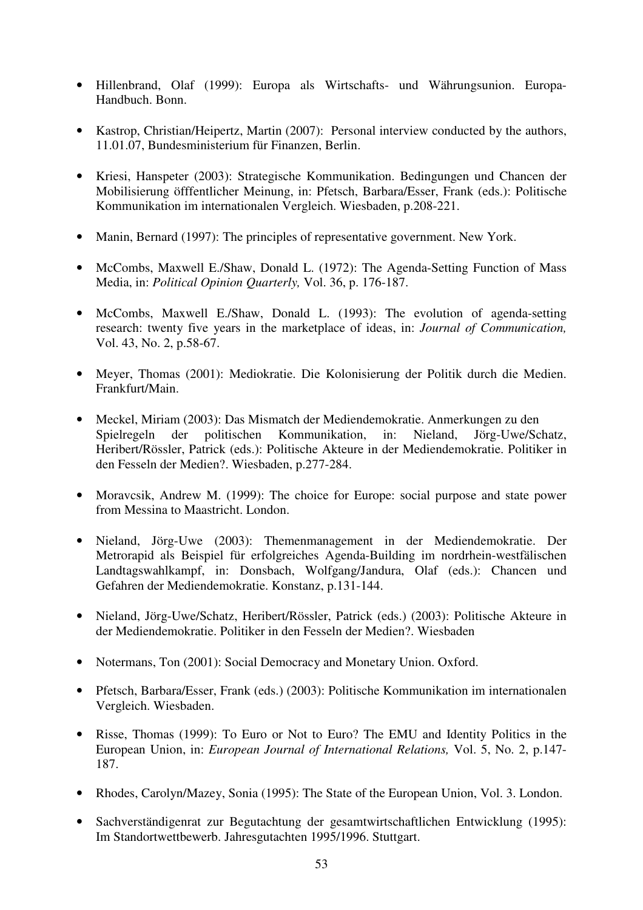- Hillenbrand, Olaf (1999): Europa als Wirtschafts- und Währungsunion. Europa-Handbuch. Bonn.

- Kastrop, Christian/Heipertz, Martin (2007): Personal interview conducted by the authors, 11.01.07, Bundesministerium für Finanzen, Berlin.

- Kriesi, Hanspeter (2003): Strategische Kommunikation. Bedingungen und Chancen der Mobilisierung öfffentlicher Meinung, in: Pfetsch, Barbara/Esser, Frank (eds.): Politische Kommunikation im internationalen Vergleich. Wiesbaden, p.208-221.

- Manin, Bernard (1997): The principles of representative government. New York.

- McCombs, Maxwell E./Shaw, Donald L. (1972): The Agenda-Setting Function of Mass Media, in: *Political Opinion Quarterly,* Vol. 36, p. 176-187.

- McCombs, Maxwell E./Shaw, Donald L. (1993): The evolution of agenda-setting research: twenty five years in the marketplace of ideas, in: *Journal of Communication,* Vol. 43, No. 2, p.58-67.

- Meyer, Thomas (2001): Mediokratie. Die Kolonisierung der Politik durch die Medien. Frankfurt/Main.

- Meckel, Miriam (2003): Das Mismatch der Mediendemokratie. Anmerkungen zu den Spielregeln der politischen Kommunikation, in: Nieland, Jörg-Uwe/Schatz, Heribert/Rössler, Patrick (eds.): Politische Akteure in der Mediendemokratie. Politiker in den Fesseln der Medien?. Wiesbaden, p.277-284.

- Moravcsik, Andrew M. (1999): The choice for Europe: social purpose and state power from Messina to Maastricht. London.

- Nieland, Jörg-Uwe (2003): Themenmanagement in der Mediendemokratie. Der Metrorapid als Beispiel für erfolgreiches Agenda-Building im nordrhein-westfälischen Landtagswahlkampf, in: Donsbach, Wolfgang/Jandura, Olaf (eds.): Chancen und Gefahren der Mediendemokratie. Konstanz, p.131-144.

- Nieland, Jörg-Uwe/Schatz, Heribert/Rössler, Patrick (eds.) (2003): Politische Akteure in der Mediendemokratie. Politiker in den Fesseln der Medien?. Wiesbaden

- Notermans, Ton (2001): Social Democracy and Monetary Union. Oxford.

- Pfetsch, Barbara/Esser, Frank (eds.) (2003): Politische Kommunikation im internationalen Vergleich. Wiesbaden.

- Risse, Thomas (1999): To Euro or Not to Euro? The EMU and Identity Politics in the European Union, in: *European Journal of International Relations,* Vol. 5, No. 2, p.147-187.

- Rhodes, Carolyn/Mazey, Sonia (1995): The State of the European Union, Vol. 3. London.

- Sachverständigenrat zur Begutachtung der gesamtwirtschaftlichen Entwicklung (1995): Im Standortwettbewerb. Jahresgutachten 1995/1996. Stuttgart.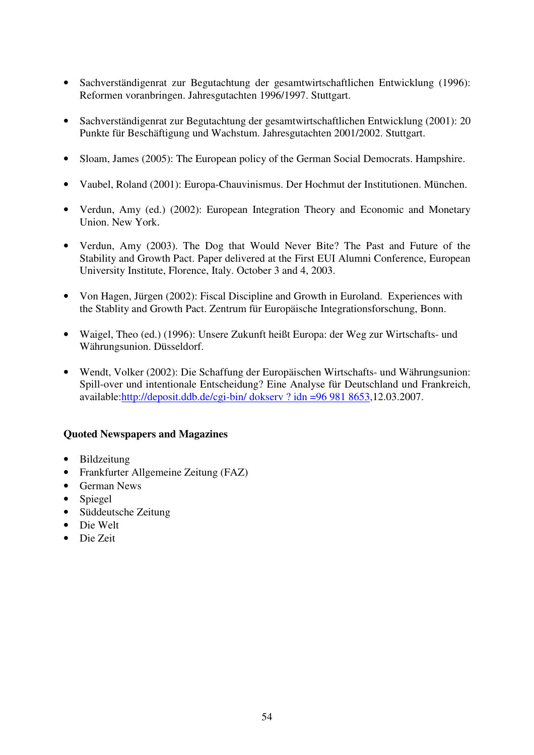- Sachverständigenrat zur Begutachtung der gesamtwirtschaftlichen Entwicklung (1996): Reformen voranbringen. Jahresgutachten 1996/1997. Stuttgart.

- Sachverständigenrat zur Begutachtung der gesamtwirtschaftlichen Entwicklung (2001): 20 Punkte für Beschäftigung und Wachstum. Jahresgutachten 2001/2002. Stuttgart.

- Sloam, James (2005): The European policy of the German Social Democrats. Hampshire.

- Vaubel, Roland (2001): Europa-Chauvinismus. Der Hochmut der Institutionen. München.

- Verdun, Amy (ed.) (2002): European Integration Theory and Economic and Monetary Union. New York.

- Verdun, Amy (2003). The Dog that Would Never Bite? The Past and Future of the Stability and Growth Pact. Paper delivered at the First EUI Alumni Conference, European University Institute, Florence, Italy. October 3 and 4, 2003.

- Von Hagen, Jürgen (2002): Fiscal Discipline and Growth in Euroland. Experiences with the Stablity and Growth Pact. Zentrum für Europäische Integrationsforschung, Bonn.

- Waigel, Theo (ed.) (1996): Unsere Zukunft heißt Europa: der Weg zur Wirtschafts- und Währungsunion. Düsseldorf.

- Wendt, Volker (2002): Die Schaffung der Europäischen Wirtschafts- und Währungsunion: Spill-over und intentionale Entscheidung? Eine Analyse für Deutschland und Frankreich, available:http://deposit.ddb.de/cgi-bin/ dokserv ? idn =96 981 8653,12.03.2007.

**Quoted Newspapers and Magazines**

- Bildzeitung
- Frankfurter Allgemeine Zeitung (FAZ)
- German News
- Spiegel
- Süddeutsche Zeitung
- Die Welt
- Die Zeit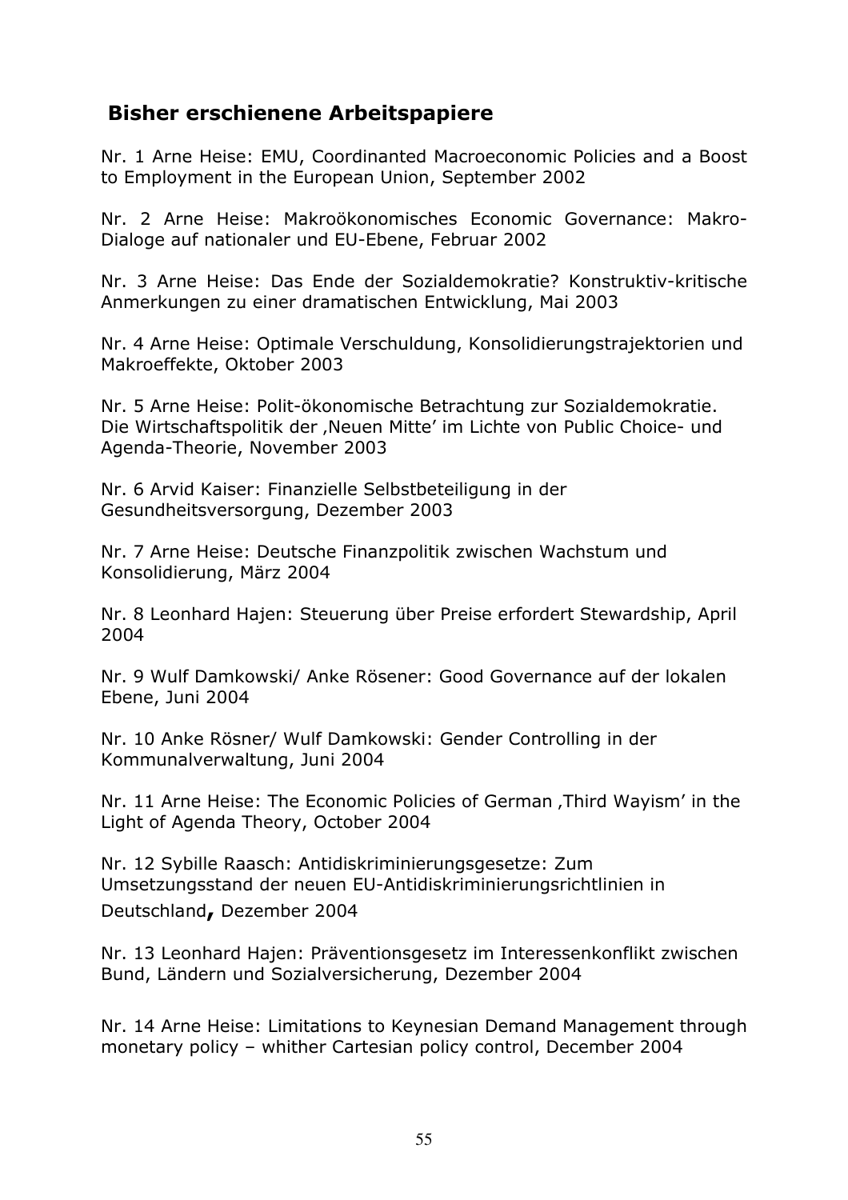## Bisher erschienene Arbeitspapiere

Nr. 1 Arne Heise: EMU, Coordinanted Macroeconomic Policies and a Boost to Employment in the European Union, September 2002

Nr. 2 Arne Heise: Makroökonomisches Economic Governance: Makro-Dialoge auf nationaler und EU-Ebene, Februar 2002

Nr. 3 Arne Heise: Das Ende der Sozialdemokratie? Konstruktiv-kritische Anmerkungen zu einer dramatischen Entwicklung, Mai 2003

Nr. 4 Arne Heise: Optimale Verschuldung, Konsolidierungstrajektorien und Makroeffekte, Oktober 2003

Nr. 5 Arne Heise: Polit-ökonomische Betrachtung zur Sozialdemokratie. Die Wirtschaftspolitik der ‚Neuen Mitte' im Lichte von Public Choice- und Agenda-Theorie, November 2003

Nr. 6 Arvid Kaiser: Finanzielle Selbstbeteiligung in der Gesundheitsversorgung, Dezember 2003

Nr. 7 Arne Heise: Deutsche Finanzpolitik zwischen Wachstum und Konsolidierung, März 2004

Nr. 8 Leonhard Hajen: Steuerung über Preise erfordert Stewardship, April 2004

Nr. 9 Wulf Damkowski/ Anke Rösener: Good Governance auf der lokalen Ebene, Juni 2004

Nr. 10 Anke Rösner/ Wulf Damkowski: Gender Controlling in der Kommunalverwaltung, Juni 2004

Nr. 11 Arne Heise: The Economic Policies of German ‚Third Wayism' in the Light of Agenda Theory, October 2004

Nr. 12 Sybille Raasch: Antidiskriminierungsgesetze: Zum Umsetzungsstand der neuen EU-Antidiskriminierungsrichtlinien in Deutschland, Dezember 2004

Nr. 13 Leonhard Hajen: Präventionsgesetz im Interessenkonflikt zwischen Bund, Ländern und Sozialversicherung, Dezember 2004

Nr. 14 Arne Heise: Limitations to Keynesian Demand Management through monetary policy – whither Cartesian policy control, December 2004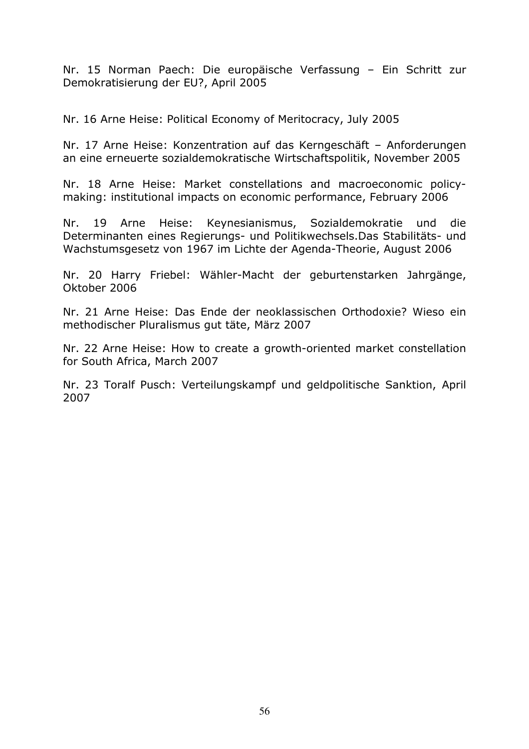Nr. 15 Norman Paech: Die europäische Verfassung – Ein Schritt zur Demokratisierung der EU?, April 2005

Nr. 16 Arne Heise: Political Economy of Meritocracy, July 2005

Nr. 17 Arne Heise: Konzentration auf das Kerngeschäft – Anforderungen an eine erneuerte sozialdemokratische Wirtschaftspolitik, November 2005

Nr. 18 Arne Heise: Market constellations and macroeconomic policy-making: institutional impacts on economic performance, February 2006

Nr. 19 Arne Heise: Keynesianismus, Sozialdemokratie und die Determinanten eines Regierungs- und Politikwechsels.Das Stabilitäts- und Wachstumsgesetz von 1967 im Lichte der Agenda-Theorie, August 2006

Nr. 20 Harry Friebel: Wähler-Macht der geburtenstarken Jahrgänge, Oktober 2006

Nr. 21 Arne Heise: Das Ende der neoklassischen Orthodoxie? Wieso ein methodischer Pluralismus gut täte, März 2007

Nr. 22 Arne Heise: How to create a growth-oriented market constellation for South Africa, March 2007

Nr. 23 Toralf Pusch: Verteilungskampf und geldpolitische Sanktion, April 2007